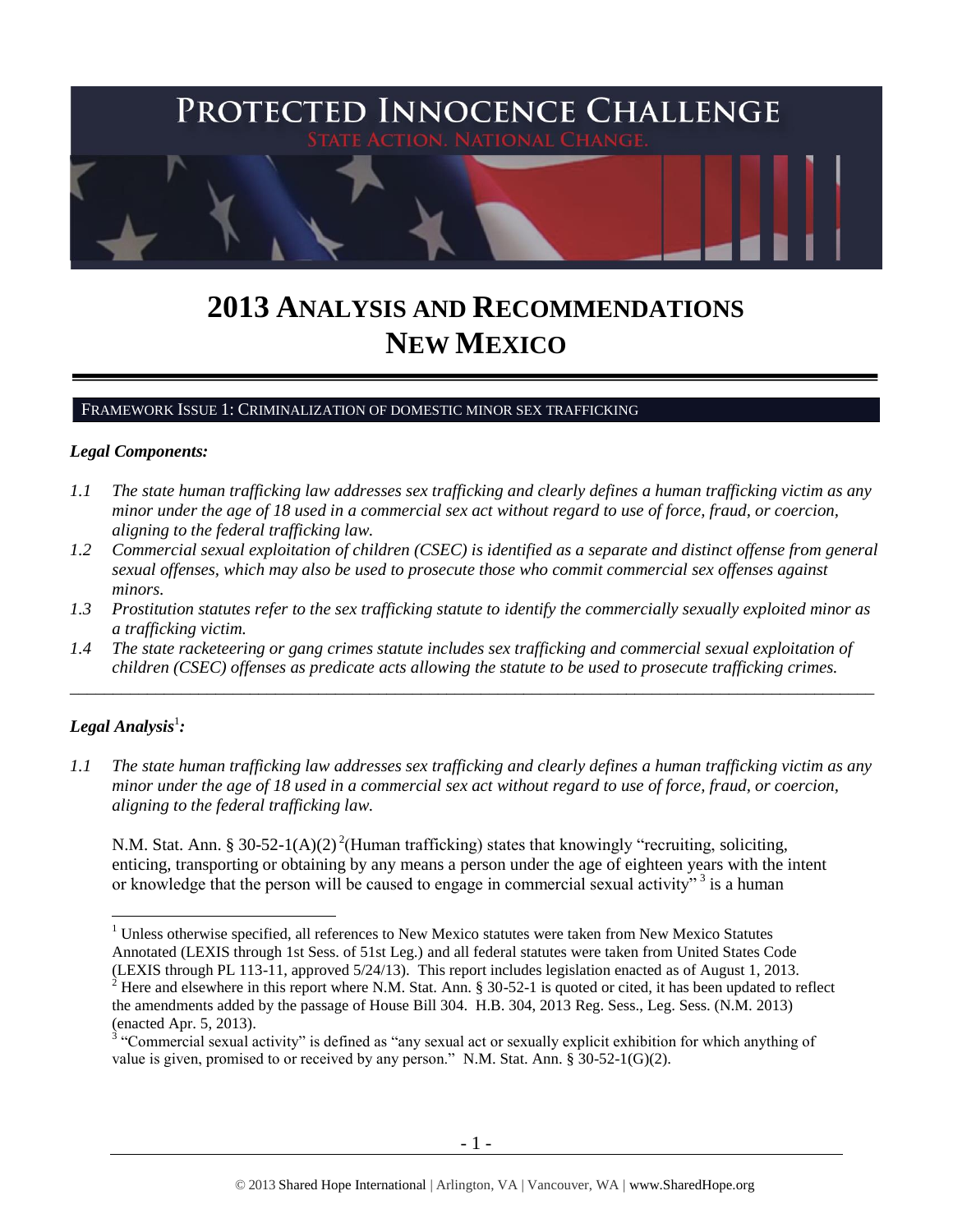# PROTECTED INNOCENCE CHALLENGE

STATE ACTION. NATIONAL CHANGE.

# 2013 ANALYSIS AND RECOMMENDATIONS NEW MEXICO

## FRAMEWORK ISSUE 1: CRIMINALIZATION OF DOMESTIC MINOR SEX TRAFFICKING

### *Legal Components:*

*1.1 The state human trafficking law addresses sex trafficking and clearly defines a human trafficking victim as any minor under the age of 18 used in a commercial sex act without regard to use of force, fraud, or coercion, aligning to the federal trafficking law.*

*1.2 Commercial sexual exploitation of children (CSEC) is identified as a separate and distinct offense from general sexual offenses, which may also be used to prosecute those who commit commercial sex offenses against minors.*

*1.3 Prostitution statutes refer to the sex trafficking statute to identify the commercially sexually exploited minor as a trafficking victim.*

*1.4 The state racketeering or gang crimes statute includes sex trafficking and commercial sexual exploitation of children (CSEC) offenses as predicate acts allowing the statute to be used to prosecute trafficking crimes.*

---

### *Legal Analysis*[1]*:*

*1.1 The state human trafficking law addresses sex trafficking and clearly defines a human trafficking victim as any minor under the age of 18 used in a commercial sex act without regard to use of force, fraud, or coercion, aligning to the federal trafficking law.*

N.M. Stat. Ann. § 30-52-1(A)(2)[2](Human trafficking) states that knowingly "recruiting, soliciting, enticing, transporting or obtaining by any means a person under the age of eighteen years with the intent or knowledge that the person will be caused to engage in commercial sexual activity"[3] is a human

---

[1] Unless otherwise specified, all references to New Mexico statutes were taken from New Mexico Statutes Annotated (LEXIS through 1st Sess. of 51st Leg.) and all federal statutes were taken from United States Code (LEXIS through PL 113-11, approved 5/24/13). This report includes legislation enacted as of August 1, 2013.

[2] Here and elsewhere in this report where N.M. Stat. Ann. § 30-52-1 is quoted or cited, it has been updated to reflect the amendments added by the passage of House Bill 304. H.B. 304, 2013 Reg. Sess., Leg. Sess. (N.M. 2013) (enacted Apr. 5, 2013).

[3] "Commercial sexual activity" is defined as "any sexual act or sexually explicit exhibition for which anything of value is given, promised to or received by any person." N.M. Stat. Ann. § 30-52-1(G)(2).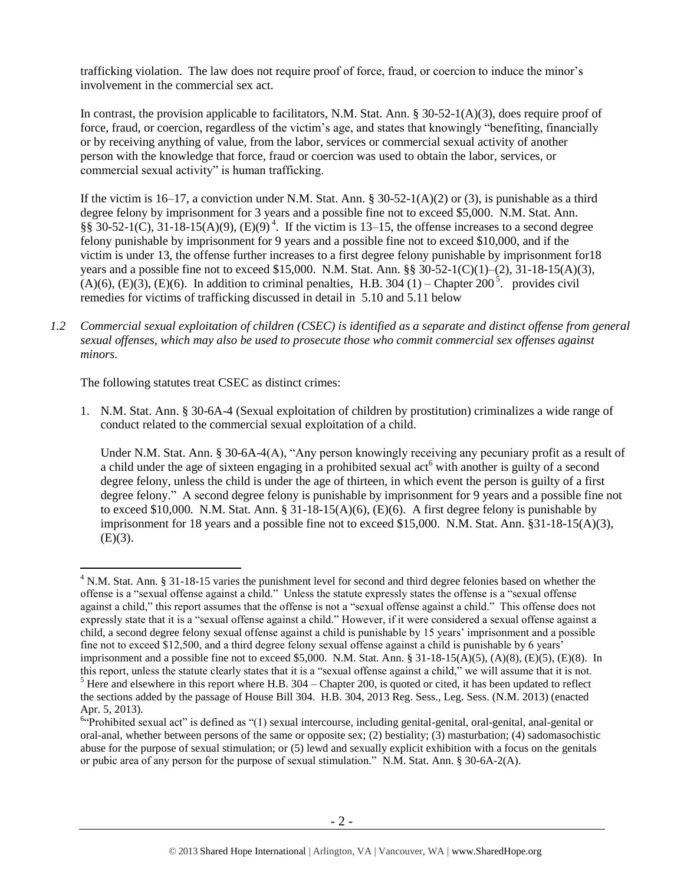trafficking violation. The law does not require proof of force, fraud, or coercion to induce the minor's involvement in the commercial sex act.

In contrast, the provision applicable to facilitators, N.M. Stat. Ann. § 30-52-1(A)(3), does require proof of force, fraud, or coercion, regardless of the victim's age, and states that knowingly "benefiting, financially or by receiving anything of value, from the labor, services or commercial sexual activity of another person with the knowledge that force, fraud or coercion was used to obtain the labor, services, or commercial sexual activity" is human trafficking.

If the victim is 16–17, a conviction under N.M. Stat. Ann. § 30-52-1(A)(2) or (3), is punishable as a third degree felony by imprisonment for 3 years and a possible fine not to exceed $5,000. N.M. Stat. Ann. §§ 30-52-1(C), 31-18-15(A)(9), (E)(9)[4]. If the victim is 13–15, the offense increases to a second degree felony punishable by imprisonment for 9 years and a possible fine not to exceed $10,000, and if the victim is under 13, the offense further increases to a first degree felony punishable by imprisonment for18 years and a possible fine not to exceed $15,000. N.M. Stat. Ann. §§ 30-52-1(C)(1)–(2), 31-18-15(A)(3), (A)(6), (E)(3), (E)(6). In addition to criminal penalties, H.B. 304 (1) – Chapter 200[5]. provides civil remedies for victims of trafficking discussed in detail in 5.10 and 5.11 below

*1.2 Commercial sexual exploitation of children (CSEC) is identified as a separate and distinct offense from general sexual offenses, which may also be used to prosecute those who commit commercial sex offenses against minors.*

The following statutes treat CSEC as distinct crimes:

1. N.M. Stat. Ann. § 30-6A-4 (Sexual exploitation of children by prostitution) criminalizes a wide range of conduct related to the commercial sexual exploitation of a child.

   Under N.M. Stat. Ann. § 30-6A-4(A), "Any person knowingly receiving any pecuniary profit as a result of a child under the age of sixteen engaging in a prohibited sexual act[6] with another is guilty of a second degree felony, unless the child is under the age of thirteen, in which event the person is guilty of a first degree felony." A second degree felony is punishable by imprisonment for 9 years and a possible fine not to exceed $10,000. N.M. Stat. Ann. § 31-18-15(A)(6), (E)(6). A first degree felony is punishable by imprisonment for 18 years and a possible fine not to exceed $15,000. N.M. Stat. Ann. §31-18-15(A)(3), (E)(3).

---

[4] N.M. Stat. Ann. § 31-18-15 varies the punishment level for second and third degree felonies based on whether the offense is a "sexual offense against a child." Unless the statute expressly states the offense is a "sexual offense against a child," this report assumes that the offense is not a "sexual offense against a child." This offense does not expressly state that it is a "sexual offense against a child." However, if it were considered a sexual offense against a child, a second degree felony sexual offense against a child is punishable by 15 years' imprisonment and a possible fine not to exceed $12,500, and a third degree felony sexual offense against a child is punishable by 6 years' imprisonment and a possible fine not to exceed $5,000. N.M. Stat. Ann. § 31-18-15(A)(5), (A)(8), (E)(5), (E)(8). In this report, unless the statute clearly states that it is a "sexual offense against a child," we will assume that it is not.

[5] Here and elsewhere in this report where H.B. 304 – Chapter 200, is quoted or cited, it has been updated to reflect the sections added by the passage of House Bill 304. H.B. 304, 2013 Reg. Sess., Leg. Sess. (N.M. 2013) (enacted Apr. 5, 2013).

[6] "Prohibited sexual act" is defined as "(1) sexual intercourse, including genital-genital, oral-genital, anal-genital or oral-anal, whether between persons of the same or opposite sex; (2) bestiality; (3) masturbation; (4) sadomasochistic abuse for the purpose of sexual stimulation; or (5) lewd and sexually explicit exhibition with a focus on the genitals or pubic area of any person for the purpose of sexual stimulation." N.M. Stat. Ann. § 30-6A-2(A).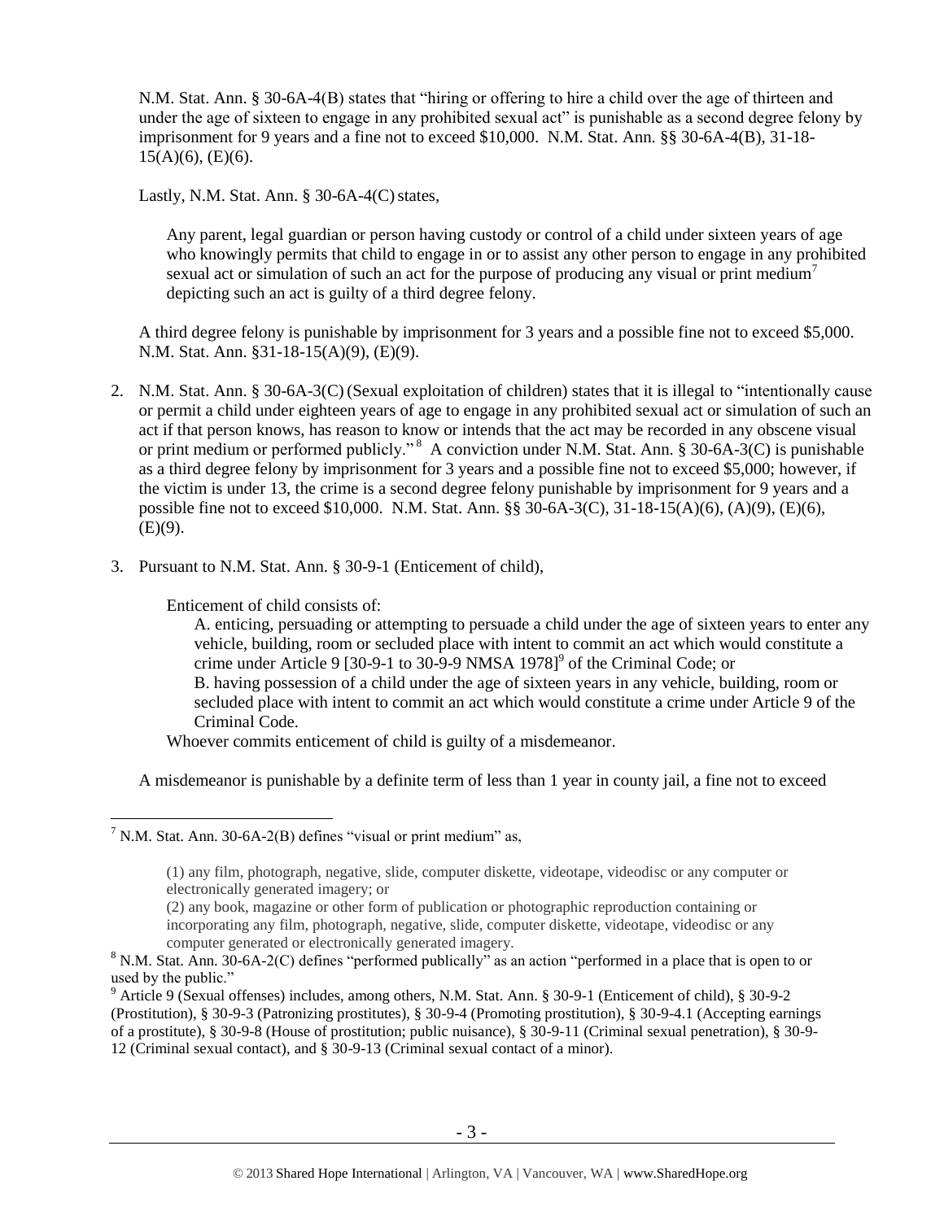N.M. Stat. Ann. § 30-6A-4(B) states that "hiring or offering to hire a child over the age of thirteen and under the age of sixteen to engage in any prohibited sexual act" is punishable as a second degree felony by imprisonment for 9 years and a fine not to exceed $10,000. N.M. Stat. Ann. §§ 30-6A-4(B), 31-18-15(A)(6), (E)(6).

Lastly, N.M. Stat. Ann. § 30-6A-4(C) states,

> Any parent, legal guardian or person having custody or control of a child under sixteen years of age who knowingly permits that child to engage in or to assist any other person to engage in any prohibited sexual act or simulation of such an act for the purpose of producing any visual or print medium[7] depicting such an act is guilty of a third degree felony.

A third degree felony is punishable by imprisonment for 3 years and a possible fine not to exceed $5,000. N.M. Stat. Ann. §31-18-15(A)(9), (E)(9).

2. N.M. Stat. Ann. § 30-6A-3(C) (Sexual exploitation of children) states that it is illegal to "intentionally cause or permit a child under eighteen years of age to engage in any prohibited sexual act or simulation of such an act if that person knows, has reason to know or intends that the act may be recorded in any obscene visual or print medium or performed publicly."[8] A conviction under N.M. Stat. Ann. § 30-6A-3(C) is punishable as a third degree felony by imprisonment for 3 years and a possible fine not to exceed $5,000; however, if the victim is under 13, the crime is a second degree felony punishable by imprisonment for 9 years and a possible fine not to exceed $10,000. N.M. Stat. Ann. §§ 30-6A-3(C), 31-18-15(A)(6), (A)(9), (E)(6), (E)(9).

3. Pursuant to N.M. Stat. Ann. § 30-9-1 (Enticement of child),

> Enticement of child consists of:
>
> A. enticing, persuading or attempting to persuade a child under the age of sixteen years to enter any vehicle, building, room or secluded place with intent to commit an act which would constitute a crime under Article 9 [30-9-1 to 30-9-9 NMSA 1978][9] of the Criminal Code; or
>
> B. having possession of a child under the age of sixteen years in any vehicle, building, room or secluded place with intent to commit an act which would constitute a crime under Article 9 of the Criminal Code.
>
> Whoever commits enticement of child is guilty of a misdemeanor.

A misdemeanor is punishable by a definite term of less than 1 year in county jail, a fine not to exceed

---

[7] N.M. Stat. Ann. 30-6A-2(B) defines "visual or print medium" as,

> (1) any film, photograph, negative, slide, computer diskette, videotape, videodisc or any computer or electronically generated imagery; or
>
> (2) any book, magazine or other form of publication or photographic reproduction containing or incorporating any film, photograph, negative, slide, computer diskette, videotape, videodisc or any computer generated or electronically generated imagery.

[8] N.M. Stat. Ann. 30-6A-2(C) defines "performed publically" as an action "performed in a place that is open to or used by the public."

[9] Article 9 (Sexual offenses) includes, among others, N.M. Stat. Ann. § 30-9-1 (Enticement of child), § 30-9-2 (Prostitution), § 30-9-3 (Patronizing prostitutes), § 30-9-4 (Promoting prostitution), § 30-9-4.1 (Accepting earnings of a prostitute), § 30-9-8 (House of prostitution; public nuisance), § 30-9-11 (Criminal sexual penetration), § 30-9-12 (Criminal sexual contact), and § 30-9-13 (Criminal sexual contact of a minor).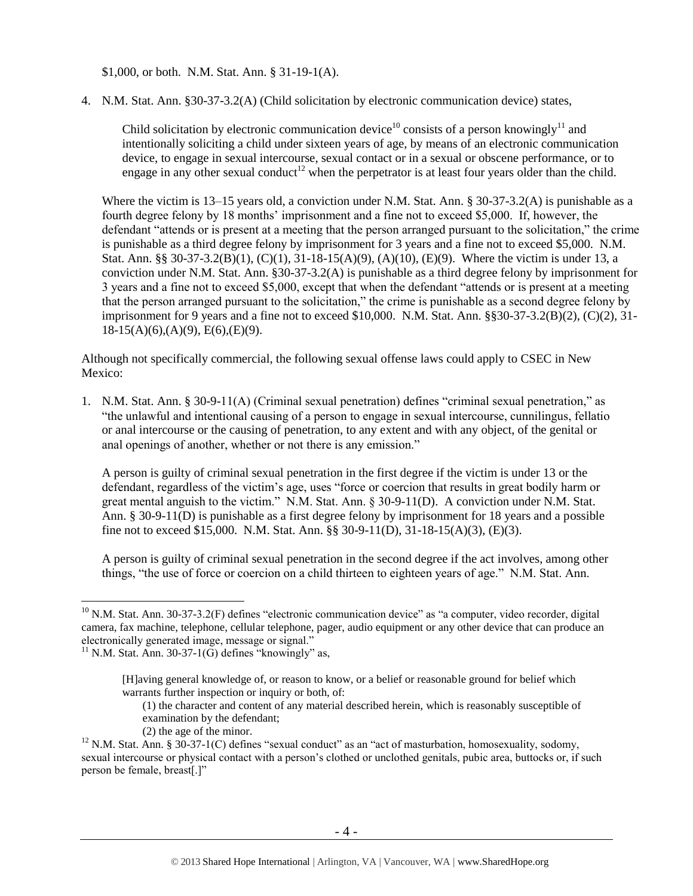$1,000, or both. N.M. Stat. Ann. § 31-19-1(A).

4. N.M. Stat. Ann. §30-37-3.2(A) (Child solicitation by electronic communication device) states,

   > Child solicitation by electronic communication device[10] consists of a person knowingly[11] and intentionally soliciting a child under sixteen years of age, by means of an electronic communication device, to engage in sexual intercourse, sexual contact or in a sexual or obscene performance, or to engage in any other sexual conduct[12] when the perpetrator is at least four years older than the child.

   Where the victim is 13–15 years old, a conviction under N.M. Stat. Ann. § 30-37-3.2(A) is punishable as a fourth degree felony by 18 months' imprisonment and a fine not to exceed $5,000. If, however, the defendant "attends or is present at a meeting that the person arranged pursuant to the solicitation," the crime is punishable as a third degree felony by imprisonment for 3 years and a fine not to exceed $5,000. N.M. Stat. Ann. §§ 30-37-3.2(B)(1), (C)(1), 31-18-15(A)(9), (A)(10), (E)(9). Where the victim is under 13, a conviction under N.M. Stat. Ann. §30-37-3.2(A) is punishable as a third degree felony by imprisonment for 3 years and a fine not to exceed $5,000, except that when the defendant "attends or is present at a meeting that the person arranged pursuant to the solicitation," the crime is punishable as a second degree felony by imprisonment for 9 years and a fine not to exceed $10,000. N.M. Stat. Ann. §§30-37-3.2(B)(2), (C)(2), 31-18-15(A)(6),(A)(9), E(6),(E)(9).

Although not specifically commercial, the following sexual offense laws could apply to CSEC in New Mexico:

1. N.M. Stat. Ann. § 30-9-11(A) (Criminal sexual penetration) defines "criminal sexual penetration," as "the unlawful and intentional causing of a person to engage in sexual intercourse, cunnilingus, fellatio or anal intercourse or the causing of penetration, to any extent and with any object, of the genital or anal openings of another, whether or not there is any emission."

   A person is guilty of criminal sexual penetration in the first degree if the victim is under 13 or the defendant, regardless of the victim's age, uses "force or coercion that results in great bodily harm or great mental anguish to the victim." N.M. Stat. Ann. § 30-9-11(D). A conviction under N.M. Stat. Ann. § 30-9-11(D) is punishable as a first degree felony by imprisonment for 18 years and a possible fine not to exceed $15,000. N.M. Stat. Ann. §§ 30-9-11(D), 31-18-15(A)(3), (E)(3).

   A person is guilty of criminal sexual penetration in the second degree if the act involves, among other things, "the use of force or coercion on a child thirteen to eighteen years of age." N.M. Stat. Ann.

---

[10] N.M. Stat. Ann. 30-37-3.2(F) defines "electronic communication device" as "a computer, video recorder, digital camera, fax machine, telephone, cellular telephone, pager, audio equipment or any other device that can produce an electronically generated image, message or signal."

[11] N.M. Stat. Ann. 30-37-1(G) defines "knowingly" as,

> [H]aving general knowledge of, or reason to know, or a belief or reasonable ground for belief which warrants further inspection or inquiry or both, of:
>
> (1) the character and content of any material described herein, which is reasonably susceptible of examination by the defendant;
>
> (2) the age of the minor.

[12] N.M. Stat. Ann. § 30-37-1(C) defines "sexual conduct" as an "act of masturbation, homosexuality, sodomy, sexual intercourse or physical contact with a person's clothed or unclothed genitals, pubic area, buttocks or, if such person be female, breast[.]"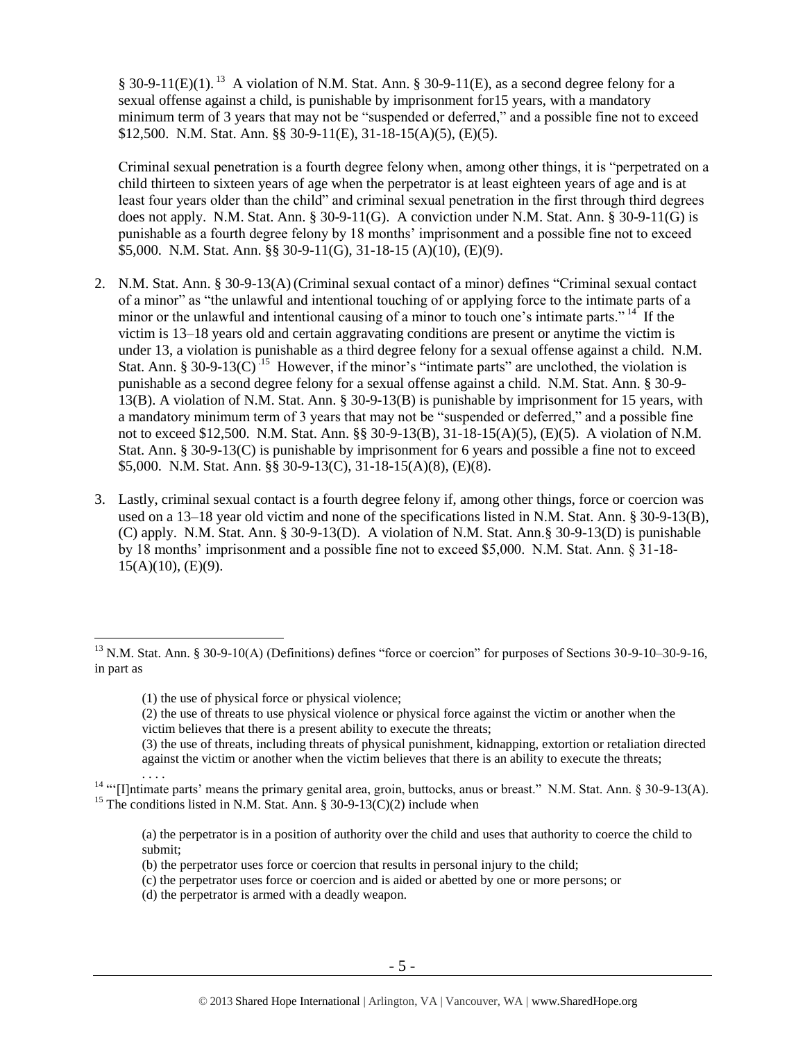§ 30-9-11(E)(1).[13] A violation of N.M. Stat. Ann. § 30-9-11(E), as a second degree felony for a sexual offense against a child, is punishable by imprisonment for15 years, with a mandatory minimum term of 3 years that may not be "suspended or deferred," and a possible fine not to exceed $12,500. N.M. Stat. Ann. §§ 30-9-11(E), 31-18-15(A)(5), (E)(5).

Criminal sexual penetration is a fourth degree felony when, among other things, it is "perpetrated on a child thirteen to sixteen years of age when the perpetrator is at least eighteen years of age and is at least four years older than the child" and criminal sexual penetration in the first through third degrees does not apply. N.M. Stat. Ann. § 30-9-11(G). A conviction under N.M. Stat. Ann. § 30-9-11(G) is punishable as a fourth degree felony by 18 months' imprisonment and a possible fine not to exceed $5,000. N.M. Stat. Ann. §§ 30-9-11(G), 31-18-15 (A)(10), (E)(9).

2. N.M. Stat. Ann. § 30-9-13(A) (Criminal sexual contact of a minor) defines "Criminal sexual contact of a minor" as "the unlawful and intentional touching of or applying force to the intimate parts of a minor or the unlawful and intentional causing of a minor to touch one's intimate parts."[14] If the victim is 13–18 years old and certain aggravating conditions are present or anytime the victim is under 13, a violation is punishable as a third degree felony for a sexual offense against a child. N.M. Stat. Ann. § 30-9-13(C).[15] However, if the minor's "intimate parts" are unclothed, the violation is punishable as a second degree felony for a sexual offense against a child. N.M. Stat. Ann. § 30-9-13(B). A violation of N.M. Stat. Ann. § 30-9-13(B) is punishable by imprisonment for 15 years, with a mandatory minimum term of 3 years that may not be "suspended or deferred," and a possible fine not to exceed $12,500. N.M. Stat. Ann. §§ 30-9-13(B), 31-18-15(A)(5), (E)(5). A violation of N.M. Stat. Ann. § 30-9-13(C) is punishable by imprisonment for 6 years and possible a fine not to exceed $5,000. N.M. Stat. Ann. §§ 30-9-13(C), 31-18-15(A)(8), (E)(8).

3. Lastly, criminal sexual contact is a fourth degree felony if, among other things, force or coercion was used on a 13–18 year old victim and none of the specifications listed in N.M. Stat. Ann. § 30-9-13(B), (C) apply. N.M. Stat. Ann. § 30-9-13(D). A violation of N.M. Stat. Ann.§ 30-9-13(D) is punishable by 18 months' imprisonment and a possible fine not to exceed $5,000. N.M. Stat. Ann. § 31-18-15(A)(10), (E)(9).

---

[13] N.M. Stat. Ann. § 30-9-10(A) (Definitions) defines "force or coercion" for purposes of Sections 30-9-10–30-9-16, in part as

> (1) the use of physical force or physical violence;
>
> (2) the use of threats to use physical violence or physical force against the victim or another when the victim believes that there is a present ability to execute the threats;
>
> (3) the use of threats, including threats of physical punishment, kidnapping, extortion or retaliation directed against the victim or another when the victim believes that there is an ability to execute the threats;
>
> . . . .

[14] "'[I]ntimate parts' means the primary genital area, groin, buttocks, anus or breast." N.M. Stat. Ann. § 30-9-13(A).

[15] The conditions listed in N.M. Stat. Ann. § 30-9-13(C)(2) include when

> (a) the perpetrator is in a position of authority over the child and uses that authority to coerce the child to submit;
>
> (b) the perpetrator uses force or coercion that results in personal injury to the child;
>
> (c) the perpetrator uses force or coercion and is aided or abetted by one or more persons; or
>
> (d) the perpetrator is armed with a deadly weapon.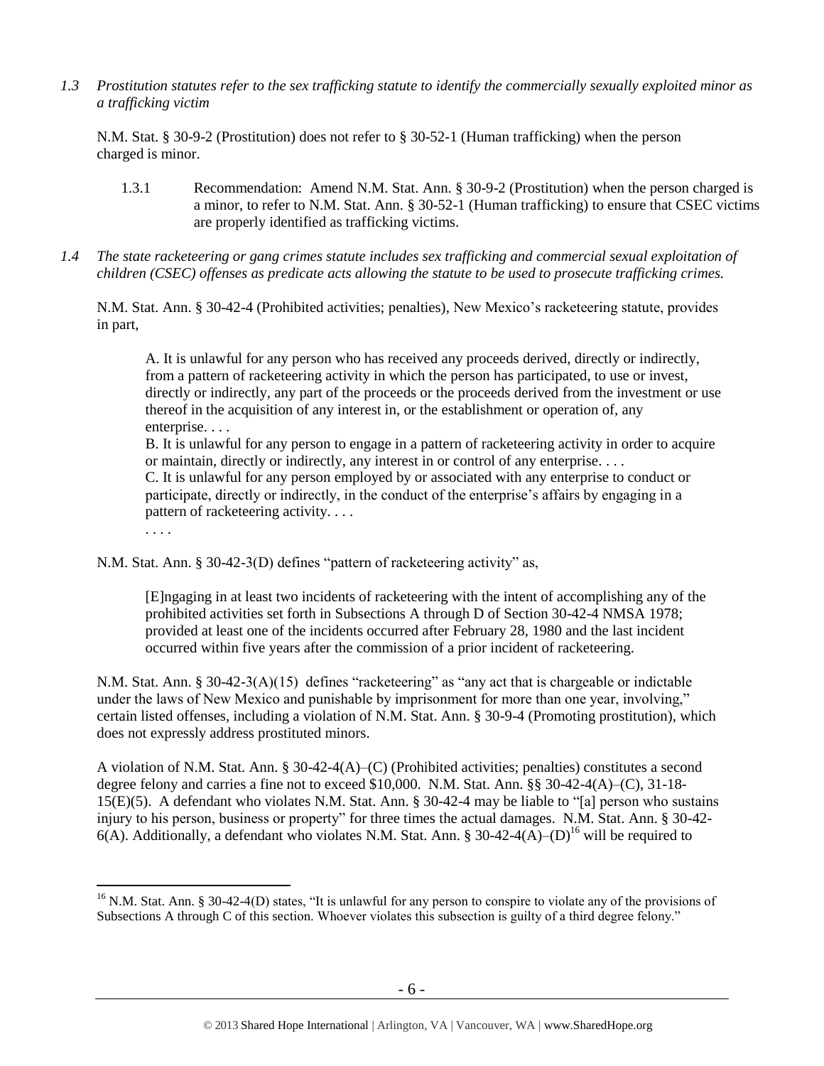*1.3 Prostitution statutes refer to the sex trafficking statute to identify the commercially sexually exploited minor as a trafficking victim*

N.M. Stat. § 30-9-2 (Prostitution) does not refer to § 30-52-1 (Human trafficking) when the person charged is minor.

1.3.1 Recommendation: Amend N.M. Stat. Ann. § 30-9-2 (Prostitution) when the person charged is a minor, to refer to N.M. Stat. Ann. § 30-52-1 (Human trafficking) to ensure that CSEC victims are properly identified as trafficking victims.

*1.4 The state racketeering or gang crimes statute includes sex trafficking and commercial sexual exploitation of children (CSEC) offenses as predicate acts allowing the statute to be used to prosecute trafficking crimes.*

N.M. Stat. Ann. § 30-42-4 (Prohibited activities; penalties), New Mexico's racketeering statute, provides in part,

> A. It is unlawful for any person who has received any proceeds derived, directly or indirectly, from a pattern of racketeering activity in which the person has participated, to use or invest, directly or indirectly, any part of the proceeds or the proceeds derived from the investment or use thereof in the acquisition of any interest in, or the establishment or operation of, any enterprise. . . .
> B. It is unlawful for any person to engage in a pattern of racketeering activity in order to acquire or maintain, directly or indirectly, any interest in or control of any enterprise. . . .
> C. It is unlawful for any person employed by or associated with any enterprise to conduct or participate, directly or indirectly, in the conduct of the enterprise's affairs by engaging in a pattern of racketeering activity. . . .
> . . . .

N.M. Stat. Ann. § 30-42-3(D) defines "pattern of racketeering activity" as,

> [E]ngaging in at least two incidents of racketeering with the intent of accomplishing any of the prohibited activities set forth in Subsections A through D of Section 30-42-4 NMSA 1978; provided at least one of the incidents occurred after February 28, 1980 and the last incident occurred within five years after the commission of a prior incident of racketeering.

N.M. Stat. Ann. § 30-42-3(A)(15) defines "racketeering" as "any act that is chargeable or indictable under the laws of New Mexico and punishable by imprisonment for more than one year, involving," certain listed offenses, including a violation of N.M. Stat. Ann. § 30-9-4 (Promoting prostitution), which does not expressly address prostituted minors.

A violation of N.M. Stat. Ann. § 30-42-4(A)–(C) (Prohibited activities; penalties) constitutes a second degree felony and carries a fine not to exceed $10,000. N.M. Stat. Ann. §§ 30-42-4(A)–(C), 31-18-15(E)(5). A defendant who violates N.M. Stat. Ann. § 30-42-4 may be liable to "[a] person who sustains injury to his person, business or property" for three times the actual damages. N.M. Stat. Ann. § 30-42-6(A). Additionally, a defendant who violates N.M. Stat. Ann. § 30-42-4(A)–(D)[16] will be required to

[16] N.M. Stat. Ann. § 30-42-4(D) states, "It is unlawful for any person to conspire to violate any of the provisions of Subsections A through C of this section. Whoever violates this subsection is guilty of a third degree felony."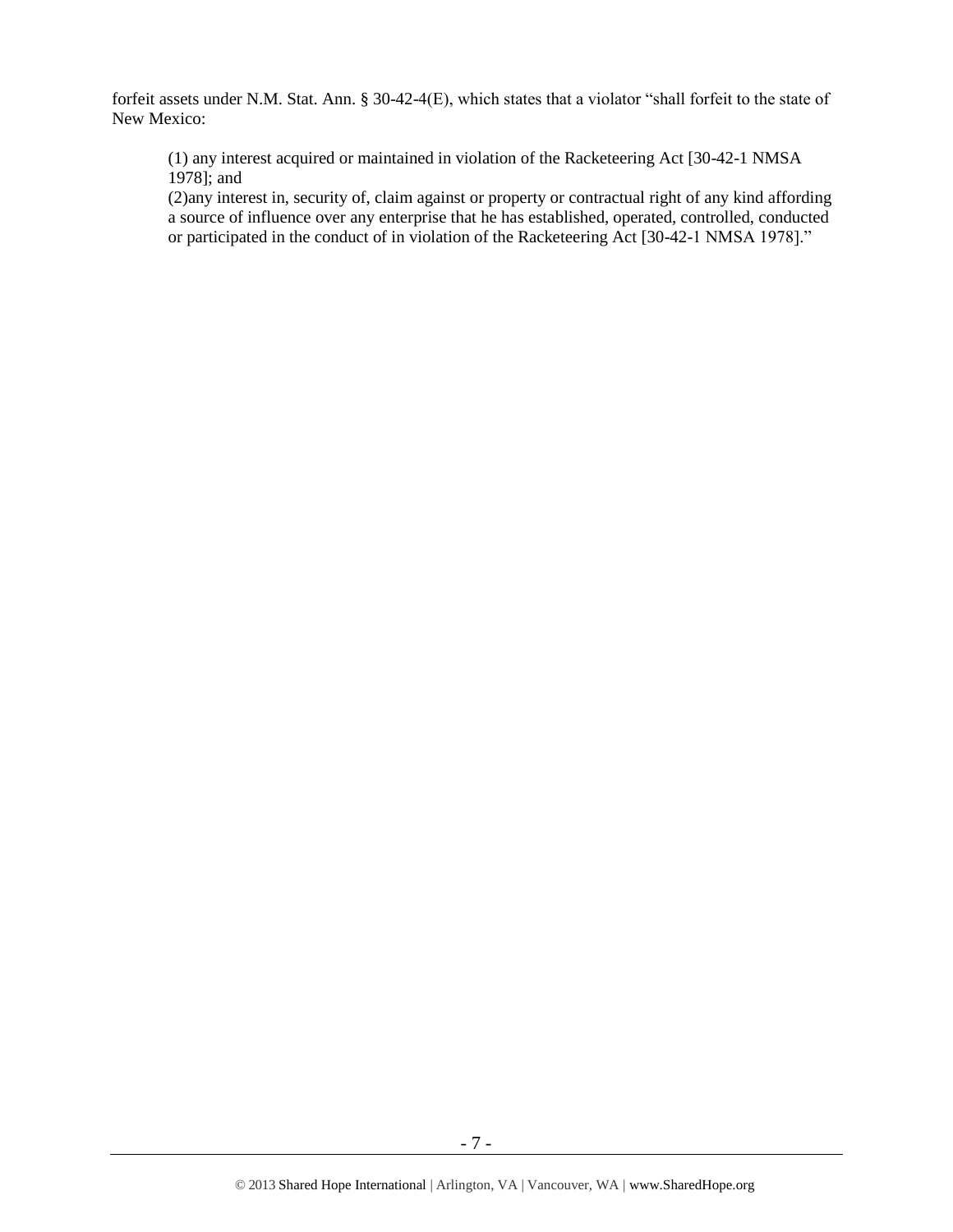forfeit assets under N.M. Stat. Ann. § 30-42-4(E), which states that a violator "shall forfeit to the state of New Mexico:

> (1) any interest acquired or maintained in violation of the Racketeering Act [30-42-1 NMSA 1978]; and
> (2)any interest in, security of, claim against or property or contractual right of any kind affording a source of influence over any enterprise that he has established, operated, controlled, conducted or participated in the conduct of in violation of the Racketeering Act [30-42-1 NMSA 1978]."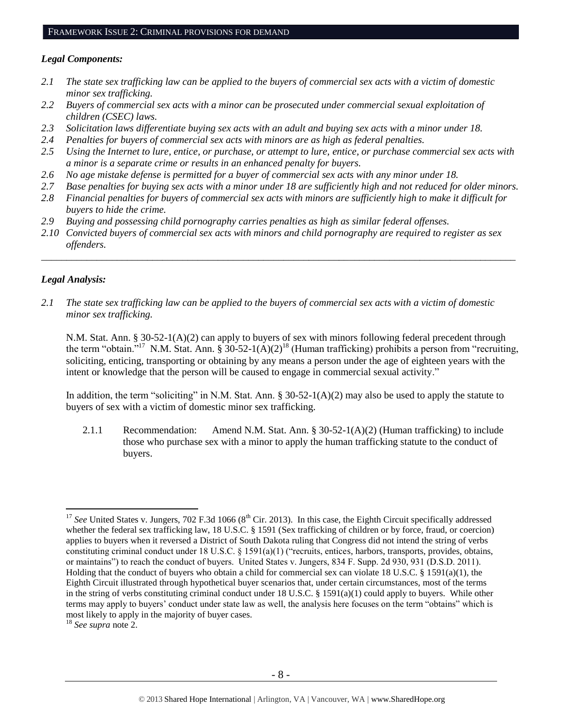## FRAMEWORK ISSUE 2: CRIMINAL PROVISIONS FOR DEMAND

### *Legal Components:*

*2.1 The state sex trafficking law can be applied to the buyers of commercial sex acts with a victim of domestic minor sex trafficking.*

*2.2 Buyers of commercial sex acts with a minor can be prosecuted under commercial sexual exploitation of children (CSEC) laws.*

*2.3 Solicitation laws differentiate buying sex acts with an adult and buying sex acts with a minor under 18.*

*2.4 Penalties for buyers of commercial sex acts with minors are as high as federal penalties.*

*2.5 Using the Internet to lure, entice, or purchase, or attempt to lure, entice, or purchase commercial sex acts with a minor is a separate crime or results in an enhanced penalty for buyers.*

*2.6 No age mistake defense is permitted for a buyer of commercial sex acts with any minor under 18.*

*2.7 Base penalties for buying sex acts with a minor under 18 are sufficiently high and not reduced for older minors.*

*2.8 Financial penalties for buyers of commercial sex acts with minors are sufficiently high to make it difficult for buyers to hide the crime.*

*2.9 Buying and possessing child pornography carries penalties as high as similar federal offenses.*

*2.10 Convicted buyers of commercial sex acts with minors and child pornography are required to register as sex offenders.*

---

### *Legal Analysis:*

*2.1 The state sex trafficking law can be applied to the buyers of commercial sex acts with a victim of domestic minor sex trafficking.*

N.M. Stat. Ann. § 30-52-1(A)(2) can apply to buyers of sex with minors following federal precedent through the term "obtain."[17] N.M. Stat. Ann. § 30-52-1(A)(2)[18] (Human trafficking) prohibits a person from "recruiting, soliciting, enticing, transporting or obtaining by any means a person under the age of eighteen years with the intent or knowledge that the person will be caused to engage in commercial sexual activity."

In addition, the term "soliciting" in N.M. Stat. Ann. § 30-52-1(A)(2) may also be used to apply the statute to buyers of sex with a victim of domestic minor sex trafficking.

2.1.1 Recommendation: Amend N.M. Stat. Ann. § 30-52-1(A)(2) (Human trafficking) to include those who purchase sex with a minor to apply the human trafficking statute to the conduct of buyers.

---

[17] *See* United States v. Jungers, 702 F.3d 1066 (8th Cir. 2013). In this case, the Eighth Circuit specifically addressed whether the federal sex trafficking law, 18 U.S.C. § 1591 (Sex trafficking of children or by force, fraud, or coercion) applies to buyers when it reversed a District of South Dakota ruling that Congress did not intend the string of verbs constituting criminal conduct under 18 U.S.C. § 1591(a)(1) ("recruits, entices, harbors, transports, provides, obtains, or maintains") to reach the conduct of buyers. United States v. Jungers, 834 F. Supp. 2d 930, 931 (D.S.D. 2011). Holding that the conduct of buyers who obtain a child for commercial sex can violate 18 U.S.C. § 1591(a)(1), the Eighth Circuit illustrated through hypothetical buyer scenarios that, under certain circumstances, most of the terms in the string of verbs constituting criminal conduct under 18 U.S.C. § 1591(a)(1) could apply to buyers. While other terms may apply to buyers' conduct under state law as well, the analysis here focuses on the term "obtains" which is most likely to apply in the majority of buyer cases.

[18] *See supra* note 2.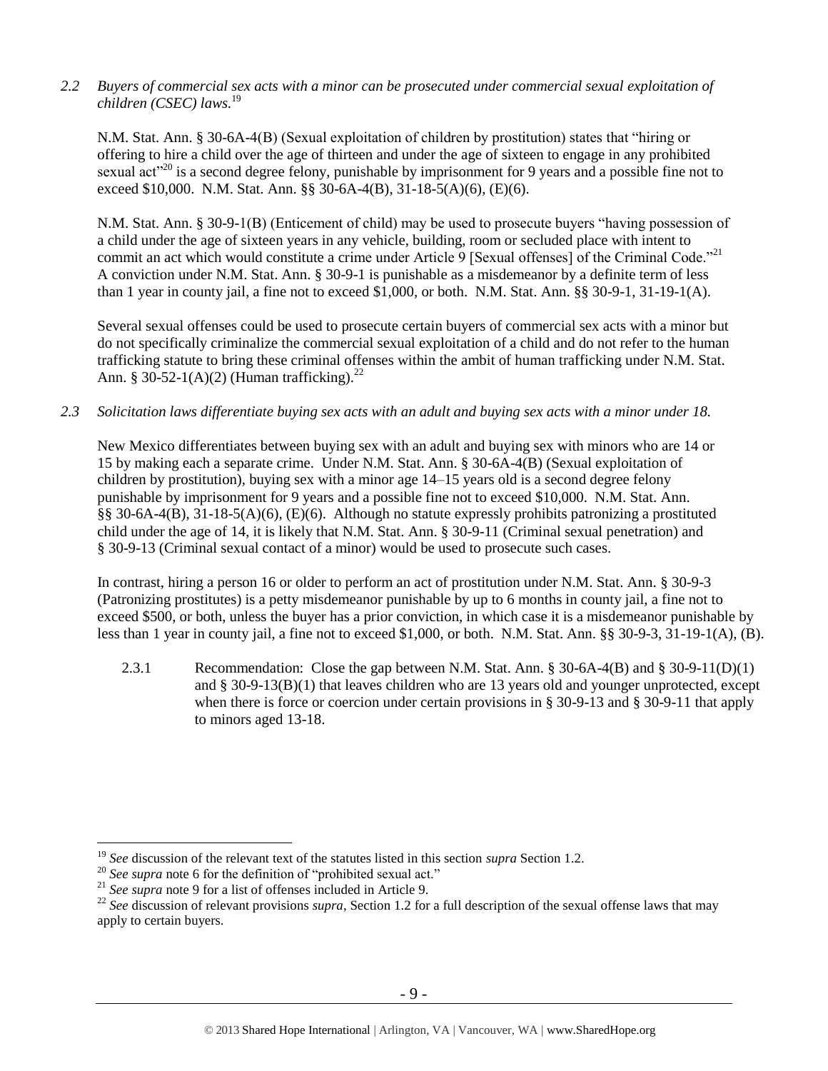*2.2 Buyers of commercial sex acts with a minor can be prosecuted under commercial sexual exploitation of children (CSEC) laws.*[19]

N.M. Stat. Ann. § 30-6A-4(B) (Sexual exploitation of children by prostitution) states that "hiring or offering to hire a child over the age of thirteen and under the age of sixteen to engage in any prohibited sexual act"[20] is a second degree felony, punishable by imprisonment for 9 years and a possible fine not to exceed $10,000. N.M. Stat. Ann. §§ 30-6A-4(B), 31-18-5(A)(6), (E)(6).

N.M. Stat. Ann. § 30-9-1(B) (Enticement of child) may be used to prosecute buyers "having possession of a child under the age of sixteen years in any vehicle, building, room or secluded place with intent to commit an act which would constitute a crime under Article 9 [Sexual offenses] of the Criminal Code."[21] A conviction under N.M. Stat. Ann. § 30-9-1 is punishable as a misdemeanor by a definite term of less than 1 year in county jail, a fine not to exceed $1,000, or both. N.M. Stat. Ann. §§ 30-9-1, 31-19-1(A).

Several sexual offenses could be used to prosecute certain buyers of commercial sex acts with a minor but do not specifically criminalize the commercial sexual exploitation of a child and do not refer to the human trafficking statute to bring these criminal offenses within the ambit of human trafficking under N.M. Stat. Ann. § 30-52-1(A)(2) (Human trafficking).[22]

*2.3 Solicitation laws differentiate buying sex acts with an adult and buying sex acts with a minor under 18.*

New Mexico differentiates between buying sex with an adult and buying sex with minors who are 14 or 15 by making each a separate crime. Under N.M. Stat. Ann. § 30-6A-4(B) (Sexual exploitation of children by prostitution), buying sex with a minor age 14–15 years old is a second degree felony punishable by imprisonment for 9 years and a possible fine not to exceed $10,000. N.M. Stat. Ann. §§ 30-6A-4(B), 31-18-5(A)(6), (E)(6). Although no statute expressly prohibits patronizing a prostituted child under the age of 14, it is likely that N.M. Stat. Ann. § 30-9-11 (Criminal sexual penetration) and § 30-9-13 (Criminal sexual contact of a minor) would be used to prosecute such cases.

In contrast, hiring a person 16 or older to perform an act of prostitution under N.M. Stat. Ann. § 30-9-3 (Patronizing prostitutes) is a petty misdemeanor punishable by up to 6 months in county jail, a fine not to exceed $500, or both, unless the buyer has a prior conviction, in which case it is a misdemeanor punishable by less than 1 year in county jail, a fine not to exceed $1,000, or both. N.M. Stat. Ann. §§ 30-9-3, 31-19-1(A), (B).

2.3.1 Recommendation: Close the gap between N.M. Stat. Ann. § 30-6A-4(B) and § 30-9-11(D)(1) and § 30-9-13(B)(1) that leaves children who are 13 years old and younger unprotected, except when there is force or coercion under certain provisions in § 30-9-13 and § 30-9-11 that apply to minors aged 13-18.

---

[19] *See* discussion of the relevant text of the statutes listed in this section *supra* Section 1.2.

[20] *See supra* note 6 for the definition of "prohibited sexual act."

[21] *See supra* note 9 for a list of offenses included in Article 9.

[22] *See* discussion of relevant provisions *supra*, Section 1.2 for a full description of the sexual offense laws that may apply to certain buyers.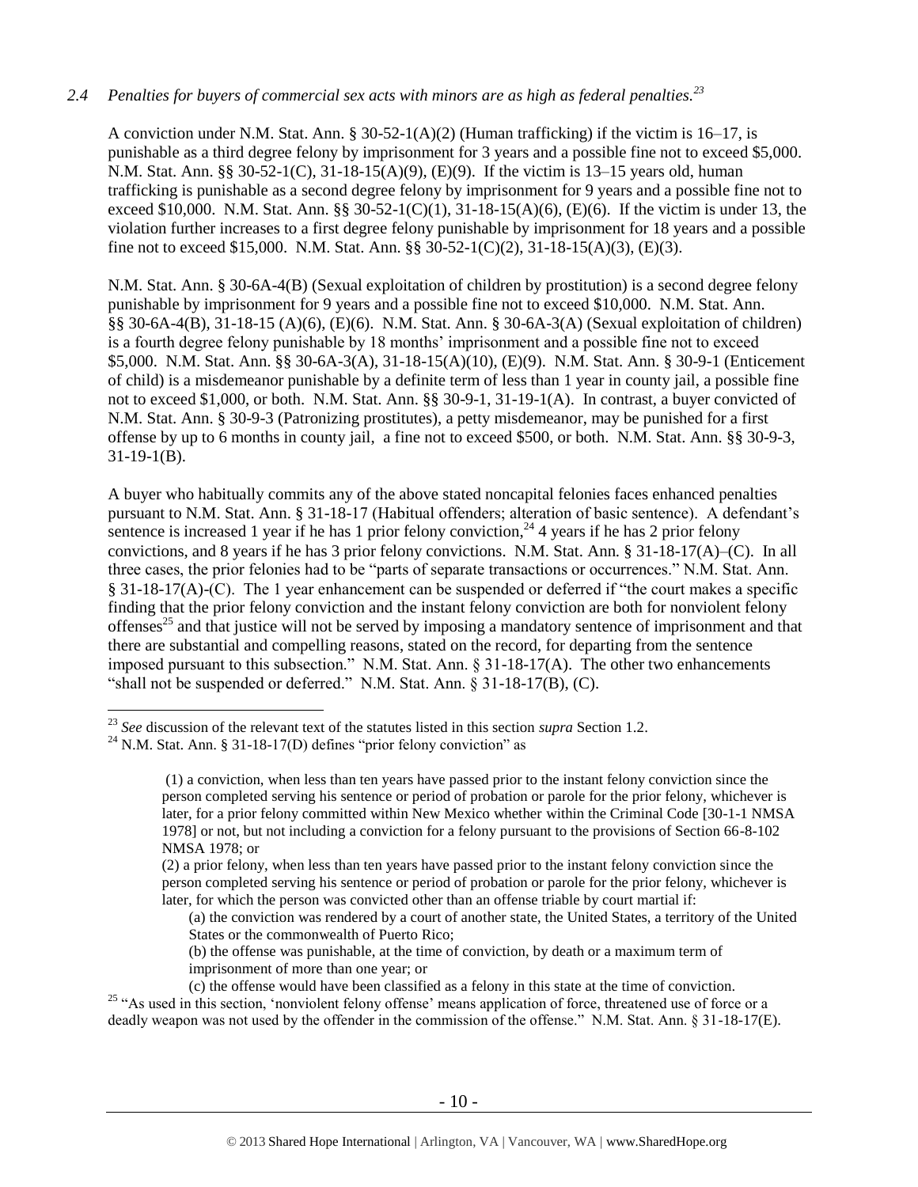*2.4 Penalties for buyers of commercial sex acts with minors are as high as federal penalties.*[23]

A conviction under N.M. Stat. Ann. § 30-52-1(A)(2) (Human trafficking) if the victim is 16–17, is punishable as a third degree felony by imprisonment for 3 years and a possible fine not to exceed $5,000. N.M. Stat. Ann. §§ 30-52-1(C), 31-18-15(A)(9), (E)(9). If the victim is 13–15 years old, human trafficking is punishable as a second degree felony by imprisonment for 9 years and a possible fine not to exceed $10,000. N.M. Stat. Ann. §§ 30-52-1(C)(1), 31-18-15(A)(6), (E)(6). If the victim is under 13, the violation further increases to a first degree felony punishable by imprisonment for 18 years and a possible fine not to exceed $15,000. N.M. Stat. Ann. §§ 30-52-1(C)(2), 31-18-15(A)(3), (E)(3).

N.M. Stat. Ann. § 30-6A-4(B) (Sexual exploitation of children by prostitution) is a second degree felony punishable by imprisonment for 9 years and a possible fine not to exceed $10,000. N.M. Stat. Ann. §§ 30-6A-4(B), 31-18-15 (A)(6), (E)(6). N.M. Stat. Ann. § 30-6A-3(A) (Sexual exploitation of children) is a fourth degree felony punishable by 18 months' imprisonment and a possible fine not to exceed $5,000. N.M. Stat. Ann. §§ 30-6A-3(A), 31-18-15(A)(10), (E)(9). N.M. Stat. Ann. § 30-9-1 (Enticement of child) is a misdemeanor punishable by a definite term of less than 1 year in county jail, a possible fine not to exceed $1,000, or both. N.M. Stat. Ann. §§ 30-9-1, 31-19-1(A). In contrast, a buyer convicted of N.M. Stat. Ann. § 30-9-3 (Patronizing prostitutes), a petty misdemeanor, may be punished for a first offense by up to 6 months in county jail, a fine not to exceed $500, or both. N.M. Stat. Ann. §§ 30-9-3, 31-19-1(B).

A buyer who habitually commits any of the above stated noncapital felonies faces enhanced penalties pursuant to N.M. Stat. Ann. § 31-18-17 (Habitual offenders; alteration of basic sentence). A defendant's sentence is increased 1 year if he has 1 prior felony conviction,[24] 4 years if he has 2 prior felony convictions, and 8 years if he has 3 prior felony convictions. N.M. Stat. Ann. § 31-18-17(A)–(C). In all three cases, the prior felonies had to be "parts of separate transactions or occurrences." N.M. Stat. Ann. § 31-18-17(A)-(C). The 1 year enhancement can be suspended or deferred if "the court makes a specific finding that the prior felony conviction and the instant felony conviction are both for nonviolent felony offenses[25] and that justice will not be served by imposing a mandatory sentence of imprisonment and that there are substantial and compelling reasons, stated on the record, for departing from the sentence imposed pursuant to this subsection." N.M. Stat. Ann. § 31-18-17(A). The other two enhancements "shall not be suspended or deferred." N.M. Stat. Ann. § 31-18-17(B), (C).

---

[23] *See* discussion of the relevant text of the statutes listed in this section *supra* Section 1.2.

[24] N.M. Stat. Ann. § 31-18-17(D) defines "prior felony conviction" as

> (1) a conviction, when less than ten years have passed prior to the instant felony conviction since the person completed serving his sentence or period of probation or parole for the prior felony, whichever is later, for a prior felony committed within New Mexico whether within the Criminal Code [30-1-1 NMSA 1978] or not, but not including a conviction for a felony pursuant to the provisions of Section 66-8-102 NMSA 1978; or
>
> (2) a prior felony, when less than ten years have passed prior to the instant felony conviction since the person completed serving his sentence or period of probation or parole for the prior felony, whichever is later, for which the person was convicted other than an offense triable by court martial if:
>
> (a) the conviction was rendered by a court of another state, the United States, a territory of the United States or the commonwealth of Puerto Rico;
>
> (b) the offense was punishable, at the time of conviction, by death or a maximum term of imprisonment of more than one year; or
>
> (c) the offense would have been classified as a felony in this state at the time of conviction.

[25] "As used in this section, 'nonviolent felony offense' means application of force, threatened use of force or a deadly weapon was not used by the offender in the commission of the offense." N.M. Stat. Ann. § 31-18-17(E).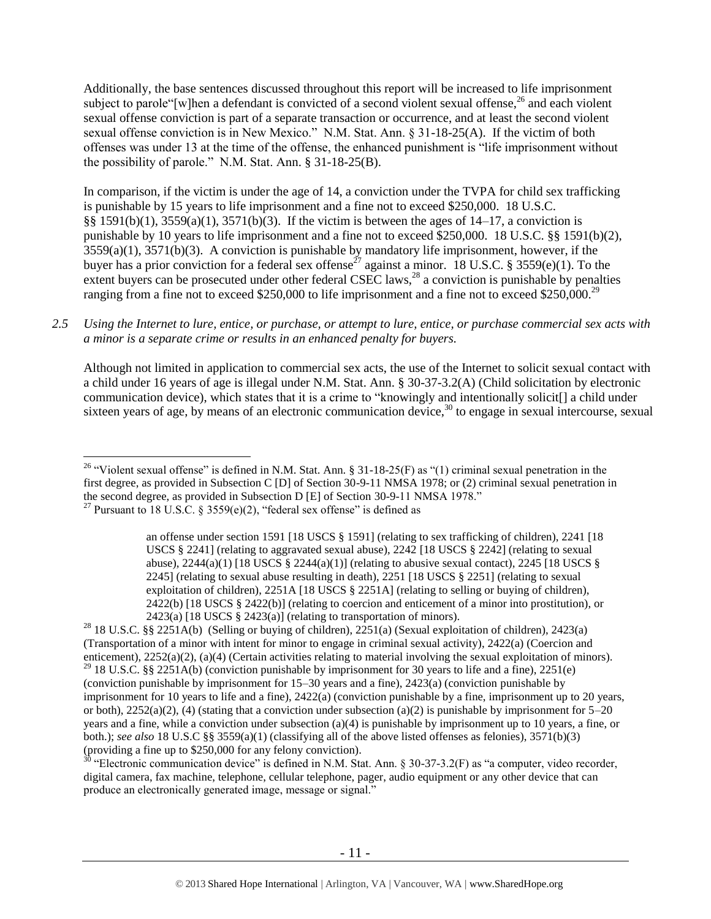Additionally, the base sentences discussed throughout this report will be increased to life imprisonment subject to parole"[w]hen a defendant is convicted of a second violent sexual offense,[26] and each violent sexual offense conviction is part of a separate transaction or occurrence, and at least the second violent sexual offense conviction is in New Mexico." N.M. Stat. Ann. § 31-18-25(A). If the victim of both offenses was under 13 at the time of the offense, the enhanced punishment is "life imprisonment without the possibility of parole." N.M. Stat. Ann. § 31-18-25(B).

In comparison, if the victim is under the age of 14, a conviction under the TVPA for child sex trafficking is punishable by 15 years to life imprisonment and a fine not to exceed $250,000. 18 U.S.C. §§ 1591(b)(1), 3559(a)(1), 3571(b)(3). If the victim is between the ages of 14–17, a conviction is punishable by 10 years to life imprisonment and a fine not to exceed $250,000. 18 U.S.C. §§ 1591(b)(2), 3559(a)(1), 3571(b)(3). A conviction is punishable by mandatory life imprisonment, however, if the buyer has a prior conviction for a federal sex offense[27] against a minor. 18 U.S.C. § 3559(e)(1). To the extent buyers can be prosecuted under other federal CSEC laws,[28] a conviction is punishable by penalties ranging from a fine not to exceed $250,000 to life imprisonment and a fine not to exceed $250,000.[29]

*2.5 Using the Internet to lure, entice, or purchase, or attempt to lure, entice, or purchase commercial sex acts with a minor is a separate crime or results in an enhanced penalty for buyers.*

Although not limited in application to commercial sex acts, the use of the Internet to solicit sexual contact with a child under 16 years of age is illegal under N.M. Stat. Ann. § 30-37-3.2(A) (Child solicitation by electronic communication device), which states that it is a crime to "knowingly and intentionally solicit[] a child under sixteen years of age, by means of an electronic communication device,[30] to engage in sexual intercourse, sexual

---

[26] "Violent sexual offense" is defined in N.M. Stat. Ann. § 31-18-25(F) as "(1) criminal sexual penetration in the first degree, as provided in Subsection C [D] of Section 30-9-11 NMSA 1978; or (2) criminal sexual penetration in the second degree, as provided in Subsection D [E] of Section 30-9-11 NMSA 1978."

[27] Pursuant to 18 U.S.C. § 3559(e)(2), "federal sex offense" is defined as

> an offense under section 1591 [18 USCS § 1591] (relating to sex trafficking of children), 2241 [18 USCS § 2241] (relating to aggravated sexual abuse), 2242 [18 USCS § 2242] (relating to sexual abuse), 2244(a)(1) [18 USCS § 2244(a)(1)] (relating to abusive sexual contact), 2245 [18 USCS § 2245] (relating to sexual abuse resulting in death), 2251 [18 USCS § 2251] (relating to sexual exploitation of children), 2251A [18 USCS § 2251A] (relating to selling or buying of children), 2422(b) [18 USCS § 2422(b)] (relating to coercion and enticement of a minor into prostitution), or 2423(a) [18 USCS § 2423(a)] (relating to transportation of minors).

[28] 18 U.S.C. §§ 2251A(b) (Selling or buying of children), 2251(a) (Sexual exploitation of children), 2423(a) (Transportation of a minor with intent for minor to engage in criminal sexual activity), 2422(a) (Coercion and enticement), 2252(a)(2), (a)(4) (Certain activities relating to material involving the sexual exploitation of minors).

[29] 18 U.S.C. §§ 2251A(b) (conviction punishable by imprisonment for 30 years to life and a fine), 2251(e) (conviction punishable by imprisonment for 15–30 years and a fine), 2423(a) (conviction punishable by imprisonment for 10 years to life and a fine), 2422(a) (conviction punishable by a fine, imprisonment up to 20 years, or both), 2252(a)(2), (4) (stating that a conviction under subsection (a)(2) is punishable by imprisonment for 5–20 years and a fine, while a conviction under subsection (a)(4) is punishable by imprisonment up to 10 years, a fine, or both.); *see also* 18 U.S.C §§ 3559(a)(1) (classifying all of the above listed offenses as felonies), 3571(b)(3) (providing a fine up to $250,000 for any felony conviction).

[30] "Electronic communication device" is defined in N.M. Stat. Ann. § 30-37-3.2(F) as "a computer, video recorder, digital camera, fax machine, telephone, cellular telephone, pager, audio equipment or any other device that can produce an electronically generated image, message or signal."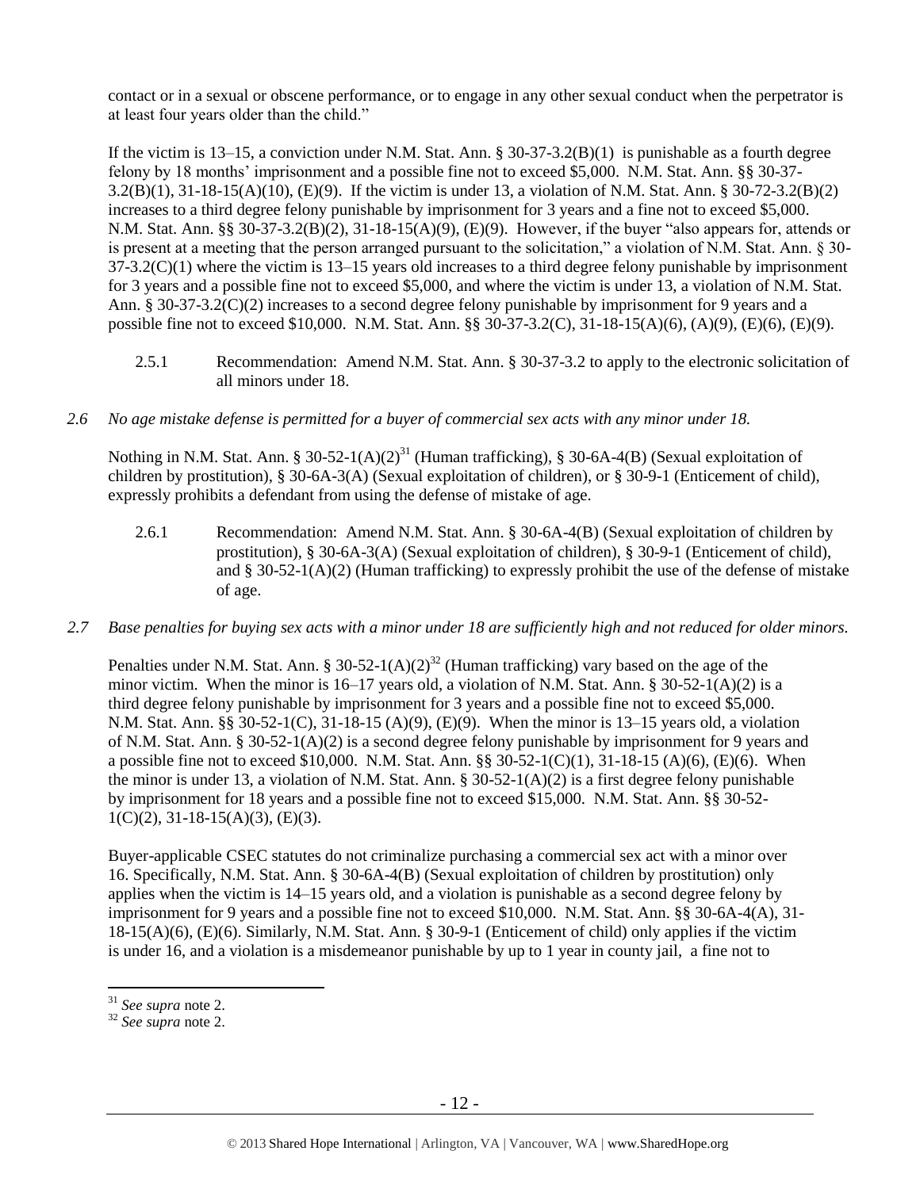contact or in a sexual or obscene performance, or to engage in any other sexual conduct when the perpetrator is at least four years older than the child."

If the victim is 13–15, a conviction under N.M. Stat. Ann. § 30-37-3.2(B)(1) is punishable as a fourth degree felony by 18 months' imprisonment and a possible fine not to exceed $5,000. N.M. Stat. Ann. §§ 30-37-3.2(B)(1), 31-18-15(A)(10), (E)(9). If the victim is under 13, a violation of N.M. Stat. Ann. § 30-72-3.2(B)(2) increases to a third degree felony punishable by imprisonment for 3 years and a fine not to exceed $5,000. N.M. Stat. Ann. §§ 30-37-3.2(B)(2), 31-18-15(A)(9), (E)(9). However, if the buyer "also appears for, attends or is present at a meeting that the person arranged pursuant to the solicitation," a violation of N.M. Stat. Ann. § 30-37-3.2(C)(1) where the victim is 13–15 years old increases to a third degree felony punishable by imprisonment for 3 years and a possible fine not to exceed $5,000, and where the victim is under 13, a violation of N.M. Stat. Ann. § 30-37-3.2(C)(2) increases to a second degree felony punishable by imprisonment for 9 years and a possible fine not to exceed $10,000. N.M. Stat. Ann. §§ 30-37-3.2(C), 31-18-15(A)(6), (A)(9), (E)(6), (E)(9).

2.5.1 Recommendation: Amend N.M. Stat. Ann. § 30-37-3.2 to apply to the electronic solicitation of all minors under 18.

*2.6 No age mistake defense is permitted for a buyer of commercial sex acts with any minor under 18.*

Nothing in N.M. Stat. Ann. § 30-52-1(A)(2)[31] (Human trafficking), § 30-6A-4(B) (Sexual exploitation of children by prostitution), § 30-6A-3(A) (Sexual exploitation of children), or § 30-9-1 (Enticement of child), expressly prohibits a defendant from using the defense of mistake of age.

2.6.1 Recommendation: Amend N.M. Stat. Ann. § 30-6A-4(B) (Sexual exploitation of children by prostitution), § 30-6A-3(A) (Sexual exploitation of children), § 30-9-1 (Enticement of child), and § 30-52-1(A)(2) (Human trafficking) to expressly prohibit the use of the defense of mistake of age.

*2.7 Base penalties for buying sex acts with a minor under 18 are sufficiently high and not reduced for older minors.*

Penalties under N.M. Stat. Ann. § 30-52-1(A)(2)[32] (Human trafficking) vary based on the age of the minor victim. When the minor is 16–17 years old, a violation of N.M. Stat. Ann. § 30-52-1(A)(2) is a third degree felony punishable by imprisonment for 3 years and a possible fine not to exceed $5,000. N.M. Stat. Ann. §§ 30-52-1(C), 31-18-15 (A)(9), (E)(9). When the minor is 13–15 years old, a violation of N.M. Stat. Ann. § 30-52-1(A)(2) is a second degree felony punishable by imprisonment for 9 years and a possible fine not to exceed $10,000. N.M. Stat. Ann. §§ 30-52-1(C)(1), 31-18-15 (A)(6), (E)(6). When the minor is under 13, a violation of N.M. Stat. Ann. § 30-52-1(A)(2) is a first degree felony punishable by imprisonment for 18 years and a possible fine not to exceed $15,000. N.M. Stat. Ann. §§ 30-52-1(C)(2), 31-18-15(A)(3), (E)(3).

Buyer-applicable CSEC statutes do not criminalize purchasing a commercial sex act with a minor over 16. Specifically, N.M. Stat. Ann. § 30-6A-4(B) (Sexual exploitation of children by prostitution) only applies when the victim is 14–15 years old, and a violation is punishable as a second degree felony by imprisonment for 9 years and a possible fine not to exceed $10,000. N.M. Stat. Ann. §§ 30-6A-4(A), 31-18-15(A)(6), (E)(6). Similarly, N.M. Stat. Ann. § 30-9-1 (Enticement of child) only applies if the victim is under 16, and a violation is a misdemeanor punishable by up to 1 year in county jail, a fine not to

[31] *See supra* note 2.

[32] *See supra* note 2.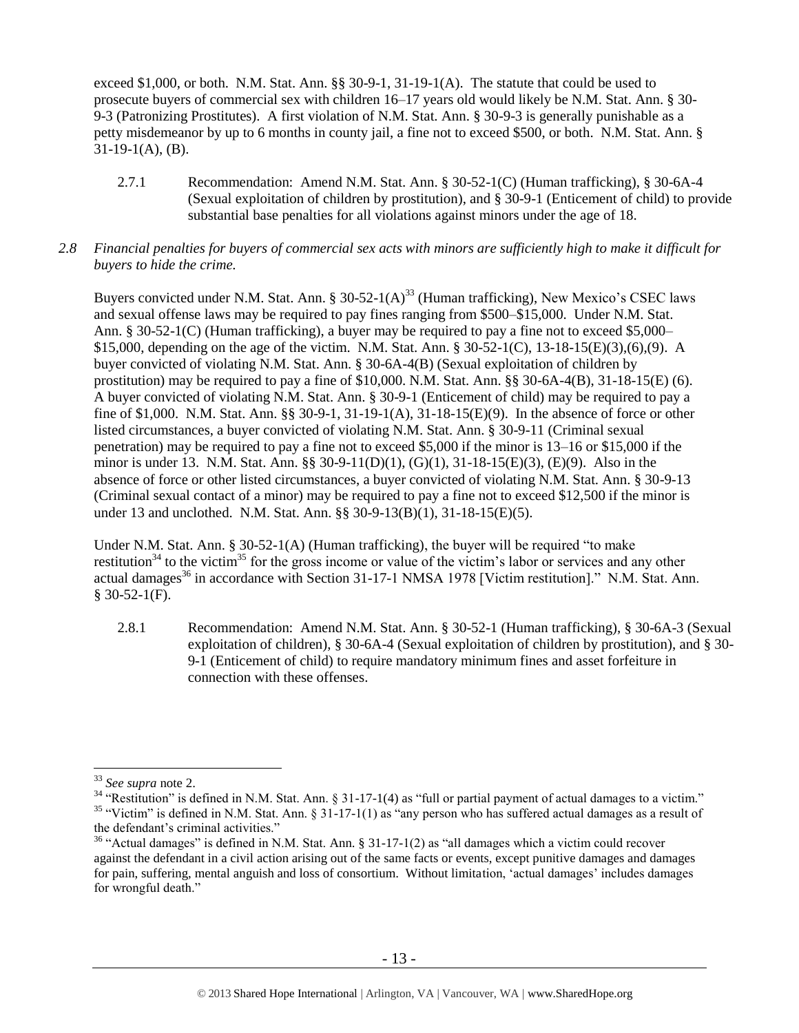exceed $1,000, or both. N.M. Stat. Ann. §§ 30-9-1, 31-19-1(A). The statute that could be used to prosecute buyers of commercial sex with children 16–17 years old would likely be N.M. Stat. Ann. § 30-9-3 (Patronizing Prostitutes). A first violation of N.M. Stat. Ann. § 30-9-3 is generally punishable as a petty misdemeanor by up to 6 months in county jail, a fine not to exceed $500, or both. N.M. Stat. Ann. § 31-19-1(A), (B).

2.7.1 Recommendation: Amend N.M. Stat. Ann. § 30-52-1(C) (Human trafficking), § 30-6A-4 (Sexual exploitation of children by prostitution), and § 30-9-1 (Enticement of child) to provide substantial base penalties for all violations against minors under the age of 18.

*2.8 Financial penalties for buyers of commercial sex acts with minors are sufficiently high to make it difficult for buyers to hide the crime.*

Buyers convicted under N.M. Stat. Ann. § 30-52-1(A)[33] (Human trafficking), New Mexico's CSEC laws and sexual offense laws may be required to pay fines ranging from $500–$15,000. Under N.M. Stat. Ann. § 30-52-1(C) (Human trafficking), a buyer may be required to pay a fine not to exceed $5,000–$15,000, depending on the age of the victim. N.M. Stat. Ann. § 30-52-1(C), 13-18-15(E)(3),(6),(9). A buyer convicted of violating N.M. Stat. Ann. § 30-6A-4(B) (Sexual exploitation of children by prostitution) may be required to pay a fine of $10,000. N.M. Stat. Ann. §§ 30-6A-4(B), 31-18-15(E) (6). A buyer convicted of violating N.M. Stat. Ann. § 30-9-1 (Enticement of child) may be required to pay a fine of $1,000. N.M. Stat. Ann. §§ 30-9-1, 31-19-1(A), 31-18-15(E)(9). In the absence of force or other listed circumstances, a buyer convicted of violating N.M. Stat. Ann. § 30-9-11 (Criminal sexual penetration) may be required to pay a fine not to exceed $5,000 if the minor is 13–16 or $15,000 if the minor is under 13. N.M. Stat. Ann. §§ 30-9-11(D)(1), (G)(1), 31-18-15(E)(3), (E)(9). Also in the absence of force or other listed circumstances, a buyer convicted of violating N.M. Stat. Ann. § 30-9-13 (Criminal sexual contact of a minor) may be required to pay a fine not to exceed $12,500 if the minor is under 13 and unclothed. N.M. Stat. Ann. §§ 30-9-13(B)(1), 31-18-15(E)(5).

Under N.M. Stat. Ann. § 30-52-1(A) (Human trafficking), the buyer will be required "to make restitution[34] to the victim[35] for the gross income or value of the victim's labor or services and any other actual damages[36] in accordance with Section 31-17-1 NMSA 1978 [Victim restitution]." N.M. Stat. Ann. § 30-52-1(F).

2.8.1 Recommendation: Amend N.M. Stat. Ann. § 30-52-1 (Human trafficking), § 30-6A-3 (Sexual exploitation of children), § 30-6A-4 (Sexual exploitation of children by prostitution), and § 30-9-1 (Enticement of child) to require mandatory minimum fines and asset forfeiture in connection with these offenses.

---

[33] *See supra* note 2.

[34] "Restitution" is defined in N.M. Stat. Ann. § 31-17-1(4) as "full or partial payment of actual damages to a victim."

[35] "Victim" is defined in N.M. Stat. Ann. § 31-17-1(1) as "any person who has suffered actual damages as a result of the defendant's criminal activities."

[36] "Actual damages" is defined in N.M. Stat. Ann. § 31-17-1(2) as "all damages which a victim could recover against the defendant in a civil action arising out of the same facts or events, except punitive damages and damages for pain, suffering, mental anguish and loss of consortium. Without limitation, 'actual damages' includes damages for wrongful death."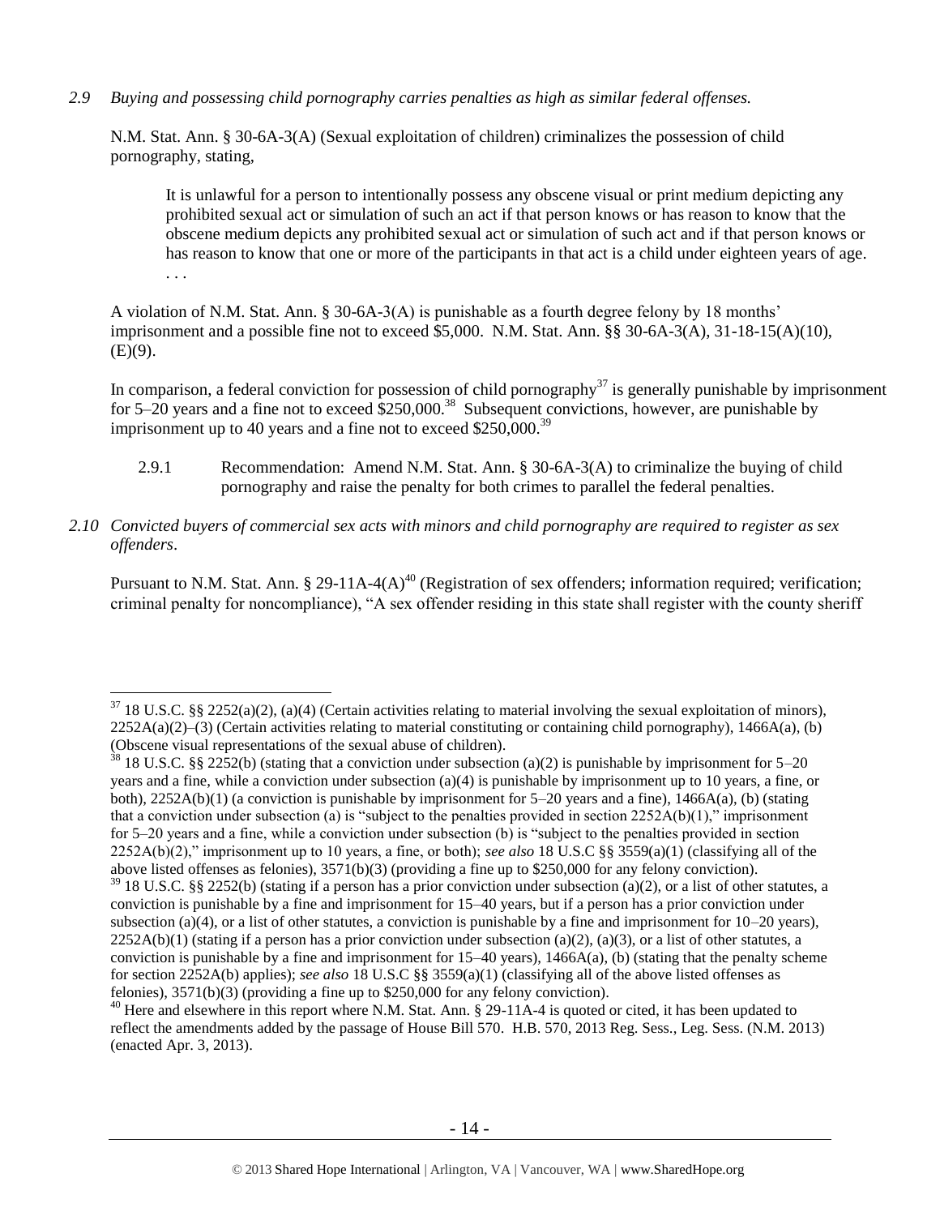*2.9 Buying and possessing child pornography carries penalties as high as similar federal offenses.*

N.M. Stat. Ann. § 30-6A-3(A) (Sexual exploitation of children) criminalizes the possession of child pornography, stating,

> It is unlawful for a person to intentionally possess any obscene visual or print medium depicting any prohibited sexual act or simulation of such an act if that person knows or has reason to know that the obscene medium depicts any prohibited sexual act or simulation of such act and if that person knows or has reason to know that one or more of the participants in that act is a child under eighteen years of age. . . .

A violation of N.M. Stat. Ann. § 30-6A-3(A) is punishable as a fourth degree felony by 18 months' imprisonment and a possible fine not to exceed $5,000. N.M. Stat. Ann. §§ 30-6A-3(A), 31-18-15(A)(10), (E)(9).

In comparison, a federal conviction for possession of child pornography[37] is generally punishable by imprisonment for 5–20 years and a fine not to exceed $250,000.[38] Subsequent convictions, however, are punishable by imprisonment up to 40 years and a fine not to exceed $250,000.[39]

2.9.1 Recommendation: Amend N.M. Stat. Ann. § 30-6A-3(A) to criminalize the buying of child pornography and raise the penalty for both crimes to parallel the federal penalties.

*2.10 Convicted buyers of commercial sex acts with minors and child pornography are required to register as sex offenders.*

Pursuant to N.M. Stat. Ann. § 29-11A-4(A)[40] (Registration of sex offenders; information required; verification; criminal penalty for noncompliance), "A sex offender residing in this state shall register with the county sheriff

---

[37] 18 U.S.C. §§ 2252(a)(2), (a)(4) (Certain activities relating to material involving the sexual exploitation of minors), 2252A(a)(2)–(3) (Certain activities relating to material constituting or containing child pornography), 1466A(a), (b) (Obscene visual representations of the sexual abuse of children).

[38] 18 U.S.C. §§ 2252(b) (stating that a conviction under subsection (a)(2) is punishable by imprisonment for 5–20 years and a fine, while a conviction under subsection (a)(4) is punishable by imprisonment up to 10 years, a fine, or both), 2252A(b)(1) (a conviction is punishable by imprisonment for 5–20 years and a fine), 1466A(a), (b) (stating that a conviction under subsection (a) is "subject to the penalties provided in section 2252A(b)(1)," imprisonment for 5–20 years and a fine, while a conviction under subsection (b) is "subject to the penalties provided in section 2252A(b)(2)," imprisonment up to 10 years, a fine, or both); *see also* 18 U.S.C §§ 3559(a)(1) (classifying all of the above listed offenses as felonies), 3571(b)(3) (providing a fine up to $250,000 for any felony conviction).

[39] 18 U.S.C. §§ 2252(b) (stating if a person has a prior conviction under subsection (a)(2), or a list of other statutes, a conviction is punishable by a fine and imprisonment for 15–40 years, but if a person has a prior conviction under subsection (a)(4), or a list of other statutes, a conviction is punishable by a fine and imprisonment for 10–20 years), 2252A(b)(1) (stating if a person has a prior conviction under subsection (a)(2), (a)(3), or a list of other statutes, a conviction is punishable by a fine and imprisonment for 15–40 years), 1466A(a), (b) (stating that the penalty scheme for section 2252A(b) applies); *see also* 18 U.S.C §§ 3559(a)(1) (classifying all of the above listed offenses as felonies), 3571(b)(3) (providing a fine up to $250,000 for any felony conviction).

[40] Here and elsewhere in this report where N.M. Stat. Ann. § 29-11A-4 is quoted or cited, it has been updated to reflect the amendments added by the passage of House Bill 570. H.B. 570, 2013 Reg. Sess., Leg. Sess. (N.M. 2013) (enacted Apr. 3, 2013).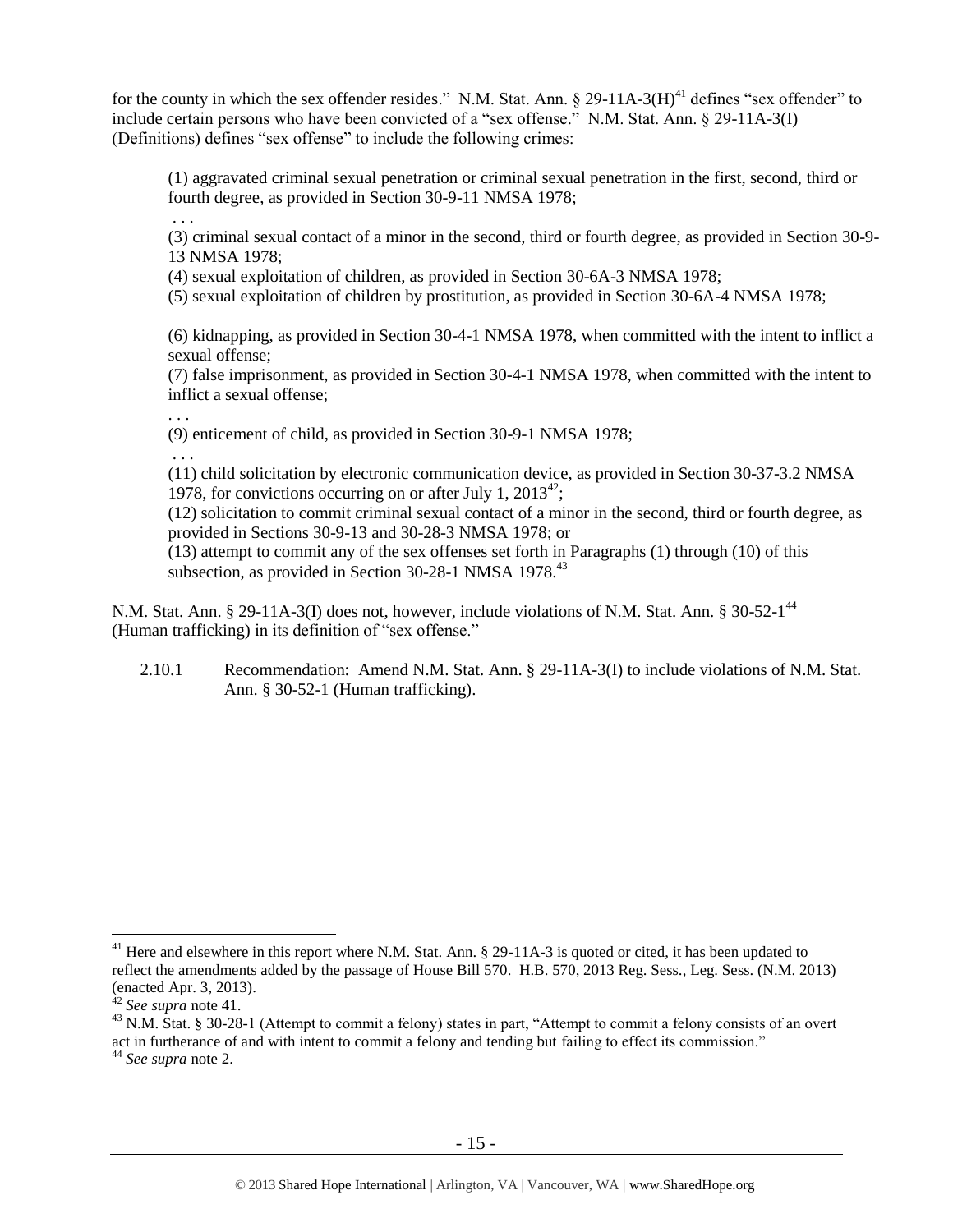for the county in which the sex offender resides." N.M. Stat. Ann. § 29-11A-3(H)[41] defines "sex offender" to include certain persons who have been convicted of a "sex offense." N.M. Stat. Ann. § 29-11A-3(I) (Definitions) defines "sex offense" to include the following crimes:

> (1) aggravated criminal sexual penetration or criminal sexual penetration in the first, second, third or fourth degree, as provided in Section 30-9-11 NMSA 1978;
>
> . . .
>
> (3) criminal sexual contact of a minor in the second, third or fourth degree, as provided in Section 30-9-13 NMSA 1978;
>
> (4) sexual exploitation of children, as provided in Section 30-6A-3 NMSA 1978;
>
> (5) sexual exploitation of children by prostitution, as provided in Section 30-6A-4 NMSA 1978;
>
> (6) kidnapping, as provided in Section 30-4-1 NMSA 1978, when committed with the intent to inflict a sexual offense;
>
> (7) false imprisonment, as provided in Section 30-4-1 NMSA 1978, when committed with the intent to inflict a sexual offense;
>
> . . .
>
> (9) enticement of child, as provided in Section 30-9-1 NMSA 1978;
>
> . . .
>
> (11) child solicitation by electronic communication device, as provided in Section 30-37-3.2 NMSA 1978, for convictions occurring on or after July 1, 2013[42];
>
> (12) solicitation to commit criminal sexual contact of a minor in the second, third or fourth degree, as provided in Sections 30-9-13 and 30-28-3 NMSA 1978; or
>
> (13) attempt to commit any of the sex offenses set forth in Paragraphs (1) through (10) of this subsection, as provided in Section 30-28-1 NMSA 1978.[43]

N.M. Stat. Ann. § 29-11A-3(I) does not, however, include violations of N.M. Stat. Ann. § 30-52-1[44] (Human trafficking) in its definition of "sex offense."

2.10.1 Recommendation: Amend N.M. Stat. Ann. § 29-11A-3(I) to include violations of N.M. Stat. Ann. § 30-52-1 (Human trafficking).

---

[41] Here and elsewhere in this report where N.M. Stat. Ann. § 29-11A-3 is quoted or cited, it has been updated to reflect the amendments added by the passage of House Bill 570. H.B. 570, 2013 Reg. Sess., Leg. Sess. (N.M. 2013) (enacted Apr. 3, 2013).

[42] *See supra* note 41.

[43] N.M. Stat. § 30-28-1 (Attempt to commit a felony) states in part, "Attempt to commit a felony consists of an overt act in furtherance of and with intent to commit a felony and tending but failing to effect its commission."

[44] *See supra* note 2.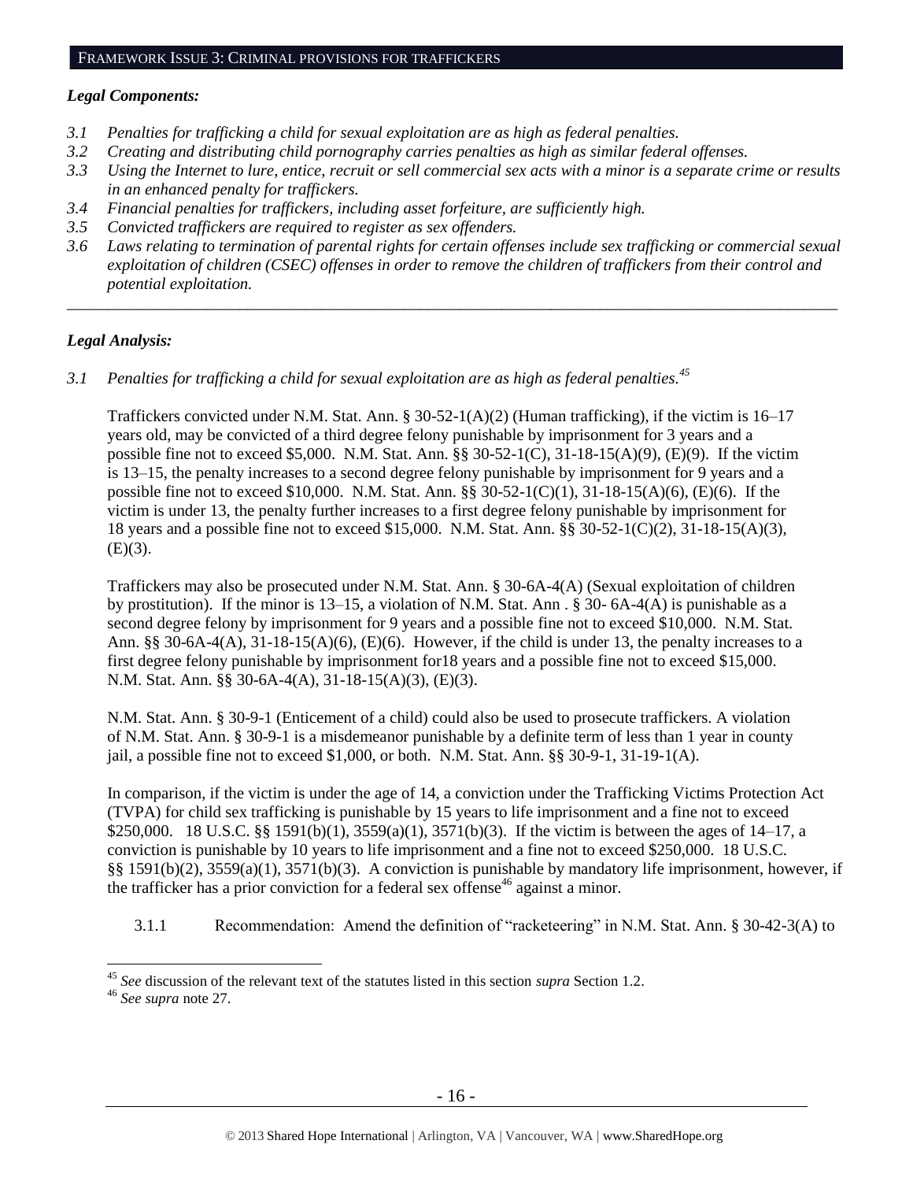## FRAMEWORK ISSUE 3: CRIMINAL PROVISIONS FOR TRAFFICKERS

### *Legal Components:*

*3.1 Penalties for trafficking a child for sexual exploitation are as high as federal penalties.*

*3.2 Creating and distributing child pornography carries penalties as high as similar federal offenses.*

*3.3 Using the Internet to lure, entice, recruit or sell commercial sex acts with a minor is a separate crime or results in an enhanced penalty for traffickers.*

*3.4 Financial penalties for traffickers, including asset forfeiture, are sufficiently high.*

*3.5 Convicted traffickers are required to register as sex offenders.*

*3.6 Laws relating to termination of parental rights for certain offenses include sex trafficking or commercial sexual exploitation of children (CSEC) offenses in order to remove the children of traffickers from their control and potential exploitation.*

---

### *Legal Analysis:*

*3.1 Penalties for trafficking a child for sexual exploitation are as high as federal penalties.*[45]

Traffickers convicted under N.M. Stat. Ann. § 30-52-1(A)(2) (Human trafficking), if the victim is 16–17 years old, may be convicted of a third degree felony punishable by imprisonment for 3 years and a possible fine not to exceed $5,000. N.M. Stat. Ann. §§ 30-52-1(C), 31-18-15(A)(9), (E)(9). If the victim is 13–15, the penalty increases to a second degree felony punishable by imprisonment for 9 years and a possible fine not to exceed $10,000. N.M. Stat. Ann. §§ 30-52-1(C)(1), 31-18-15(A)(6), (E)(6). If the victim is under 13, the penalty further increases to a first degree felony punishable by imprisonment for 18 years and a possible fine not to exceed $15,000. N.M. Stat. Ann. §§ 30-52-1(C)(2), 31-18-15(A)(3), (E)(3).

Traffickers may also be prosecuted under N.M. Stat. Ann. § 30-6A-4(A) (Sexual exploitation of children by prostitution). If the minor is 13–15, a violation of N.M. Stat. Ann . § 30- 6A-4(A) is punishable as a second degree felony by imprisonment for 9 years and a possible fine not to exceed $10,000. N.M. Stat. Ann. §§ 30-6A-4(A), 31-18-15(A)(6), (E)(6). However, if the child is under 13, the penalty increases to a first degree felony punishable by imprisonment for18 years and a possible fine not to exceed $15,000. N.M. Stat. Ann. §§ 30-6A-4(A), 31-18-15(A)(3), (E)(3).

N.M. Stat. Ann. § 30-9-1 (Enticement of a child) could also be used to prosecute traffickers. A violation of N.M. Stat. Ann. § 30-9-1 is a misdemeanor punishable by a definite term of less than 1 year in county jail, a possible fine not to exceed $1,000, or both. N.M. Stat. Ann. §§ 30-9-1, 31-19-1(A).

In comparison, if the victim is under the age of 14, a conviction under the Trafficking Victims Protection Act (TVPA) for child sex trafficking is punishable by 15 years to life imprisonment and a fine not to exceed $250,000. 18 U.S.C. §§ 1591(b)(1), 3559(a)(1), 3571(b)(3). If the victim is between the ages of 14–17, a conviction is punishable by 10 years to life imprisonment and a fine not to exceed $250,000. 18 U.S.C. §§ 1591(b)(2), 3559(a)(1), 3571(b)(3). A conviction is punishable by mandatory life imprisonment, however, if the trafficker has a prior conviction for a federal sex offense[46] against a minor.

3.1.1 Recommendation: Amend the definition of "racketeering" in N.M. Stat. Ann. § 30-42-3(A) to

---

[45] *See* discussion of the relevant text of the statutes listed in this section *supra* Section 1.2.

[46] *See supra* note 27.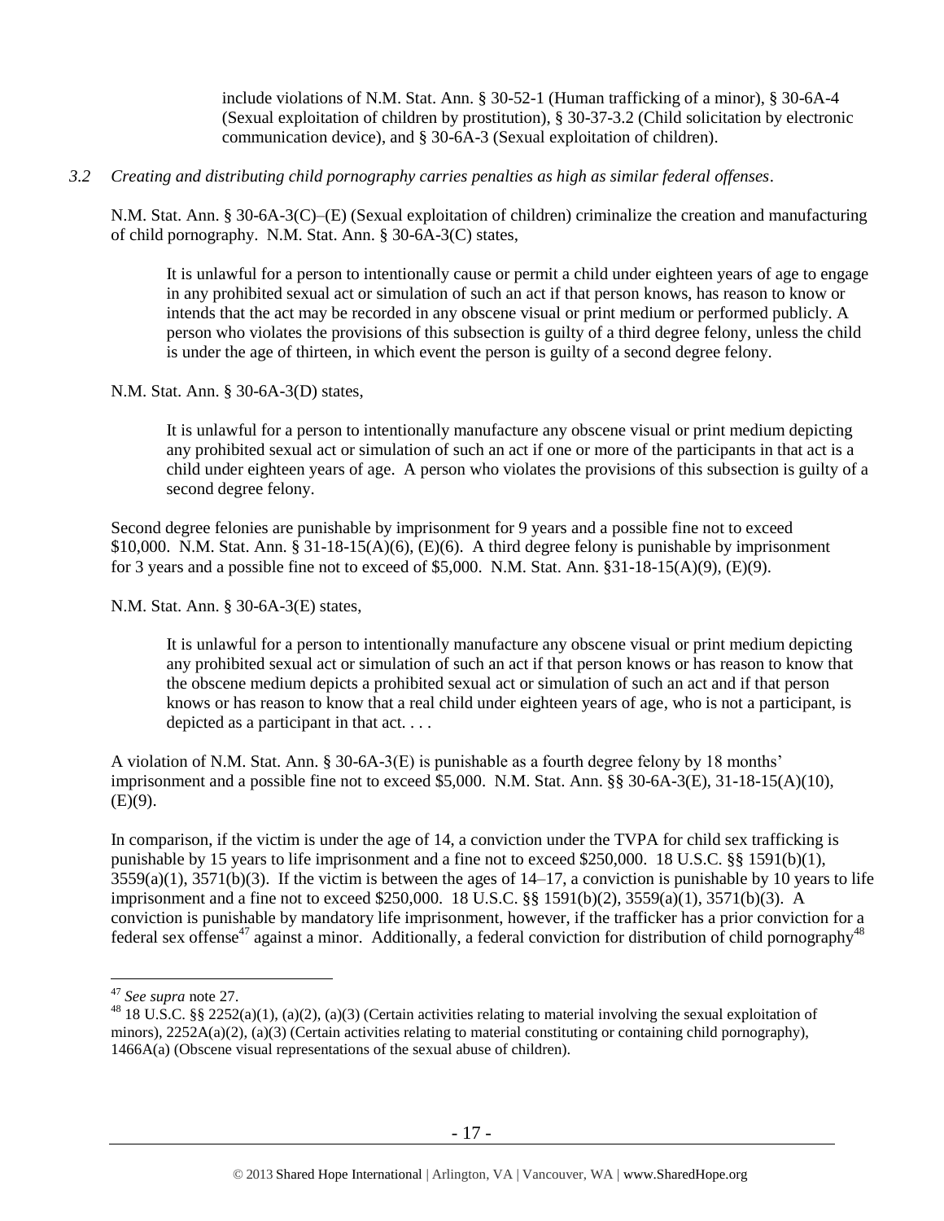include violations of N.M. Stat. Ann. § 30-52-1 (Human trafficking of a minor), § 30-6A-4 (Sexual exploitation of children by prostitution), § 30-37-3.2 (Child solicitation by electronic communication device), and § 30-6A-3 (Sexual exploitation of children).

*3.2 Creating and distributing child pornography carries penalties as high as similar federal offenses.*

N.M. Stat. Ann. § 30-6A-3(C)–(E) (Sexual exploitation of children) criminalize the creation and manufacturing of child pornography. N.M. Stat. Ann. § 30-6A-3(C) states,

> It is unlawful for a person to intentionally cause or permit a child under eighteen years of age to engage in any prohibited sexual act or simulation of such an act if that person knows, has reason to know or intends that the act may be recorded in any obscene visual or print medium or performed publicly. A person who violates the provisions of this subsection is guilty of a third degree felony, unless the child is under the age of thirteen, in which event the person is guilty of a second degree felony.

N.M. Stat. Ann. § 30-6A-3(D) states,

> It is unlawful for a person to intentionally manufacture any obscene visual or print medium depicting any prohibited sexual act or simulation of such an act if one or more of the participants in that act is a child under eighteen years of age. A person who violates the provisions of this subsection is guilty of a second degree felony.

Second degree felonies are punishable by imprisonment for 9 years and a possible fine not to exceed $10,000. N.M. Stat. Ann. § 31-18-15(A)(6), (E)(6). A third degree felony is punishable by imprisonment for 3 years and a possible fine not to exceed of $5,000. N.M. Stat. Ann. §31-18-15(A)(9), (E)(9).

N.M. Stat. Ann. § 30-6A-3(E) states,

> It is unlawful for a person to intentionally manufacture any obscene visual or print medium depicting any prohibited sexual act or simulation of such an act if that person knows or has reason to know that the obscene medium depicts a prohibited sexual act or simulation of such an act and if that person knows or has reason to know that a real child under eighteen years of age, who is not a participant, is depicted as a participant in that act. . . .

A violation of N.M. Stat. Ann. § 30-6A-3(E) is punishable as a fourth degree felony by 18 months' imprisonment and a possible fine not to exceed $5,000. N.M. Stat. Ann. §§ 30-6A-3(E), 31-18-15(A)(10), (E)(9).

In comparison, if the victim is under the age of 14, a conviction under the TVPA for child sex trafficking is punishable by 15 years to life imprisonment and a fine not to exceed $250,000. 18 U.S.C. §§ 1591(b)(1), 3559(a)(1), 3571(b)(3). If the victim is between the ages of 14–17, a conviction is punishable by 10 years to life imprisonment and a fine not to exceed $250,000. 18 U.S.C. §§ 1591(b)(2), 3559(a)(1), 3571(b)(3). A conviction is punishable by mandatory life imprisonment, however, if the trafficker has a prior conviction for a federal sex offense[47] against a minor. Additionally, a federal conviction for distribution of child pornography[48]

---

[47] *See supra* note 27.

[48] 18 U.S.C. §§ 2252(a)(1), (a)(2), (a)(3) (Certain activities relating to material involving the sexual exploitation of minors), 2252A(a)(2), (a)(3) (Certain activities relating to material constituting or containing child pornography), 1466A(a) (Obscene visual representations of the sexual abuse of children).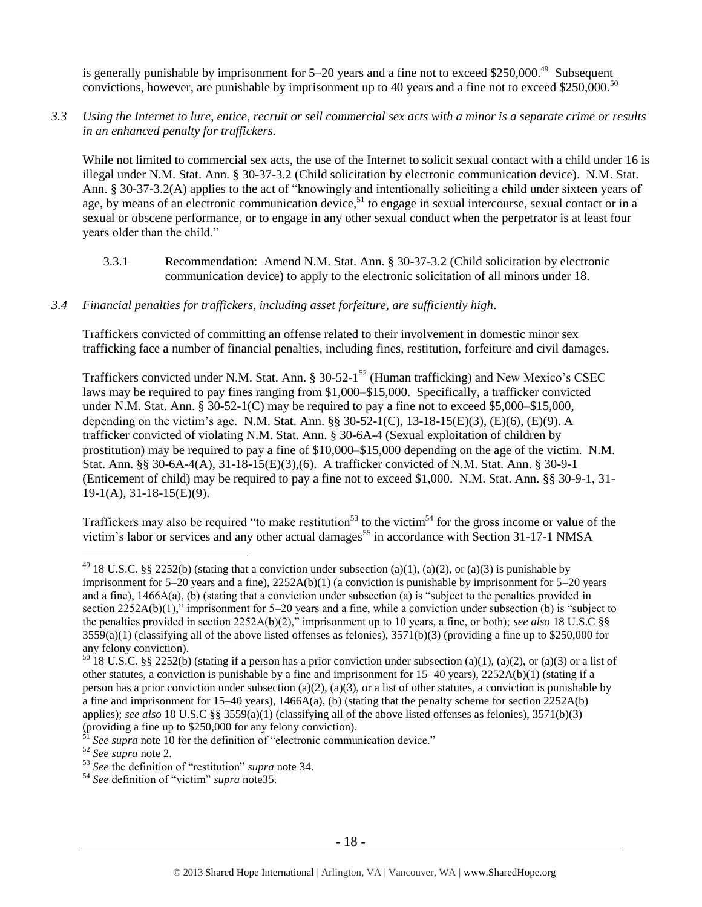is generally punishable by imprisonment for 5–20 years and a fine not to exceed $250,000.[49] Subsequent convictions, however, are punishable by imprisonment up to 40 years and a fine not to exceed $250,000.[50]

*3.3 Using the Internet to lure, entice, recruit or sell commercial sex acts with a minor is a separate crime or results in an enhanced penalty for traffickers.*

While not limited to commercial sex acts, the use of the Internet to solicit sexual contact with a child under 16 is illegal under N.M. Stat. Ann. § 30-37-3.2 (Child solicitation by electronic communication device). N.M. Stat. Ann. § 30-37-3.2(A) applies to the act of "knowingly and intentionally soliciting a child under sixteen years of age, by means of an electronic communication device,[51] to engage in sexual intercourse, sexual contact or in a sexual or obscene performance, or to engage in any other sexual conduct when the perpetrator is at least four years older than the child."

3.3.1 Recommendation: Amend N.M. Stat. Ann. § 30-37-3.2 (Child solicitation by electronic communication device) to apply to the electronic solicitation of all minors under 18.

*3.4 Financial penalties for traffickers, including asset forfeiture, are sufficiently high.*

Traffickers convicted of committing an offense related to their involvement in domestic minor sex trafficking face a number of financial penalties, including fines, restitution, forfeiture and civil damages.

Traffickers convicted under N.M. Stat. Ann. § 30-52-1[52] (Human trafficking) and New Mexico's CSEC laws may be required to pay fines ranging from $1,000–$15,000. Specifically, a trafficker convicted under N.M. Stat. Ann. § 30-52-1(C) may be required to pay a fine not to exceed $5,000–$15,000, depending on the victim's age. N.M. Stat. Ann. §§ 30-52-1(C), 13-18-15(E)(3), (E)(6), (E)(9). A trafficker convicted of violating N.M. Stat. Ann. § 30-6A-4 (Sexual exploitation of children by prostitution) may be required to pay a fine of $10,000–$15,000 depending on the age of the victim. N.M. Stat. Ann. §§ 30-6A-4(A), 31-18-15(E)(3),(6). A trafficker convicted of N.M. Stat. Ann. § 30-9-1 (Enticement of child) may be required to pay a fine not to exceed $1,000. N.M. Stat. Ann. §§ 30-9-1, 31-19-1(A), 31-18-15(E)(9).

Traffickers may also be required "to make restitution[53] to the victim[54] for the gross income or value of the victim's labor or services and any other actual damages[55] in accordance with Section 31-17-1 NMSA

---

[49] 18 U.S.C. §§ 2252(b) (stating that a conviction under subsection (a)(1), (a)(2), or (a)(3) is punishable by imprisonment for 5–20 years and a fine), 2252A(b)(1) (a conviction is punishable by imprisonment for 5–20 years and a fine), 1466A(a), (b) (stating that a conviction under subsection (a) is "subject to the penalties provided in section 2252A(b)(1)," imprisonment for 5–20 years and a fine, while a conviction under subsection (b) is "subject to the penalties provided in section 2252A(b)(2)," imprisonment up to 10 years, a fine, or both); *see also* 18 U.S.C §§ 3559(a)(1) (classifying all of the above listed offenses as felonies), 3571(b)(3) (providing a fine up to $250,000 for any felony conviction).

[50] 18 U.S.C. §§ 2252(b) (stating if a person has a prior conviction under subsection (a)(1), (a)(2), or (a)(3) or a list of other statutes, a conviction is punishable by a fine and imprisonment for 15–40 years), 2252A(b)(1) (stating if a person has a prior conviction under subsection (a)(2), (a)(3), or a list of other statutes, a conviction is punishable by a fine and imprisonment for 15–40 years), 1466A(a), (b) (stating that the penalty scheme for section 2252A(b) applies); *see also* 18 U.S.C §§ 3559(a)(1) (classifying all of the above listed offenses as felonies), 3571(b)(3) (providing a fine up to $250,000 for any felony conviction).

[51] *See supra* note 10 for the definition of "electronic communication device."

[52] *See supra* note 2.

[53] *See* the definition of "restitution" *supra* note 34.

[54] *See* definition of "victim" *supra* note35.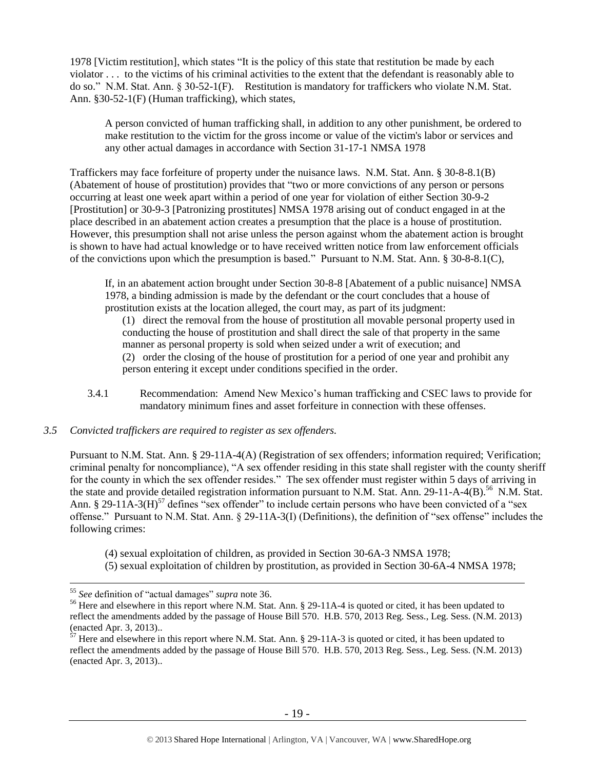1978 [Victim restitution], which states "It is the policy of this state that restitution be made by each violator . . . to the victims of his criminal activities to the extent that the defendant is reasonably able to do so." N.M. Stat. Ann. § 30-52-1(F). Restitution is mandatory for traffickers who violate N.M. Stat. Ann. §30-52-1(F) (Human trafficking), which states,

> A person convicted of human trafficking shall, in addition to any other punishment, be ordered to make restitution to the victim for the gross income or value of the victim's labor or services and any other actual damages in accordance with Section 31-17-1 NMSA 1978

Traffickers may face forfeiture of property under the nuisance laws. N.M. Stat. Ann. § 30-8-8.1(B) (Abatement of house of prostitution) provides that "two or more convictions of any person or persons occurring at least one week apart within a period of one year for violation of either Section 30-9-2 [Prostitution] or 30-9-3 [Patronizing prostitutes] NMSA 1978 arising out of conduct engaged in at the place described in an abatement action creates a presumption that the place is a house of prostitution. However, this presumption shall not arise unless the person against whom the abatement action is brought is shown to have had actual knowledge or to have received written notice from law enforcement officials of the convictions upon which the presumption is based." Pursuant to N.M. Stat. Ann. § 30-8-8.1(C),

> If, in an abatement action brought under Section 30-8-8 [Abatement of a public nuisance] NMSA 1978, a binding admission is made by the defendant or the court concludes that a house of prostitution exists at the location alleged, the court may, as part of its judgment:
>
> (1) direct the removal from the house of prostitution all movable personal property used in conducting the house of prostitution and shall direct the sale of that property in the same manner as personal property is sold when seized under a writ of execution; and
>
> (2) order the closing of the house of prostitution for a period of one year and prohibit any person entering it except under conditions specified in the order.

3.4.1 Recommendation: Amend New Mexico's human trafficking and CSEC laws to provide for mandatory minimum fines and asset forfeiture in connection with these offenses.

### 3.5 *Convicted traffickers are required to register as sex offenders.*

Pursuant to N.M. Stat. Ann. § 29-11A-4(A) (Registration of sex offenders; information required; Verification; criminal penalty for noncompliance), "A sex offender residing in this state shall register with the county sheriff for the county in which the sex offender resides." The sex offender must register within 5 days of arriving in the state and provide detailed registration information pursuant to N.M. Stat. Ann. 29-11-A-4(B).[56] N.M. Stat. Ann. § 29-11A-3(H)[57] defines "sex offender" to include certain persons who have been convicted of a "sex offense." Pursuant to N.M. Stat. Ann. § 29-11A-3(I) (Definitions), the definition of "sex offense" includes the following crimes:

> (4) sexual exploitation of children, as provided in Section 30-6A-3 NMSA 1978;
>
> (5) sexual exploitation of children by prostitution, as provided in Section 30-6A-4 NMSA 1978;

---

[55] *See* definition of "actual damages" *supra* note 36.

[56] Here and elsewhere in this report where N.M. Stat. Ann. § 29-11A-4 is quoted or cited, it has been updated to reflect the amendments added by the passage of House Bill 570. H.B. 570, 2013 Reg. Sess., Leg. Sess. (N.M. 2013) (enacted Apr. 3, 2013)..

[57] Here and elsewhere in this report where N.M. Stat. Ann. § 29-11A-3 is quoted or cited, it has been updated to reflect the amendments added by the passage of House Bill 570. H.B. 570, 2013 Reg. Sess., Leg. Sess. (N.M. 2013) (enacted Apr. 3, 2013)..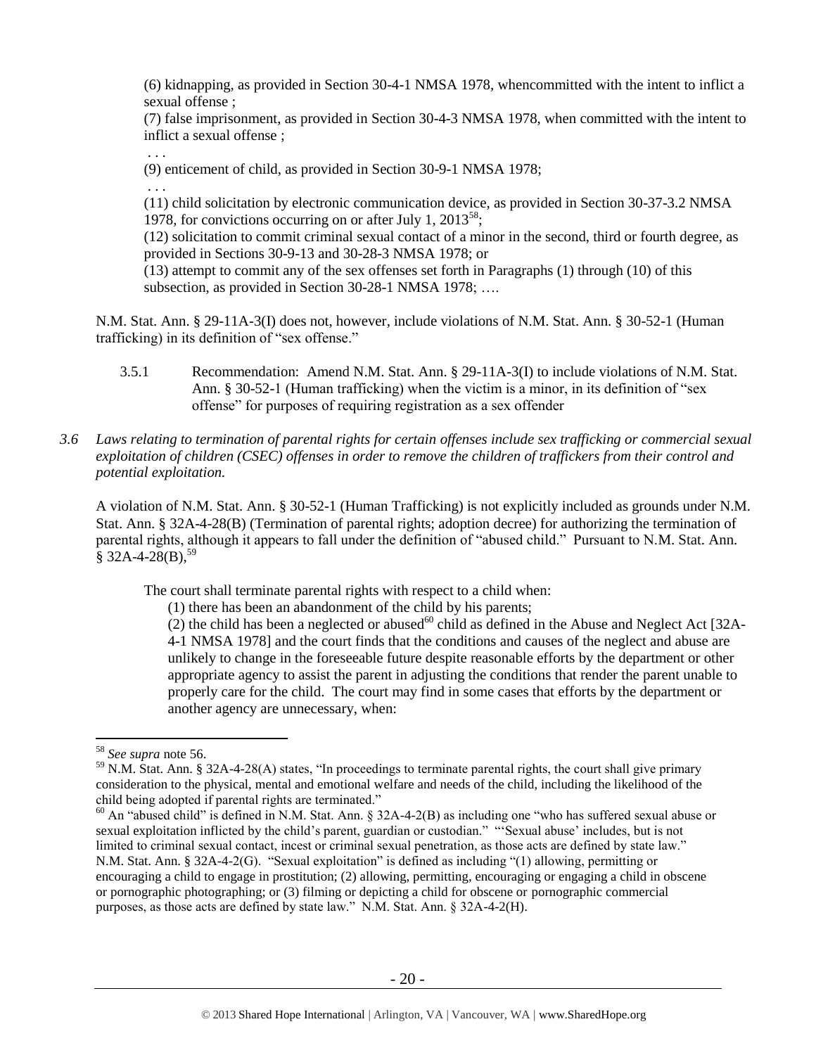(6) kidnapping, as provided in Section 30-4-1 NMSA 1978, whencommitted with the intent to inflict a sexual offense ;

(7) false imprisonment, as provided in Section 30-4-3 NMSA 1978, when committed with the intent to inflict a sexual offense ;

. . .

(9) enticement of child, as provided in Section 30-9-1 NMSA 1978;

. . .

(11) child solicitation by electronic communication device, as provided in Section 30-37-3.2 NMSA 1978, for convictions occurring on or after July 1, 2013[58];

(12) solicitation to commit criminal sexual contact of a minor in the second, third or fourth degree, as provided in Sections 30-9-13 and 30-28-3 NMSA 1978; or

(13) attempt to commit any of the sex offenses set forth in Paragraphs (1) through (10) of this subsection, as provided in Section 30-28-1 NMSA 1978; ….

N.M. Stat. Ann. § 29-11A-3(I) does not, however, include violations of N.M. Stat. Ann. § 30-52-1 (Human trafficking) in its definition of "sex offense."

3.5.1 Recommendation: Amend N.M. Stat. Ann. § 29-11A-3(I) to include violations of N.M. Stat. Ann. § 30-52-1 (Human trafficking) when the victim is a minor, in its definition of "sex offense" for purposes of requiring registration as a sex offender

*3.6 Laws relating to termination of parental rights for certain offenses include sex trafficking or commercial sexual exploitation of children (CSEC) offenses in order to remove the children of traffickers from their control and potential exploitation.*

A violation of N.M. Stat. Ann. § 30-52-1 (Human Trafficking) is not explicitly included as grounds under N.M. Stat. Ann. § 32A-4-28(B) (Termination of parental rights; adoption decree) for authorizing the termination of parental rights, although it appears to fall under the definition of "abused child." Pursuant to N.M. Stat. Ann. § 32A-4-28(B),[59]

The court shall terminate parental rights with respect to a child when:

(1) there has been an abandonment of the child by his parents;

(2) the child has been a neglected or abused[60] child as defined in the Abuse and Neglect Act [32A-4-1 NMSA 1978] and the court finds that the conditions and causes of the neglect and abuse are unlikely to change in the foreseeable future despite reasonable efforts by the department or other appropriate agency to assist the parent in adjusting the conditions that render the parent unable to properly care for the child. The court may find in some cases that efforts by the department or another agency are unnecessary, when:

[58] *See supra* note 56.

[59] N.M. Stat. Ann. § 32A-4-28(A) states, "In proceedings to terminate parental rights, the court shall give primary consideration to the physical, mental and emotional welfare and needs of the child, including the likelihood of the child being adopted if parental rights are terminated."

[60] An "abused child" is defined in N.M. Stat. Ann. § 32A-4-2(B) as including one "who has suffered sexual abuse or sexual exploitation inflicted by the child's parent, guardian or custodian." "'Sexual abuse' includes, but is not limited to criminal sexual contact, incest or criminal sexual penetration, as those acts are defined by state law." N.M. Stat. Ann. § 32A-4-2(G). "Sexual exploitation" is defined as including "(1) allowing, permitting or encouraging a child to engage in prostitution; (2) allowing, permitting, encouraging or engaging a child in obscene or pornographic photographing; or (3) filming or depicting a child for obscene or pornographic commercial purposes, as those acts are defined by state law." N.M. Stat. Ann. § 32A-4-2(H).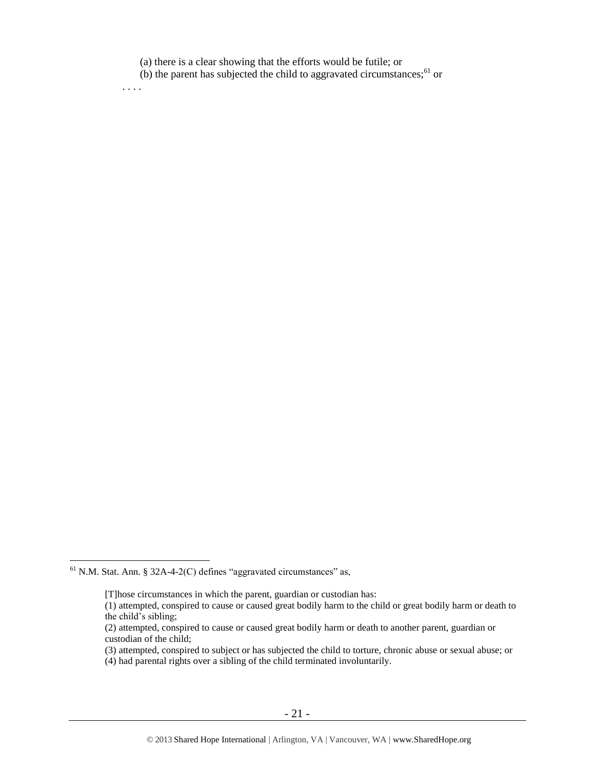(a) there is a clear showing that the efforts would be futile; or

(b) the parent has subjected the child to aggravated circumstances;[61] or

. . . .

---

[61] N.M. Stat. Ann. § 32A-4-2(C) defines "aggravated circumstances" as,

> [T]hose circumstances in which the parent, guardian or custodian has:
>
> (1) attempted, conspired to cause or caused great bodily harm to the child or great bodily harm or death to the child's sibling;
>
> (2) attempted, conspired to cause or caused great bodily harm or death to another parent, guardian or custodian of the child;
>
> (3) attempted, conspired to subject or has subjected the child to torture, chronic abuse or sexual abuse; or
>
> (4) had parental rights over a sibling of the child terminated involuntarily.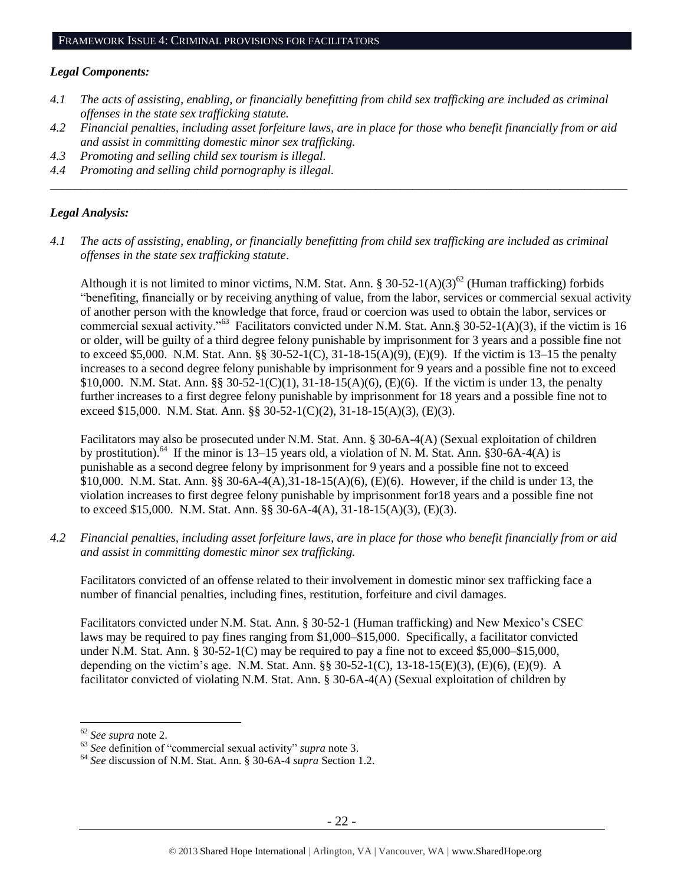## FRAMEWORK ISSUE 4: CRIMINAL PROVISIONS FOR FACILITATORS

### *Legal Components:*

- *4.1 The acts of assisting, enabling, or financially benefitting from child sex trafficking are included as criminal offenses in the state sex trafficking statute.*
- *4.2 Financial penalties, including asset forfeiture laws, are in place for those who benefit financially from or aid and assist in committing domestic minor sex trafficking.*
- *4.3 Promoting and selling child sex tourism is illegal.*
- *4.4 Promoting and selling child pornography is illegal.*

---

### *Legal Analysis:*

*4.1 The acts of assisting, enabling, or financially benefitting from child sex trafficking are included as criminal offenses in the state sex trafficking statute.*

Although it is not limited to minor victims, N.M. Stat. Ann. § 30-52-1(A)(3)[62] (Human trafficking) forbids "benefiting, financially or by receiving anything of value, from the labor, services or commercial sexual activity of another person with the knowledge that force, fraud or coercion was used to obtain the labor, services or commercial sexual activity."[63] Facilitators convicted under N.M. Stat. Ann.§ 30-52-1(A)(3), if the victim is 16 or older, will be guilty of a third degree felony punishable by imprisonment for 3 years and a possible fine not to exceed $5,000. N.M. Stat. Ann. §§ 30-52-1(C), 31-18-15(A)(9), (E)(9). If the victim is 13–15 the penalty increases to a second degree felony punishable by imprisonment for 9 years and a possible fine not to exceed $10,000. N.M. Stat. Ann. §§ 30-52-1(C)(1), 31-18-15(A)(6), (E)(6). If the victim is under 13, the penalty further increases to a first degree felony punishable by imprisonment for 18 years and a possible fine not to exceed $15,000. N.M. Stat. Ann. §§ 30-52-1(C)(2), 31-18-15(A)(3), (E)(3).

Facilitators may also be prosecuted under N.M. Stat. Ann. § 30-6A-4(A) (Sexual exploitation of children by prostitution).[64] If the minor is 13–15 years old, a violation of N. M. Stat. Ann. §30-6A-4(A) is punishable as a second degree felony by imprisonment for 9 years and a possible fine not to exceed $10,000. N.M. Stat. Ann. §§ 30-6A-4(A),31-18-15(A)(6), (E)(6). However, if the child is under 13, the violation increases to first degree felony punishable by imprisonment for18 years and a possible fine not to exceed $15,000. N.M. Stat. Ann. §§ 30-6A-4(A), 31-18-15(A)(3), (E)(3).

*4.2 Financial penalties, including asset forfeiture laws, are in place for those who benefit financially from or aid and assist in committing domestic minor sex trafficking.*

Facilitators convicted of an offense related to their involvement in domestic minor sex trafficking face a number of financial penalties, including fines, restitution, forfeiture and civil damages.

Facilitators convicted under N.M. Stat. Ann. § 30-52-1 (Human trafficking) and New Mexico's CSEC laws may be required to pay fines ranging from $1,000–$15,000. Specifically, a facilitator convicted under N.M. Stat. Ann. § 30-52-1(C) may be required to pay a fine not to exceed $5,000–$15,000, depending on the victim's age. N.M. Stat. Ann. §§ 30-52-1(C), 13-18-15(E)(3), (E)(6), (E)(9). A facilitator convicted of violating N.M. Stat. Ann. § 30-6A-4(A) (Sexual exploitation of children by

---

[62] *See supra* note 2.

[63] *See* definition of "commercial sexual activity" *supra* note 3.

[64] *See* discussion of N.M. Stat. Ann. § 30-6A-4 *supra* Section 1.2.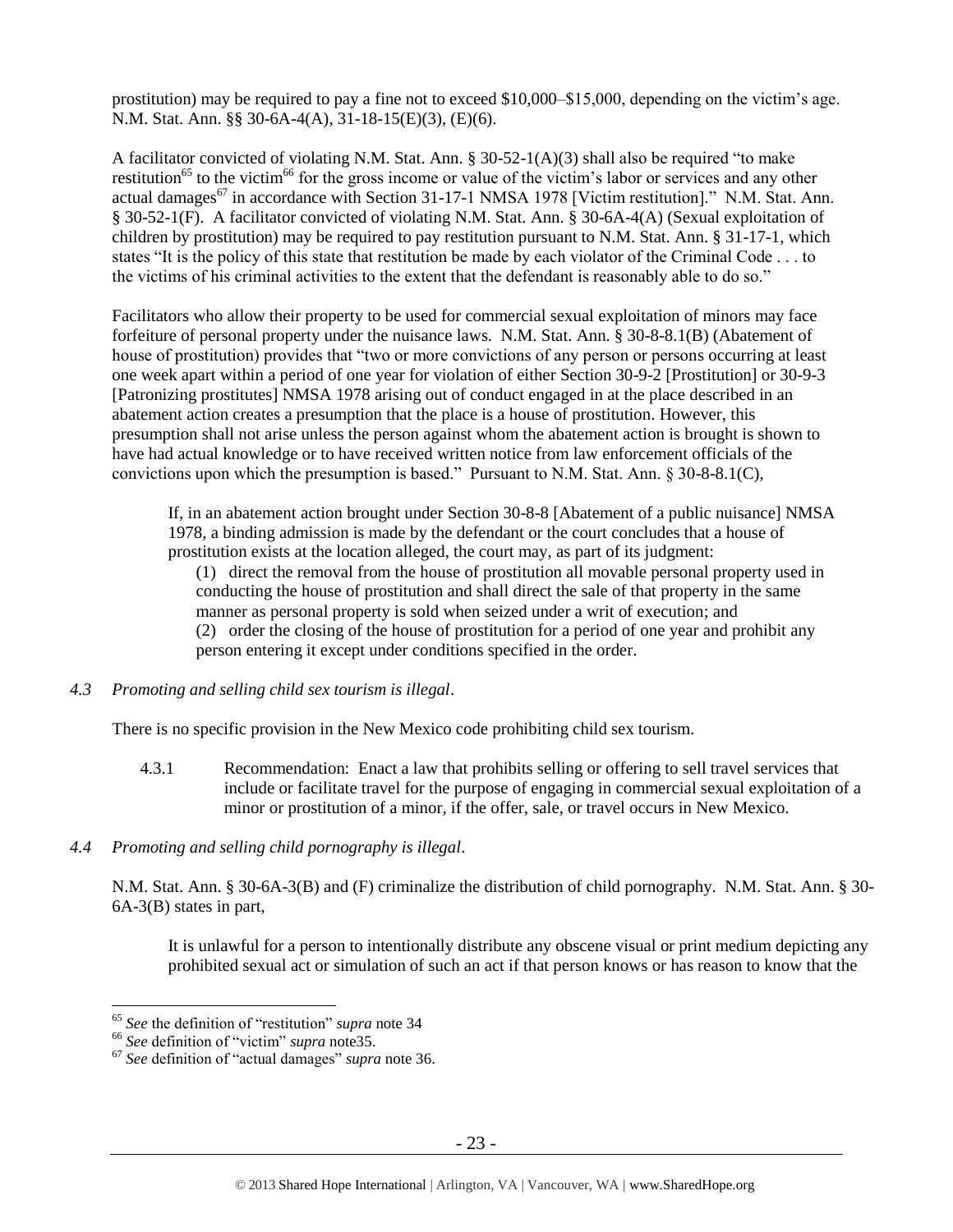prostitution) may be required to pay a fine not to exceed \$10,000–\$15,000, depending on the victim's age. N.M. Stat. Ann. §§ 30-6A-4(A), 31-18-15(E)(3), (E)(6).

A facilitator convicted of violating N.M. Stat. Ann. § 30-52-1(A)(3) shall also be required "to make restitution[65] to the victim[66] for the gross income or value of the victim's labor or services and any other actual damages[67] in accordance with Section 31-17-1 NMSA 1978 [Victim restitution]." N.M. Stat. Ann. § 30-52-1(F). A facilitator convicted of violating N.M. Stat. Ann. § 30-6A-4(A) (Sexual exploitation of children by prostitution) may be required to pay restitution pursuant to N.M. Stat. Ann. § 31-17-1, which states "It is the policy of this state that restitution be made by each violator of the Criminal Code . . . to the victims of his criminal activities to the extent that the defendant is reasonably able to do so."

Facilitators who allow their property to be used for commercial sexual exploitation of minors may face forfeiture of personal property under the nuisance laws. N.M. Stat. Ann. § 30-8-8.1(B) (Abatement of house of prostitution) provides that "two or more convictions of any person or persons occurring at least one week apart within a period of one year for violation of either Section 30-9-2 [Prostitution] or 30-9-3 [Patronizing prostitutes] NMSA 1978 arising out of conduct engaged in at the place described in an abatement action creates a presumption that the place is a house of prostitution. However, this presumption shall not arise unless the person against whom the abatement action is brought is shown to have had actual knowledge or to have received written notice from law enforcement officials of the convictions upon which the presumption is based." Pursuant to N.M. Stat. Ann. § 30-8-8.1(C),

> If, in an abatement action brought under Section 30-8-8 [Abatement of a public nuisance] NMSA 1978, a binding admission is made by the defendant or the court concludes that a house of prostitution exists at the location alleged, the court may, as part of its judgment:
>
> (1) direct the removal from the house of prostitution all movable personal property used in conducting the house of prostitution and shall direct the sale of that property in the same manner as personal property is sold when seized under a writ of execution; and
>
> (2) order the closing of the house of prostitution for a period of one year and prohibit any person entering it except under conditions specified in the order.

### 4.3 *Promoting and selling child sex tourism is illegal*.

There is no specific provision in the New Mexico code prohibiting child sex tourism.

4.3.1 Recommendation: Enact a law that prohibits selling or offering to sell travel services that include or facilitate travel for the purpose of engaging in commercial sexual exploitation of a minor or prostitution of a minor, if the offer, sale, or travel occurs in New Mexico.

### 4.4 *Promoting and selling child pornography is illegal*.

N.M. Stat. Ann. § 30-6A-3(B) and (F) criminalize the distribution of child pornography. N.M. Stat. Ann. § 30-6A-3(B) states in part,

> It is unlawful for a person to intentionally distribute any obscene visual or print medium depicting any prohibited sexual act or simulation of such an act if that person knows or has reason to know that the

---

[65] *See* the definition of "restitution" *supra* note 34

[66] *See* definition of "victim" *supra* note35.

[67] *See* definition of "actual damages" *supra* note 36.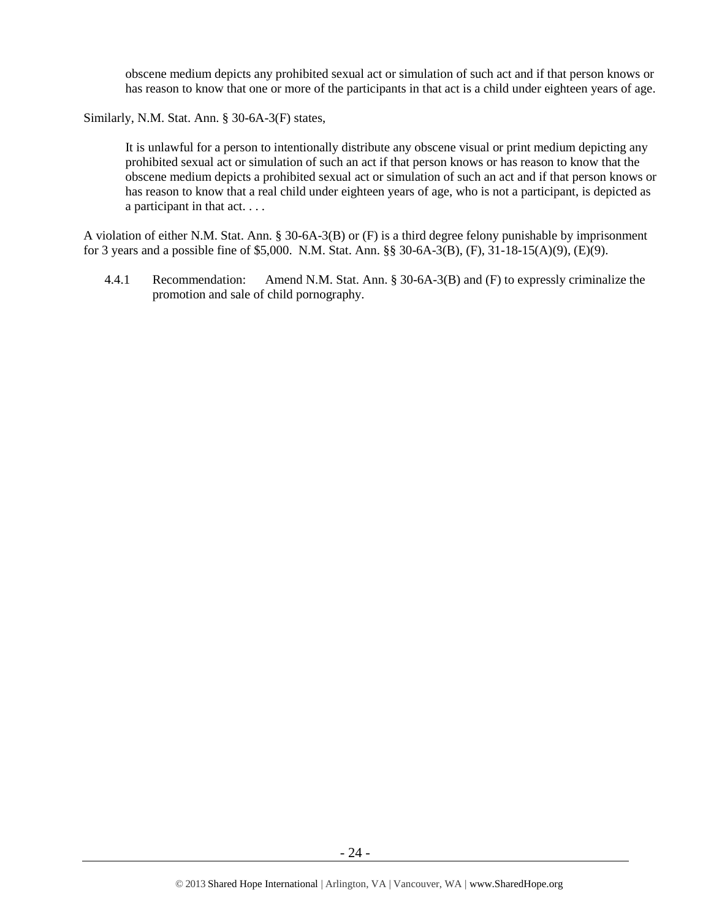> obscene medium depicts any prohibited sexual act or simulation of such act and if that person knows or has reason to know that one or more of the participants in that act is a child under eighteen years of age.

Similarly, N.M. Stat. Ann. § 30-6A-3(F) states,

> It is unlawful for a person to intentionally distribute any obscene visual or print medium depicting any prohibited sexual act or simulation of such an act if that person knows or has reason to know that the obscene medium depicts a prohibited sexual act or simulation of such an act and if that person knows or has reason to know that a real child under eighteen years of age, who is not a participant, is depicted as a participant in that act. . . .

A violation of either N.M. Stat. Ann. § 30-6A-3(B) or (F) is a third degree felony punishable by imprisonment for 3 years and a possible fine of $5,000. N.M. Stat. Ann. §§ 30-6A-3(B), (F), 31-18-15(A)(9), (E)(9).

4.4.1 Recommendation: Amend N.M. Stat. Ann. § 30-6A-3(B) and (F) to expressly criminalize the promotion and sale of child pornography.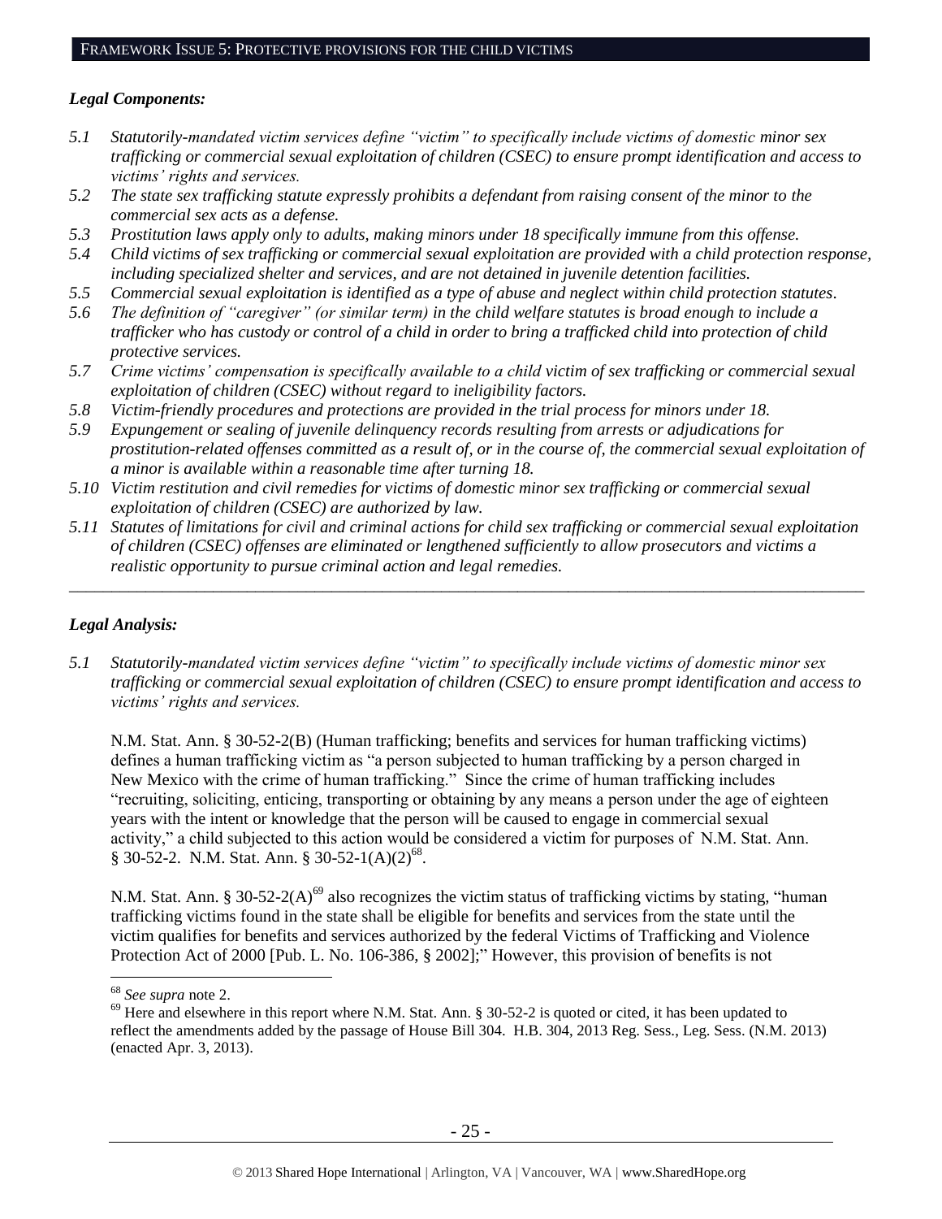## Framework Issue 5: Protective provisions for the child victims

### *Legal Components:*

- *5.1 Statutorily-mandated victim services define "victim" to specifically include victims of domestic minor sex trafficking or commercial sexual exploitation of children (CSEC) to ensure prompt identification and access to victims' rights and services.*
- *5.2 The state sex trafficking statute expressly prohibits a defendant from raising consent of the minor to the commercial sex acts as a defense.*
- *5.3 Prostitution laws apply only to adults, making minors under 18 specifically immune from this offense.*
- *5.4 Child victims of sex trafficking or commercial sexual exploitation are provided with a child protection response, including specialized shelter and services, and are not detained in juvenile detention facilities.*
- *5.5 Commercial sexual exploitation is identified as a type of abuse and neglect within child protection statutes.*
- *5.6 The definition of "caregiver" (or similar term) in the child welfare statutes is broad enough to include a trafficker who has custody or control of a child in order to bring a trafficked child into protection of child protective services.*
- *5.7 Crime victims' compensation is specifically available to a child victim of sex trafficking or commercial sexual exploitation of children (CSEC) without regard to ineligibility factors.*
- *5.8 Victim-friendly procedures and protections are provided in the trial process for minors under 18.*
- *5.9 Expungement or sealing of juvenile delinquency records resulting from arrests or adjudications for prostitution-related offenses committed as a result of, or in the course of, the commercial sexual exploitation of a minor is available within a reasonable time after turning 18.*
- *5.10 Victim restitution and civil remedies for victims of domestic minor sex trafficking or commercial sexual exploitation of children (CSEC) are authorized by law.*
- *5.11 Statutes of limitations for civil and criminal actions for child sex trafficking or commercial sexual exploitation of children (CSEC) offenses are eliminated or lengthened sufficiently to allow prosecutors and victims a realistic opportunity to pursue criminal action and legal remedies.*

---

### *Legal Analysis:*

*5.1 Statutorily-mandated victim services define "victim" to specifically include victims of domestic minor sex trafficking or commercial sexual exploitation of children (CSEC) to ensure prompt identification and access to victims' rights and services.*

N.M. Stat. Ann. § 30-52-2(B) (Human trafficking; benefits and services for human trafficking victims) defines a human trafficking victim as "a person subjected to human trafficking by a person charged in New Mexico with the crime of human trafficking." Since the crime of human trafficking includes "recruiting, soliciting, enticing, transporting or obtaining by any means a person under the age of eighteen years with the intent or knowledge that the person will be caused to engage in commercial sexual activity," a child subjected to this action would be considered a victim for purposes of N.M. Stat. Ann. § 30-52-2. N.M. Stat. Ann. § 30-52-1(A)(2)[68].

N.M. Stat. Ann. § 30-52-2(A)[69] also recognizes the victim status of trafficking victims by stating, "human trafficking victims found in the state shall be eligible for benefits and services from the state until the victim qualifies for benefits and services authorized by the federal Victims of Trafficking and Violence Protection Act of 2000 [Pub. L. No. 106-386, § 2002];" However, this provision of benefits is not

---

[68] *See supra* note 2.

[69] Here and elsewhere in this report where N.M. Stat. Ann. § 30-52-2 is quoted or cited, it has been updated to reflect the amendments added by the passage of House Bill 304. H.B. 304, 2013 Reg. Sess., Leg. Sess. (N.M. 2013) (enacted Apr. 3, 2013).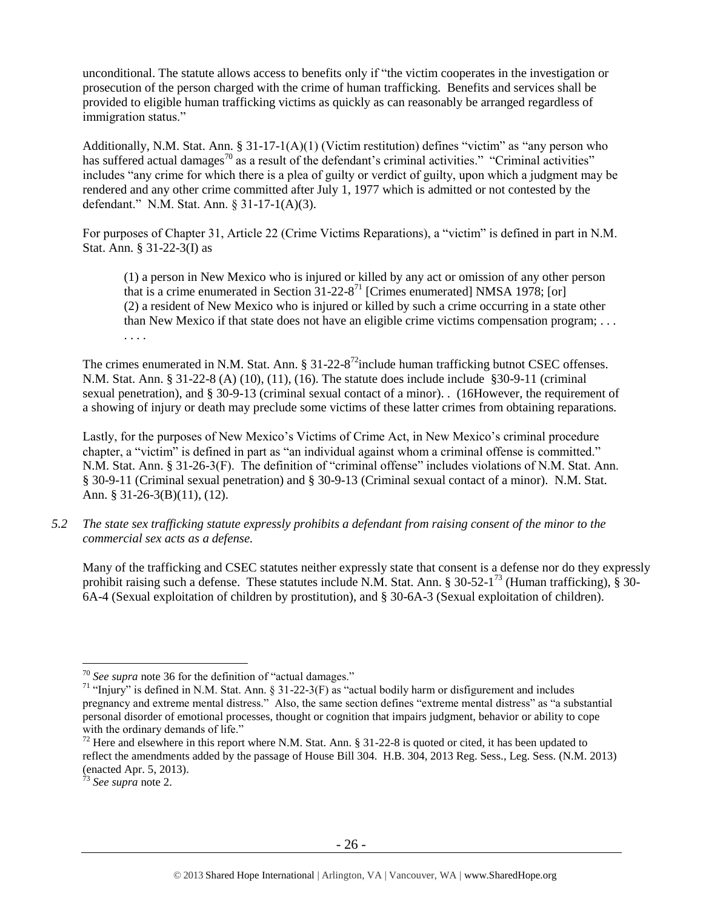unconditional. The statute allows access to benefits only if "the victim cooperates in the investigation or prosecution of the person charged with the crime of human trafficking. Benefits and services shall be provided to eligible human trafficking victims as quickly as can reasonably be arranged regardless of immigration status."

Additionally, N.M. Stat. Ann. § 31-17-1(A)(1) (Victim restitution) defines "victim" as "any person who has suffered actual damages[70] as a result of the defendant's criminal activities." "Criminal activities" includes "any crime for which there is a plea of guilty or verdict of guilty, upon which a judgment may be rendered and any other crime committed after July 1, 1977 which is admitted or not contested by the defendant." N.M. Stat. Ann. § 31-17-1(A)(3).

For purposes of Chapter 31, Article 22 (Crime Victims Reparations), a "victim" is defined in part in N.M. Stat. Ann. § 31-22-3(I) as

> (1) a person in New Mexico who is injured or killed by any act or omission of any other person that is a crime enumerated in Section 31-22-8[71] [Crimes enumerated] NMSA 1978; [or]
> (2) a resident of New Mexico who is injured or killed by such a crime occurring in a state other than New Mexico if that state does not have an eligible crime victims compensation program; . . . . . . .

The crimes enumerated in N.M. Stat. Ann. § 31-22-8[72]include human trafficking butnot CSEC offenses. N.M. Stat. Ann. § 31-22-8 (A) (10), (11), (16). The statute does include include §30-9-11 (criminal sexual penetration), and § 30-9-13 (criminal sexual contact of a minor). . (16However, the requirement of a showing of injury or death may preclude some victims of these latter crimes from obtaining reparations.

Lastly, for the purposes of New Mexico's Victims of Crime Act, in New Mexico's criminal procedure chapter, a "victim" is defined in part as "an individual against whom a criminal offense is committed." N.M. Stat. Ann. § 31-26-3(F). The definition of "criminal offense" includes violations of N.M. Stat. Ann. § 30-9-11 (Criminal sexual penetration) and § 30-9-13 (Criminal sexual contact of a minor). N.M. Stat. Ann. § 31-26-3(B)(11), (12).

*5.2 The state sex trafficking statute expressly prohibits a defendant from raising consent of the minor to the commercial sex acts as a defense.*

Many of the trafficking and CSEC statutes neither expressly state that consent is a defense nor do they expressly prohibit raising such a defense. These statutes include N.M. Stat. Ann. § 30-52-1[73] (Human trafficking), § 30-6A-4 (Sexual exploitation of children by prostitution), and § 30-6A-3 (Sexual exploitation of children).

---

[70] *See supra* note 36 for the definition of "actual damages."

[71] "Injury" is defined in N.M. Stat. Ann. § 31-22-3(F) as "actual bodily harm or disfigurement and includes pregnancy and extreme mental distress." Also, the same section defines "extreme mental distress" as "a substantial personal disorder of emotional processes, thought or cognition that impairs judgment, behavior or ability to cope with the ordinary demands of life."

[72] Here and elsewhere in this report where N.M. Stat. Ann. § 31-22-8 is quoted or cited, it has been updated to reflect the amendments added by the passage of House Bill 304. H.B. 304, 2013 Reg. Sess., Leg. Sess. (N.M. 2013) (enacted Apr. 5, 2013).

[73] *See supra* note 2.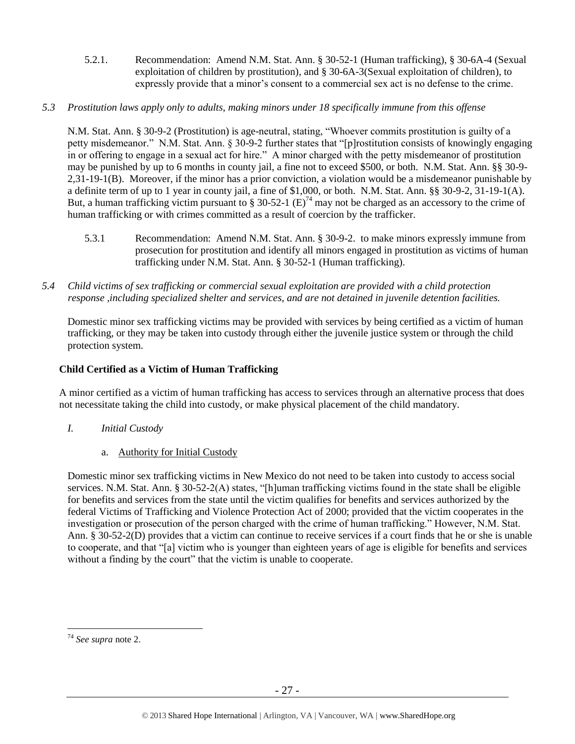5.2.1. Recommendation: Amend N.M. Stat. Ann. § 30-52-1 (Human trafficking), § 30-6A-4 (Sexual exploitation of children by prostitution), and § 30-6A-3(Sexual exploitation of children), to expressly provide that a minor's consent to a commercial sex act is no defense to the crime.

*5.3 Prostitution laws apply only to adults, making minors under 18 specifically immune from this offense*

N.M. Stat. Ann. § 30-9-2 (Prostitution) is age-neutral, stating, "Whoever commits prostitution is guilty of a petty misdemeanor." N.M. Stat. Ann. § 30-9-2 further states that "[p]rostitution consists of knowingly engaging in or offering to engage in a sexual act for hire." A minor charged with the petty misdemeanor of prostitution may be punished by up to 6 months in county jail, a fine not to exceed $500, or both. N.M. Stat. Ann. §§ 30-9-2,31-19-1(B). Moreover, if the minor has a prior conviction, a violation would be a misdemeanor punishable by a definite term of up to 1 year in county jail, a fine of $1,000, or both. N.M. Stat. Ann. §§ 30-9-2, 31-19-1(A). But, a human trafficking victim pursuant to § 30-52-1 (E)[74] may not be charged as an accessory to the crime of human trafficking or with crimes committed as a result of coercion by the trafficker.

5.3.1 Recommendation: Amend N.M. Stat. Ann. § 30-9-2. to make minors expressly immune from prosecution for prostitution and identify all minors engaged in prostitution as victims of human trafficking under N.M. Stat. Ann. § 30-52-1 (Human trafficking).

*5.4 Child victims of sex trafficking or commercial sexual exploitation are provided with a child protection response ,including specialized shelter and services, and are not detained in juvenile detention facilities.*

Domestic minor sex trafficking victims may be provided with services by being certified as a victim of human trafficking, or they may be taken into custody through either the juvenile justice system or through the child protection system.

**Child Certified as a Victim of Human Trafficking**

A minor certified as a victim of human trafficking has access to services through an alternative process that does not necessitate taking the child into custody, or make physical placement of the child mandatory.

*I. Initial Custody*

a. Authority for Initial Custody

Domestic minor sex trafficking victims in New Mexico do not need to be taken into custody to access social services. N.M. Stat. Ann. § 30-52-2(A) states, "[h]uman trafficking victims found in the state shall be eligible for benefits and services from the state until the victim qualifies for benefits and services authorized by the federal Victims of Trafficking and Violence Protection Act of 2000; provided that the victim cooperates in the investigation or prosecution of the person charged with the crime of human trafficking." However, N.M. Stat. Ann. § 30-52-2(D) provides that a victim can continue to receive services if a court finds that he or she is unable to cooperate, and that "[a] victim who is younger than eighteen years of age is eligible for benefits and services without a finding by the court" that the victim is unable to cooperate.

[74] *See supra* note 2.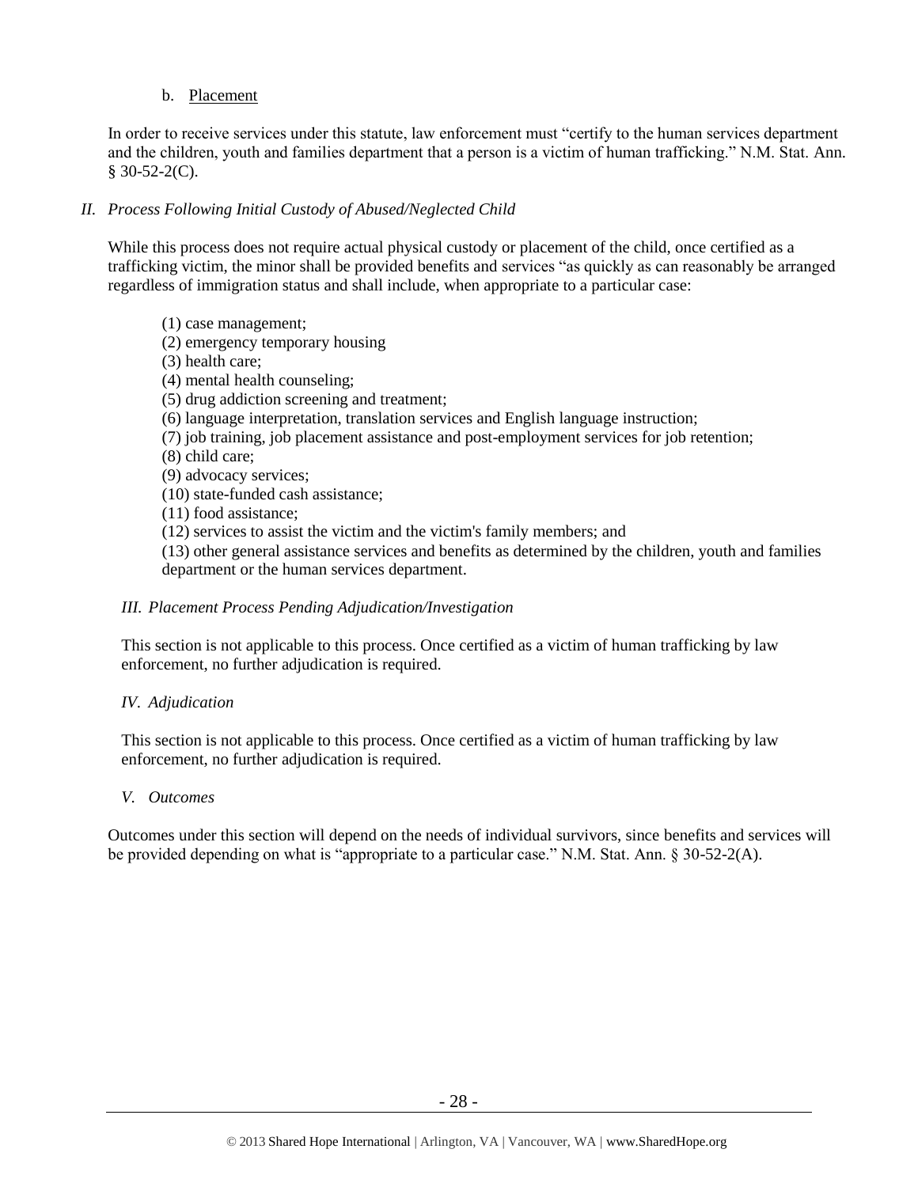b. Placement

In order to receive services under this statute, law enforcement must "certify to the human services department and the children, youth and families department that a person is a victim of human trafficking." N.M. Stat. Ann. § 30-52-2(C).

*II. Process Following Initial Custody of Abused/Neglected Child*

While this process does not require actual physical custody or placement of the child, once certified as a trafficking victim, the minor shall be provided benefits and services "as quickly as can reasonably be arranged regardless of immigration status and shall include, when appropriate to a particular case:

(1) case management;
(2) emergency temporary housing
(3) health care;
(4) mental health counseling;
(5) drug addiction screening and treatment;
(6) language interpretation, translation services and English language instruction;
(7) job training, job placement assistance and post-employment services for job retention;
(8) child care;
(9) advocacy services;
(10) state-funded cash assistance;
(11) food assistance;
(12) services to assist the victim and the victim's family members; and
(13) other general assistance services and benefits as determined by the children, youth and families department or the human services department.

*III. Placement Process Pending Adjudication/Investigation*

This section is not applicable to this process. Once certified as a victim of human trafficking by law enforcement, no further adjudication is required.

*IV. Adjudication*

This section is not applicable to this process. Once certified as a victim of human trafficking by law enforcement, no further adjudication is required.

*V. Outcomes*

Outcomes under this section will depend on the needs of individual survivors, since benefits and services will be provided depending on what is "appropriate to a particular case." N.M. Stat. Ann. § 30-52-2(A).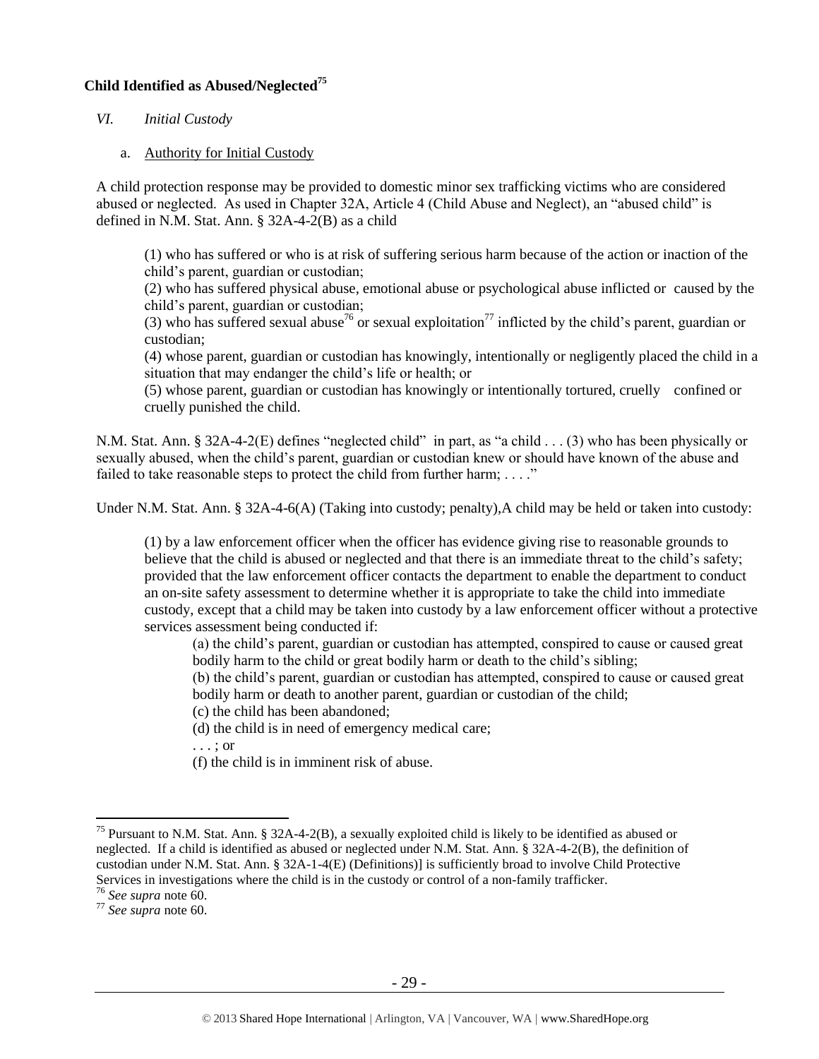**Child Identified as Abused/Neglected**[75]

*VI. Initial Custody*

a. Authority for Initial Custody

A child protection response may be provided to domestic minor sex trafficking victims who are considered abused or neglected. As used in Chapter 32A, Article 4 (Child Abuse and Neglect), an "abused child" is defined in N.M. Stat. Ann. § 32A-4-2(B) as a child

> (1) who has suffered or who is at risk of suffering serious harm because of the action or inaction of the child's parent, guardian or custodian;
> (2) who has suffered physical abuse, emotional abuse or psychological abuse inflicted or caused by the child's parent, guardian or custodian;
> (3) who has suffered sexual abuse[76] or sexual exploitation[77] inflicted by the child's parent, guardian or custodian;
> (4) whose parent, guardian or custodian has knowingly, intentionally or negligently placed the child in a situation that may endanger the child's life or health; or
> (5) whose parent, guardian or custodian has knowingly or intentionally tortured, cruelly confined or cruelly punished the child.

N.M. Stat. Ann. § 32A-4-2(E) defines "neglected child" in part, as "a child . . . (3) who has been physically or sexually abused, when the child's parent, guardian or custodian knew or should have known of the abuse and failed to take reasonable steps to protect the child from further harm; . . . ."

Under N.M. Stat. Ann. § 32A-4-6(A) (Taking into custody; penalty),A child may be held or taken into custody:

> (1) by a law enforcement officer when the officer has evidence giving rise to reasonable grounds to believe that the child is abused or neglected and that there is an immediate threat to the child's safety; provided that the law enforcement officer contacts the department to enable the department to conduct an on-site safety assessment to determine whether it is appropriate to take the child into immediate custody, except that a child may be taken into custody by a law enforcement officer without a protective services assessment being conducted if:
>
> (a) the child's parent, guardian or custodian has attempted, conspired to cause or caused great bodily harm to the child or great bodily harm or death to the child's sibling;
> (b) the child's parent, guardian or custodian has attempted, conspired to cause or caused great bodily harm or death to another parent, guardian or custodian of the child;
> (c) the child has been abandoned;
> (d) the child is in need of emergency medical care;
> . . . ; or
> (f) the child is in imminent risk of abuse.

---

[75] Pursuant to N.M. Stat. Ann. § 32A-4-2(B), a sexually exploited child is likely to be identified as abused or neglected. If a child is identified as abused or neglected under N.M. Stat. Ann. § 32A-4-2(B), the definition of custodian under N.M. Stat. Ann. § 32A-1-4(E) (Definitions)] is sufficiently broad to involve Child Protective Services in investigations where the child is in the custody or control of a non-family trafficker.

[76] *See supra* note 60.

[77] *See supra* note 60.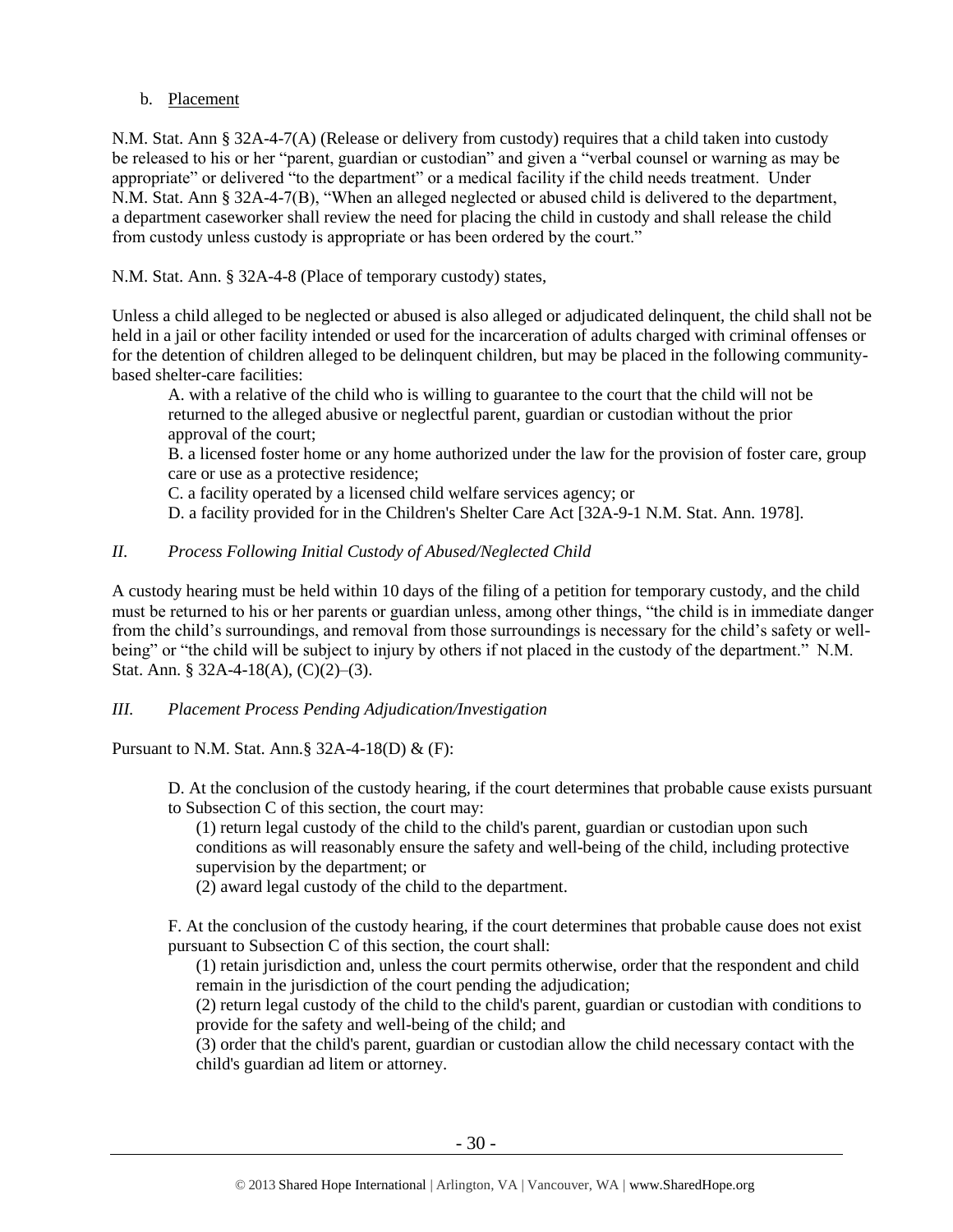b. Placement

N.M. Stat. Ann § 32A-4-7(A) (Release or delivery from custody) requires that a child taken into custody be released to his or her "parent, guardian or custodian" and given a "verbal counsel or warning as may be appropriate" or delivered "to the department" or a medical facility if the child needs treatment. Under N.M. Stat. Ann § 32A-4-7(B), "When an alleged neglected or abused child is delivered to the department, a department caseworker shall review the need for placing the child in custody and shall release the child from custody unless custody is appropriate or has been ordered by the court."

N.M. Stat. Ann. § 32A-4-8 (Place of temporary custody) states,

Unless a child alleged to be neglected or abused is also alleged or adjudicated delinquent, the child shall not be held in a jail or other facility intended or used for the incarceration of adults charged with criminal offenses or for the detention of children alleged to be delinquent children, but may be placed in the following community-based shelter-care facilities:

> A. with a relative of the child who is willing to guarantee to the court that the child will not be returned to the alleged abusive or neglectful parent, guardian or custodian without the prior approval of the court;
>
> B. a licensed foster home or any home authorized under the law for the provision of foster care, group care or use as a protective residence;
>
> C. a facility operated by a licensed child welfare services agency; or
>
> D. a facility provided for in the Children's Shelter Care Act [32A-9-1 N.M. Stat. Ann. 1978].

### *II. Process Following Initial Custody of Abused/Neglected Child*

A custody hearing must be held within 10 days of the filing of a petition for temporary custody, and the child must be returned to his or her parents or guardian unless, among other things, "the child is in immediate danger from the child's surroundings, and removal from those surroundings is necessary for the child's safety or well-being" or "the child will be subject to injury by others if not placed in the custody of the department." N.M. Stat. Ann. § 32A-4-18(A), (C)(2)–(3).

### *III. Placement Process Pending Adjudication/Investigation*

Pursuant to N.M. Stat. Ann.§ 32A-4-18(D) & (F):

> D. At the conclusion of the custody hearing, if the court determines that probable cause exists pursuant to Subsection C of this section, the court may:
>
> (1) return legal custody of the child to the child's parent, guardian or custodian upon such conditions as will reasonably ensure the safety and well-being of the child, including protective supervision by the department; or
>
> (2) award legal custody of the child to the department.
>
> F. At the conclusion of the custody hearing, if the court determines that probable cause does not exist pursuant to Subsection C of this section, the court shall:
>
> (1) retain jurisdiction and, unless the court permits otherwise, order that the respondent and child remain in the jurisdiction of the court pending the adjudication;
>
> (2) return legal custody of the child to the child's parent, guardian or custodian with conditions to provide for the safety and well-being of the child; and
>
> (3) order that the child's parent, guardian or custodian allow the child necessary contact with the child's guardian ad litem or attorney.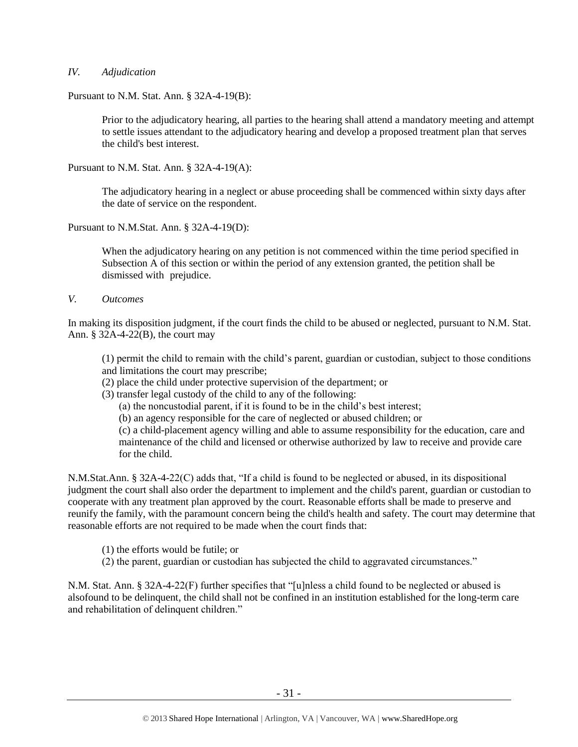*IV. Adjudication*

Pursuant to N.M. Stat. Ann. § 32A-4-19(B):

> Prior to the adjudicatory hearing, all parties to the hearing shall attend a mandatory meeting and attempt to settle issues attendant to the adjudicatory hearing and develop a proposed treatment plan that serves the child's best interest.

Pursuant to N.M. Stat. Ann. § 32A-4-19(A):

> The adjudicatory hearing in a neglect or abuse proceeding shall be commenced within sixty days after the date of service on the respondent.

Pursuant to N.M.Stat. Ann. § 32A-4-19(D):

> When the adjudicatory hearing on any petition is not commenced within the time period specified in Subsection A of this section or within the period of any extension granted, the petition shall be dismissed with prejudice.

*V. Outcomes*

In making its disposition judgment, if the court finds the child to be abused or neglected, pursuant to N.M. Stat. Ann. § 32A-4-22(B), the court may

> (1) permit the child to remain with the child's parent, guardian or custodian, subject to those conditions and limitations the court may prescribe;
> (2) place the child under protective supervision of the department; or
> (3) transfer legal custody of the child to any of the following:
> (a) the noncustodial parent, if it is found to be in the child's best interest;
> (b) an agency responsible for the care of neglected or abused children; or
> (c) a child-placement agency willing and able to assume responsibility for the education, care and maintenance of the child and licensed or otherwise authorized by law to receive and provide care for the child.

N.M.Stat.Ann. § 32A-4-22(C) adds that, "If a child is found to be neglected or abused, in its dispositional judgment the court shall also order the department to implement and the child's parent, guardian or custodian to cooperate with any treatment plan approved by the court. Reasonable efforts shall be made to preserve and reunify the family, with the paramount concern being the child's health and safety. The court may determine that reasonable efforts are not required to be made when the court finds that:

> (1) the efforts would be futile; or
> (2) the parent, guardian or custodian has subjected the child to aggravated circumstances."

N.M. Stat. Ann. § 32A-4-22(F) further specifies that "[u]nless a child found to be neglected or abused is alsofound to be delinquent, the child shall not be confined in an institution established for the long-term care and rehabilitation of delinquent children."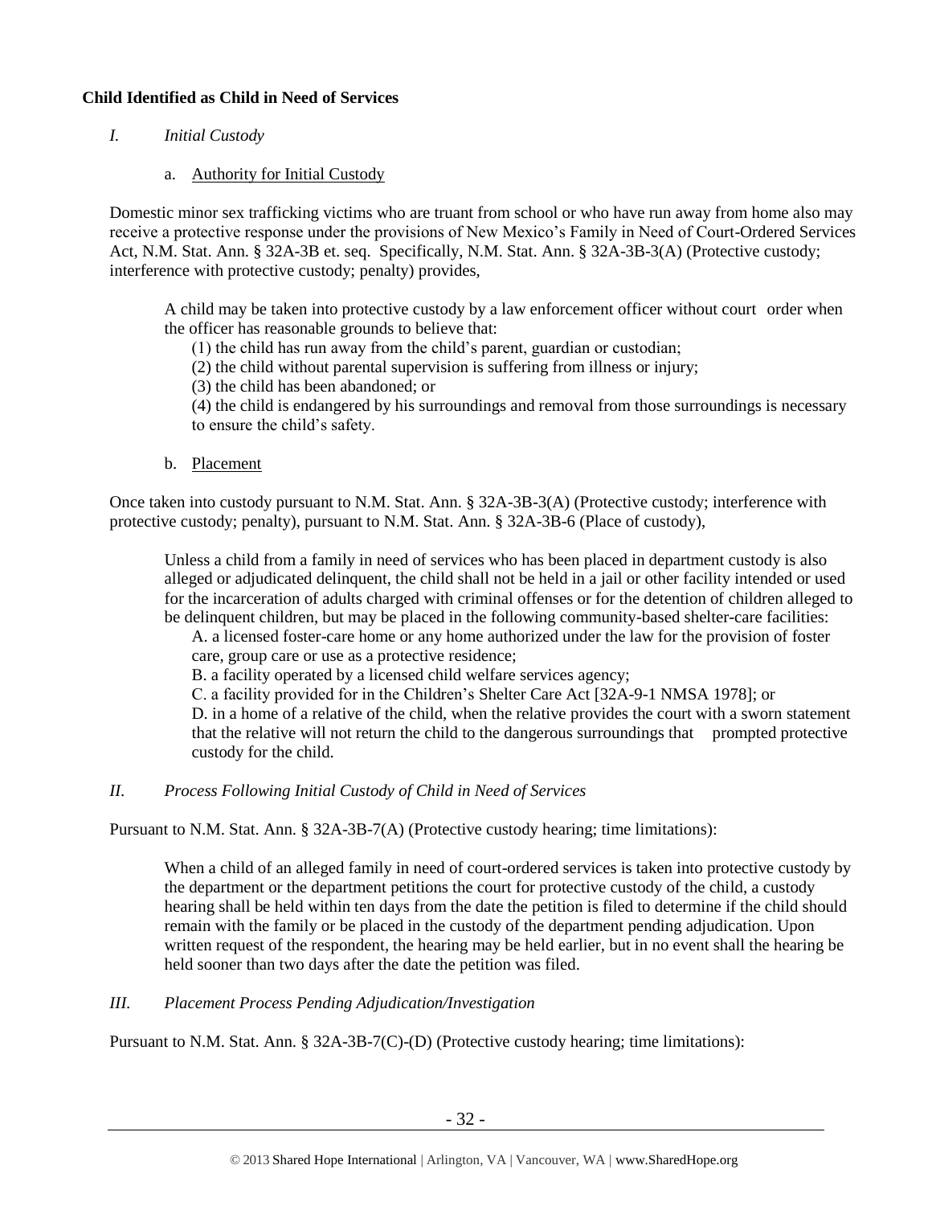**Child Identified as Child in Need of Services**

*I. Initial Custody*

a. Authority for Initial Custody

Domestic minor sex trafficking victims who are truant from school or who have run away from home also may receive a protective response under the provisions of New Mexico's Family in Need of Court-Ordered Services Act, N.M. Stat. Ann. § 32A-3B et. seq. Specifically, N.M. Stat. Ann. § 32A-3B-3(A) (Protective custody; interference with protective custody; penalty) provides,

> A child may be taken into protective custody by a law enforcement officer without court order when the officer has reasonable grounds to believe that:
>
> (1) the child has run away from the child's parent, guardian or custodian;
>
> (2) the child without parental supervision is suffering from illness or injury;
>
> (3) the child has been abandoned; or
>
> (4) the child is endangered by his surroundings and removal from those surroundings is necessary to ensure the child's safety.

b. Placement

Once taken into custody pursuant to N.M. Stat. Ann. § 32A-3B-3(A) (Protective custody; interference with protective custody; penalty), pursuant to N.M. Stat. Ann. § 32A-3B-6 (Place of custody),

> Unless a child from a family in need of services who has been placed in department custody is also alleged or adjudicated delinquent, the child shall not be held in a jail or other facility intended or used for the incarceration of adults charged with criminal offenses or for the detention of children alleged to be delinquent children, but may be placed in the following community-based shelter-care facilities:
>
> A. a licensed foster-care home or any home authorized under the law for the provision of foster care, group care or use as a protective residence;
>
> B. a facility operated by a licensed child welfare services agency;
>
> C. a facility provided for in the Children's Shelter Care Act [32A-9-1 NMSA 1978]; or
>
> D. in a home of a relative of the child, when the relative provides the court with a sworn statement that the relative will not return the child to the dangerous surroundings that prompted protective custody for the child.

*II. Process Following Initial Custody of Child in Need of Services*

Pursuant to N.M. Stat. Ann. § 32A-3B-7(A) (Protective custody hearing; time limitations):

> When a child of an alleged family in need of court-ordered services is taken into protective custody by the department or the department petitions the court for protective custody of the child, a custody hearing shall be held within ten days from the date the petition is filed to determine if the child should remain with the family or be placed in the custody of the department pending adjudication. Upon written request of the respondent, the hearing may be held earlier, but in no event shall the hearing be held sooner than two days after the date the petition was filed.

*III. Placement Process Pending Adjudication/Investigation*

Pursuant to N.M. Stat. Ann. § 32A-3B-7(C)-(D) (Protective custody hearing; time limitations):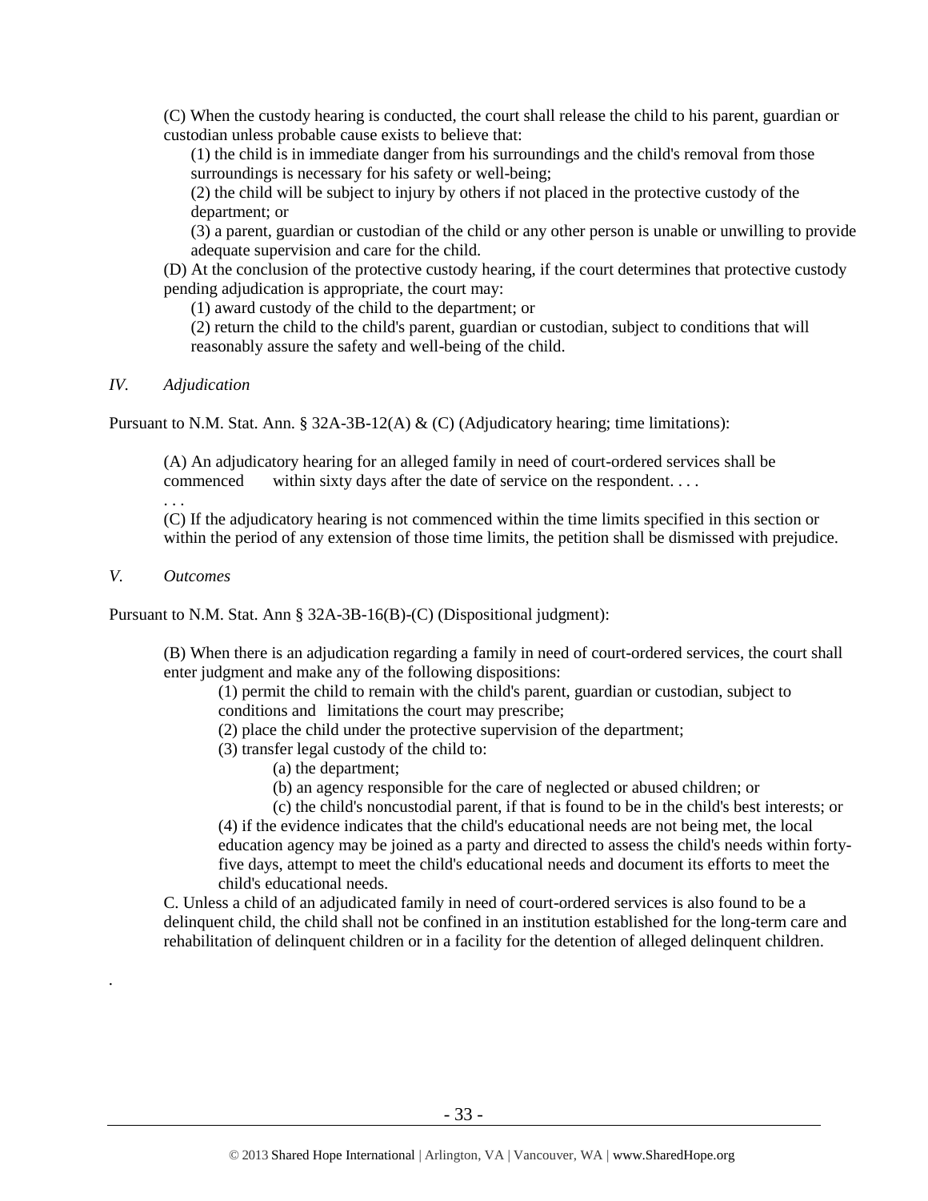(C) When the custody hearing is conducted, the court shall release the child to his parent, guardian or custodian unless probable cause exists to believe that:

(1) the child is in immediate danger from his surroundings and the child's removal from those surroundings is necessary for his safety or well-being;

(2) the child will be subject to injury by others if not placed in the protective custody of the department; or

(3) a parent, guardian or custodian of the child or any other person is unable or unwilling to provide adequate supervision and care for the child.

(D) At the conclusion of the protective custody hearing, if the court determines that protective custody pending adjudication is appropriate, the court may:

(1) award custody of the child to the department; or

(2) return the child to the child's parent, guardian or custodian, subject to conditions that will reasonably assure the safety and well-being of the child.

*IV. Adjudication*

Pursuant to N.M. Stat. Ann. § 32A-3B-12(A) & (C) (Adjudicatory hearing; time limitations):

(A) An adjudicatory hearing for an alleged family in need of court-ordered services shall be commenced within sixty days after the date of service on the respondent. . . .

. . .

(C) If the adjudicatory hearing is not commenced within the time limits specified in this section or within the period of any extension of those time limits, the petition shall be dismissed with prejudice.

*V. Outcomes*

Pursuant to N.M. Stat. Ann § 32A-3B-16(B)-(C) (Dispositional judgment):

(B) When there is an adjudication regarding a family in need of court-ordered services, the court shall enter judgment and make any of the following dispositions:

(1) permit the child to remain with the child's parent, guardian or custodian, subject to conditions and limitations the court may prescribe;

(2) place the child under the protective supervision of the department;

(3) transfer legal custody of the child to:

(a) the department;

(b) an agency responsible for the care of neglected or abused children; or

(c) the child's noncustodial parent, if that is found to be in the child's best interests; or

(4) if the evidence indicates that the child's educational needs are not being met, the local education agency may be joined as a party and directed to assess the child's needs within forty-five days, attempt to meet the child's educational needs and document its efforts to meet the child's educational needs.

C. Unless a child of an adjudicated family in need of court-ordered services is also found to be a delinquent child, the child shall not be confined in an institution established for the long-term care and rehabilitation of delinquent children or in a facility for the detention of alleged delinquent children.

.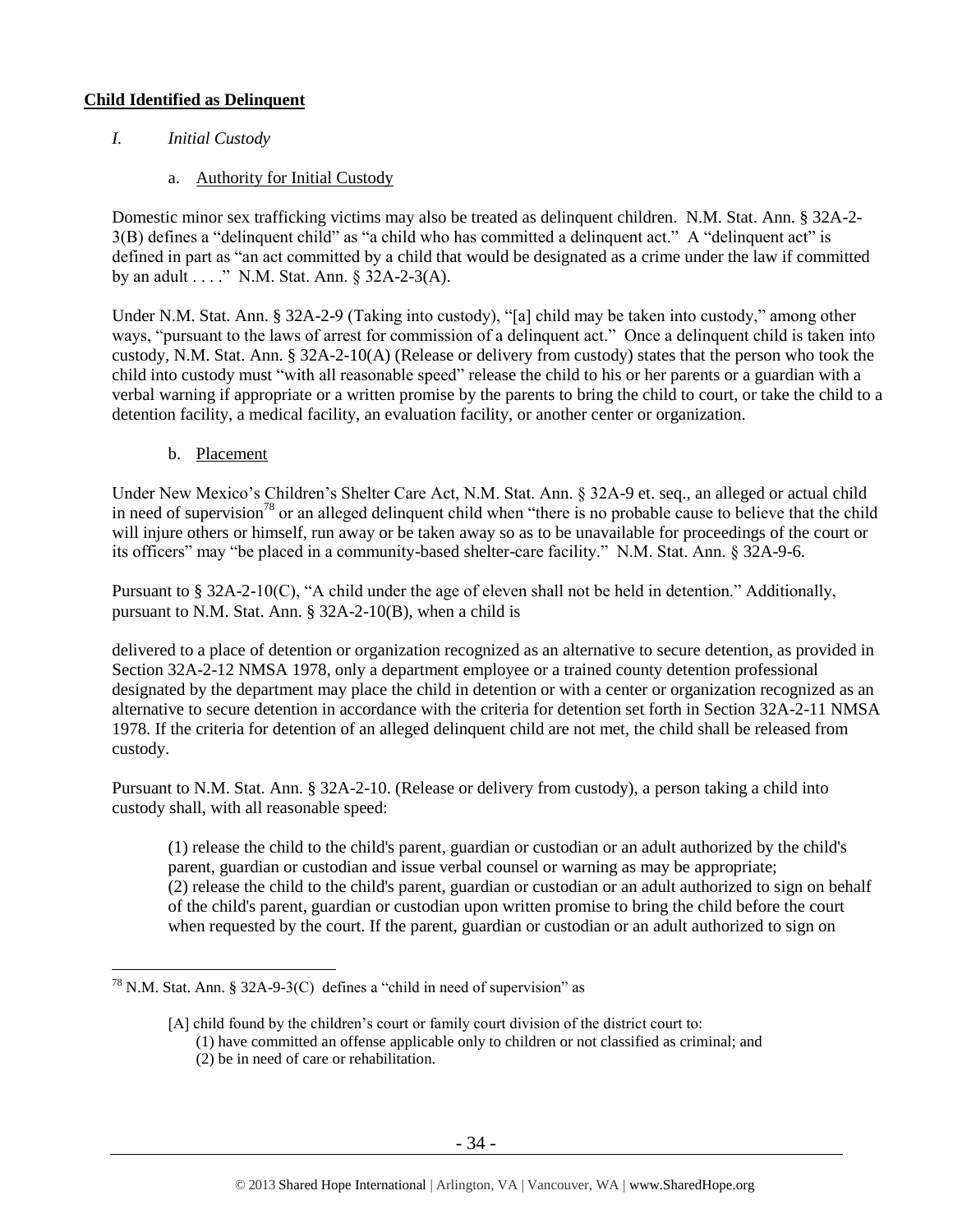## **Child Identified as Delinquent**

*I. Initial Custody*

a. Authority for Initial Custody

Domestic minor sex trafficking victims may also be treated as delinquent children. N.M. Stat. Ann. § 32A-2-3(B) defines a "delinquent child" as "a child who has committed a delinquent act." A "delinquent act" is defined in part as "an act committed by a child that would be designated as a crime under the law if committed by an adult . . . ." N.M. Stat. Ann. § 32A-2-3(A).

Under N.M. Stat. Ann. § 32A-2-9 (Taking into custody), "[a] child may be taken into custody," among other ways, "pursuant to the laws of arrest for commission of a delinquent act." Once a delinquent child is taken into custody, N.M. Stat. Ann. § 32A-2-10(A) (Release or delivery from custody) states that the person who took the child into custody must "with all reasonable speed" release the child to his or her parents or a guardian with a verbal warning if appropriate or a written promise by the parents to bring the child to court, or take the child to a detention facility, a medical facility, an evaluation facility, or another center or organization.

b. Placement

Under New Mexico's Children's Shelter Care Act, N.M. Stat. Ann. § 32A-9 et. seq., an alleged or actual child in need of supervision[78] or an alleged delinquent child when "there is no probable cause to believe that the child will injure others or himself, run away or be taken away so as to be unavailable for proceedings of the court or its officers" may "be placed in a community-based shelter-care facility." N.M. Stat. Ann. § 32A-9-6.

Pursuant to § 32A-2-10(C), "A child under the age of eleven shall not be held in detention." Additionally, pursuant to N.M. Stat. Ann. § 32A-2-10(B), when a child is

delivered to a place of detention or organization recognized as an alternative to secure detention, as provided in Section 32A-2-12 NMSA 1978, only a department employee or a trained county detention professional designated by the department may place the child in detention or with a center or organization recognized as an alternative to secure detention in accordance with the criteria for detention set forth in Section 32A-2-11 NMSA 1978. If the criteria for detention of an alleged delinquent child are not met, the child shall be released from custody.

Pursuant to N.M. Stat. Ann. § 32A-2-10. (Release or delivery from custody), a person taking a child into custody shall, with all reasonable speed:

> (1) release the child to the child's parent, guardian or custodian or an adult authorized by the child's parent, guardian or custodian and issue verbal counsel or warning as may be appropriate;
> (2) release the child to the child's parent, guardian or custodian or an adult authorized to sign on behalf of the child's parent, guardian or custodian upon written promise to bring the child before the court when requested by the court. If the parent, guardian or custodian or an adult authorized to sign on

---

[78] N.M. Stat. Ann. § 32A-9-3(C) defines a "child in need of supervision" as

> [A] child found by the children's court or family court division of the district court to:
> (1) have committed an offense applicable only to children or not classified as criminal; and
> (2) be in need of care or rehabilitation.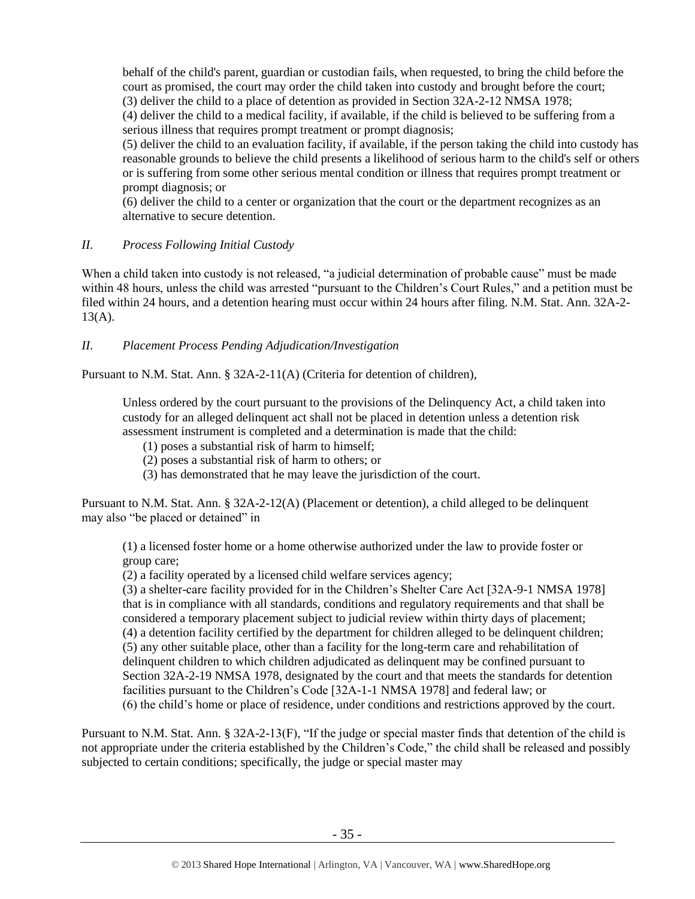behalf of the child's parent, guardian or custodian fails, when requested, to bring the child before the court as promised, the court may order the child taken into custody and brought before the court;
(3) deliver the child to a place of detention as provided in Section 32A-2-12 NMSA 1978;
(4) deliver the child to a medical facility, if available, if the child is believed to be suffering from a serious illness that requires prompt treatment or prompt diagnosis;
(5) deliver the child to an evaluation facility, if available, if the person taking the child into custody has reasonable grounds to believe the child presents a likelihood of serious harm to the child's self or others or is suffering from some other serious mental condition or illness that requires prompt treatment or prompt diagnosis; or
(6) deliver the child to a center or organization that the court or the department recognizes as an alternative to secure detention.

*II. Process Following Initial Custody*

When a child taken into custody is not released, "a judicial determination of probable cause" must be made within 48 hours, unless the child was arrested "pursuant to the Children's Court Rules," and a petition must be filed within 24 hours, and a detention hearing must occur within 24 hours after filing. N.M. Stat. Ann. 32A-2-13(A).

*II. Placement Process Pending Adjudication/Investigation*

Pursuant to N.M. Stat. Ann. § 32A-2-11(A) (Criteria for detention of children),

> Unless ordered by the court pursuant to the provisions of the Delinquency Act, a child taken into custody for an alleged delinquent act shall not be placed in detention unless a detention risk assessment instrument is completed and a determination is made that the child:
> (1) poses a substantial risk of harm to himself;
> (2) poses a substantial risk of harm to others; or
> (3) has demonstrated that he may leave the jurisdiction of the court.

Pursuant to N.M. Stat. Ann. § 32A-2-12(A) (Placement or detention), a child alleged to be delinquent may also "be placed or detained" in

> (1) a licensed foster home or a home otherwise authorized under the law to provide foster or group care;
> (2) a facility operated by a licensed child welfare services agency;
> (3) a shelter-care facility provided for in the Children's Shelter Care Act [32A-9-1 NMSA 1978] that is in compliance with all standards, conditions and regulatory requirements and that shall be considered a temporary placement subject to judicial review within thirty days of placement;
> (4) a detention facility certified by the department for children alleged to be delinquent children;
> (5) any other suitable place, other than a facility for the long-term care and rehabilitation of delinquent children to which children adjudicated as delinquent may be confined pursuant to Section 32A-2-19 NMSA 1978, designated by the court and that meets the standards for detention facilities pursuant to the Children's Code [32A-1-1 NMSA 1978] and federal law; or
> (6) the child's home or place of residence, under conditions and restrictions approved by the court.

Pursuant to N.M. Stat. Ann. § 32A-2-13(F), "If the judge or special master finds that detention of the child is not appropriate under the criteria established by the Children's Code," the child shall be released and possibly subjected to certain conditions; specifically, the judge or special master may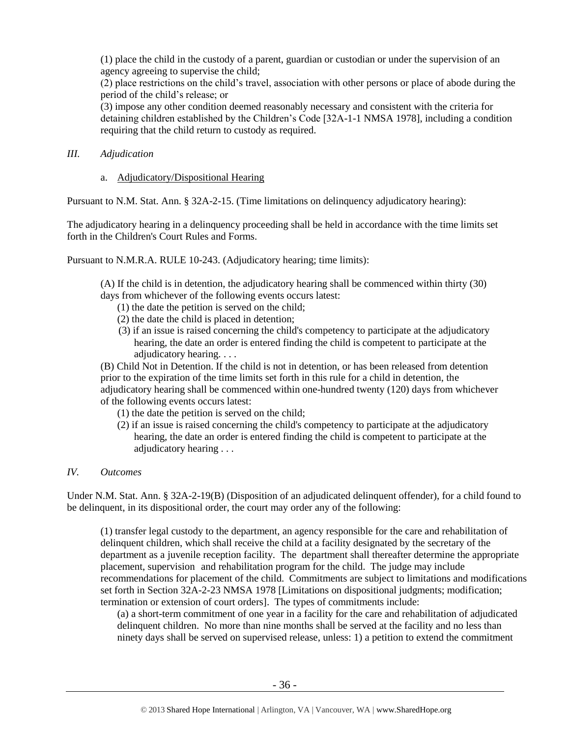(1) place the child in the custody of a parent, guardian or custodian or under the supervision of an agency agreeing to supervise the child;

(2) place restrictions on the child's travel, association with other persons or place of abode during the period of the child's release; or

(3) impose any other condition deemed reasonably necessary and consistent with the criteria for detaining children established by the Children's Code [32A-1-1 NMSA 1978], including a condition requiring that the child return to custody as required.

## *III. Adjudication*

### a. Adjudicatory/Dispositional Hearing

Pursuant to N.M. Stat. Ann. § 32A-2-15. (Time limitations on delinquency adjudicatory hearing):

The adjudicatory hearing in a delinquency proceeding shall be held in accordance with the time limits set forth in the Children's Court Rules and Forms.

Pursuant to N.M.R.A. RULE 10-243. (Adjudicatory hearing; time limits):

> (A) If the child is in detention, the adjudicatory hearing shall be commenced within thirty (30) days from whichever of the following events occurs latest:
>
> (1) the date the petition is served on the child;
>
> (2) the date the child is placed in detention;
>
> (3) if an issue is raised concerning the child's competency to participate at the adjudicatory hearing, the date an order is entered finding the child is competent to participate at the adjudicatory hearing. . . .
>
> (B) Child Not in Detention. If the child is not in detention, or has been released from detention prior to the expiration of the time limits set forth in this rule for a child in detention, the adjudicatory hearing shall be commenced within one-hundred twenty (120) days from whichever of the following events occurs latest:
>
> (1) the date the petition is served on the child;
>
> (2) if an issue is raised concerning the child's competency to participate at the adjudicatory hearing, the date an order is entered finding the child is competent to participate at the adjudicatory hearing . . .

## *IV. Outcomes*

Under N.M. Stat. Ann. § 32A-2-19(B) (Disposition of an adjudicated delinquent offender), for a child found to be delinquent, in its dispositional order, the court may order any of the following:

> (1) transfer legal custody to the department, an agency responsible for the care and rehabilitation of delinquent children, which shall receive the child at a facility designated by the secretary of the department as a juvenile reception facility. The department shall thereafter determine the appropriate placement, supervision and rehabilitation program for the child. The judge may include recommendations for placement of the child. Commitments are subject to limitations and modifications set forth in Section 32A-2-23 NMSA 1978 [Limitations on dispositional judgments; modification; termination or extension of court orders]. The types of commitments include:
>
> (a) a short-term commitment of one year in a facility for the care and rehabilitation of adjudicated delinquent children. No more than nine months shall be served at the facility and no less than ninety days shall be served on supervised release, unless: 1) a petition to extend the commitment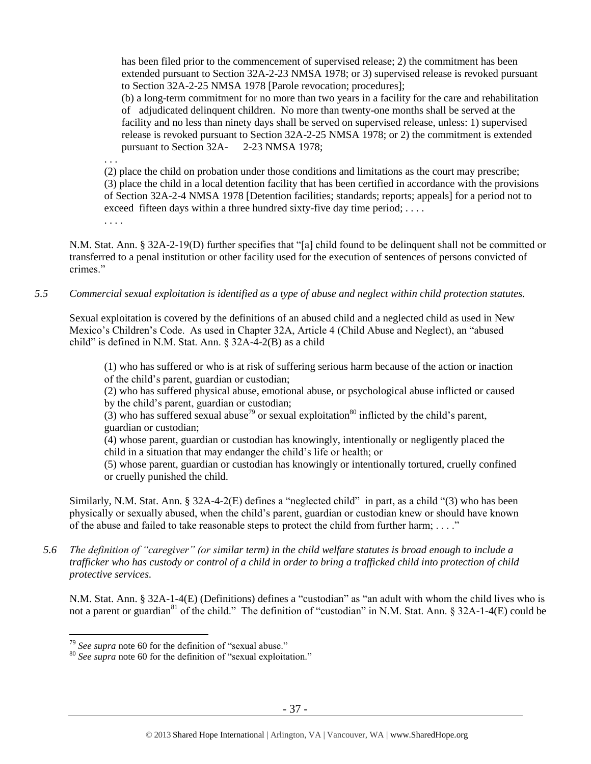> has been filed prior to the commencement of supervised release; 2) the commitment has been extended pursuant to Section 32A-2-23 NMSA 1978; or 3) supervised release is revoked pursuant to Section 32A-2-25 NMSA 1978 [Parole revocation; procedures];
>
> (b) a long-term commitment for no more than two years in a facility for the care and rehabilitation of adjudicated delinquent children. No more than twenty-one months shall be served at the facility and no less than ninety days shall be served on supervised release, unless: 1) supervised release is revoked pursuant to Section 32A-2-25 NMSA 1978; or 2) the commitment is extended pursuant to Section 32A- 2-23 NMSA 1978;
>
> . . .
>
> (2) place the child on probation under those conditions and limitations as the court may prescribe;
> (3) place the child in a local detention facility that has been certified in accordance with the provisions of Section 32A-2-4 NMSA 1978 [Detention facilities; standards; reports; appeals] for a period not to exceed fifteen days within a three hundred sixty-five day time period; . . . .
>
> . . . .

N.M. Stat. Ann. § 32A-2-19(D) further specifies that "[a] child found to be delinquent shall not be committed or transferred to a penal institution or other facility used for the execution of sentences of persons convicted of crimes."

*5.5 Commercial sexual exploitation is identified as a type of abuse and neglect within child protection statutes.*

Sexual exploitation is covered by the definitions of an abused child and a neglected child as used in New Mexico's Children's Code. As used in Chapter 32A, Article 4 (Child Abuse and Neglect), an "abused child" is defined in N.M. Stat. Ann. § 32A-4-2(B) as a child

> (1) who has suffered or who is at risk of suffering serious harm because of the action or inaction of the child's parent, guardian or custodian;
> (2) who has suffered physical abuse, emotional abuse, or psychological abuse inflicted or caused by the child's parent, guardian or custodian;
> (3) who has suffered sexual abuse[79] or sexual exploitation[80] inflicted by the child's parent, guardian or custodian;
> (4) whose parent, guardian or custodian has knowingly, intentionally or negligently placed the child in a situation that may endanger the child's life or health; or
> (5) whose parent, guardian or custodian has knowingly or intentionally tortured, cruelly confined or cruelly punished the child.

Similarly, N.M. Stat. Ann. § 32A-4-2(E) defines a "neglected child" in part, as a child "(3) who has been physically or sexually abused, when the child's parent, guardian or custodian knew or should have known of the abuse and failed to take reasonable steps to protect the child from further harm; . . . ."

*5.6 The definition of "caregiver" (or similar term) in the child welfare statutes is broad enough to include a trafficker who has custody or control of a child in order to bring a trafficked child into protection of child protective services.*

N.M. Stat. Ann. § 32A-1-4(E) (Definitions) defines a "custodian" as "an adult with whom the child lives who is not a parent or guardian[81] of the child." The definition of "custodian" in N.M. Stat. Ann. § 32A-1-4(E) could be

---

[79] *See supra* note 60 for the definition of "sexual abuse."

[80] *See supra* note 60 for the definition of "sexual exploitation."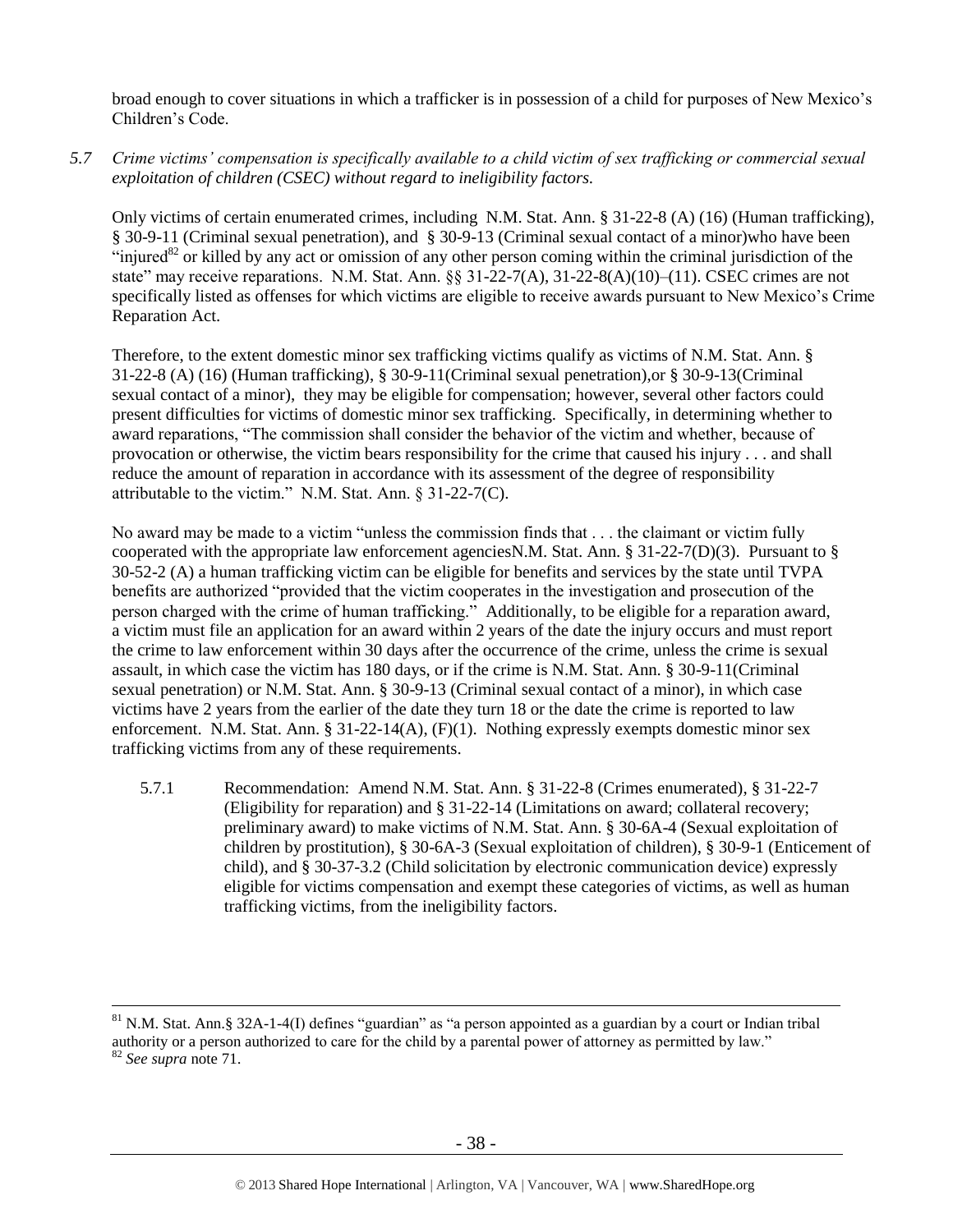broad enough to cover situations in which a trafficker is in possession of a child for purposes of New Mexico's Children's Code.

*5.7 Crime victims' compensation is specifically available to a child victim of sex trafficking or commercial sexual exploitation of children (CSEC) without regard to ineligibility factors.*

Only victims of certain enumerated crimes, including N.M. Stat. Ann. § 31-22-8 (A) (16) (Human trafficking), § 30-9-11 (Criminal sexual penetration), and § 30-9-13 (Criminal sexual contact of a minor)who have been "injured[82] or killed by any act or omission of any other person coming within the criminal jurisdiction of the state" may receive reparations. N.M. Stat. Ann. §§ 31-22-7(A), 31-22-8(A)(10)–(11). CSEC crimes are not specifically listed as offenses for which victims are eligible to receive awards pursuant to New Mexico's Crime Reparation Act.

Therefore, to the extent domestic minor sex trafficking victims qualify as victims of N.M. Stat. Ann. § 31-22-8 (A) (16) (Human trafficking), § 30-9-11(Criminal sexual penetration),or § 30-9-13(Criminal sexual contact of a minor), they may be eligible for compensation; however, several other factors could present difficulties for victims of domestic minor sex trafficking. Specifically, in determining whether to award reparations, "The commission shall consider the behavior of the victim and whether, because of provocation or otherwise, the victim bears responsibility for the crime that caused his injury . . . and shall reduce the amount of reparation in accordance with its assessment of the degree of responsibility attributable to the victim." N.M. Stat. Ann. § 31-22-7(C).

No award may be made to a victim "unless the commission finds that . . . the claimant or victim fully cooperated with the appropriate law enforcement agenciesN.M. Stat. Ann. § 31-22-7(D)(3). Pursuant to § 30-52-2 (A) a human trafficking victim can be eligible for benefits and services by the state until TVPA benefits are authorized "provided that the victim cooperates in the investigation and prosecution of the person charged with the crime of human trafficking." Additionally, to be eligible for a reparation award, a victim must file an application for an award within 2 years of the date the injury occurs and must report the crime to law enforcement within 30 days after the occurrence of the crime, unless the crime is sexual assault, in which case the victim has 180 days, or if the crime is N.M. Stat. Ann. § 30-9-11(Criminal sexual penetration) or N.M. Stat. Ann. § 30-9-13 (Criminal sexual contact of a minor), in which case victims have 2 years from the earlier of the date they turn 18 or the date the crime is reported to law enforcement. N.M. Stat. Ann. § 31-22-14(A), (F)(1). Nothing expressly exempts domestic minor sex trafficking victims from any of these requirements.

5.7.1 Recommendation: Amend N.M. Stat. Ann. § 31-22-8 (Crimes enumerated), § 31-22-7 (Eligibility for reparation) and § 31-22-14 (Limitations on award; collateral recovery; preliminary award) to make victims of N.M. Stat. Ann. § 30-6A-4 (Sexual exploitation of children by prostitution), § 30-6A-3 (Sexual exploitation of children), § 30-9-1 (Enticement of child), and § 30-37-3.2 (Child solicitation by electronic communication device) expressly eligible for victims compensation and exempt these categories of victims, as well as human trafficking victims, from the ineligibility factors.

---

[81] N.M. Stat. Ann.§ 32A-1-4(I) defines "guardian" as "a person appointed as a guardian by a court or Indian tribal authority or a person authorized to care for the child by a parental power of attorney as permitted by law."
[82] *See supra* note 71.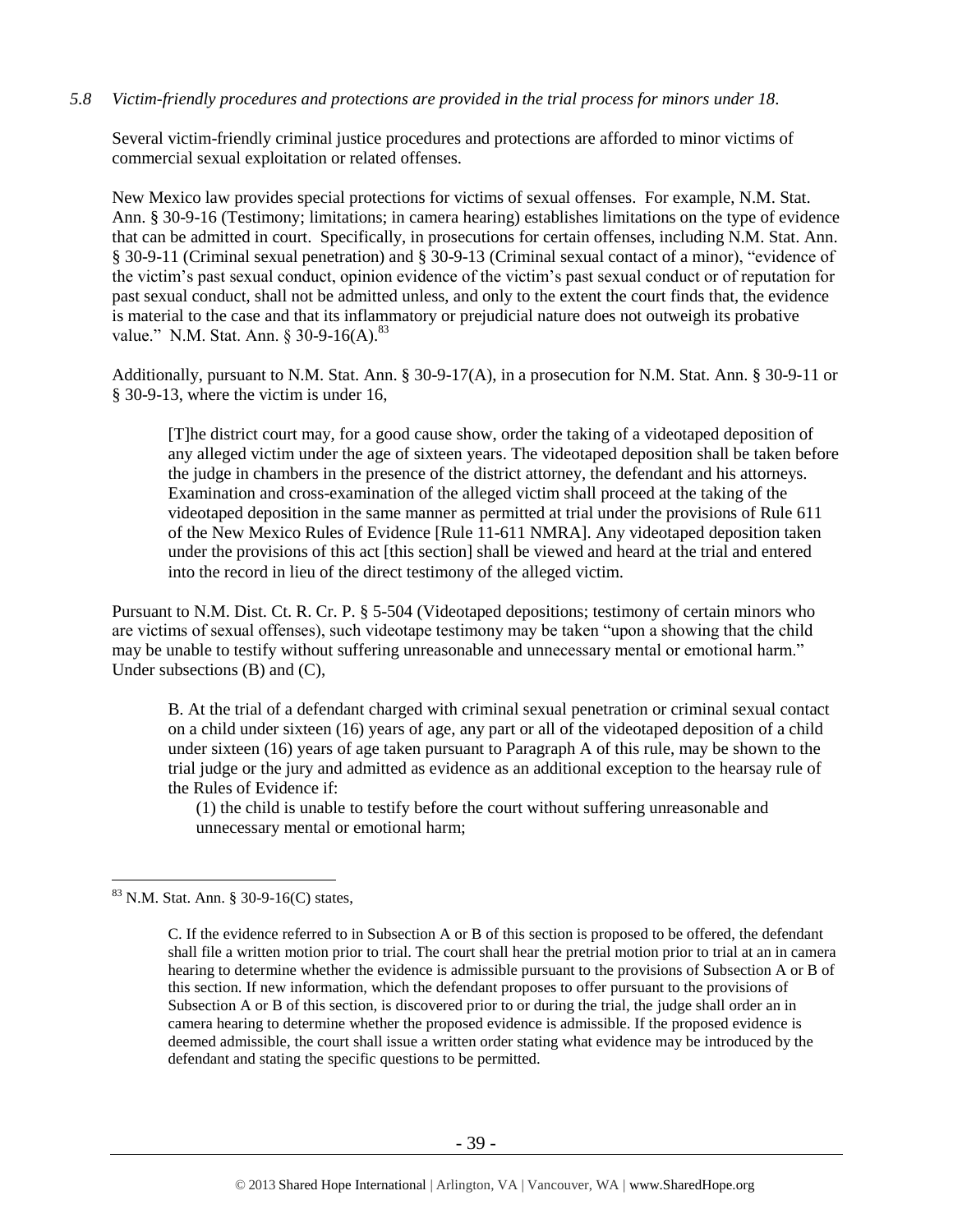*5.8 Victim-friendly procedures and protections are provided in the trial process for minors under 18.*

Several victim-friendly criminal justice procedures and protections are afforded to minor victims of commercial sexual exploitation or related offenses.

New Mexico law provides special protections for victims of sexual offenses. For example, N.M. Stat. Ann. § 30-9-16 (Testimony; limitations; in camera hearing) establishes limitations on the type of evidence that can be admitted in court. Specifically, in prosecutions for certain offenses, including N.M. Stat. Ann. § 30-9-11 (Criminal sexual penetration) and § 30-9-13 (Criminal sexual contact of a minor), "evidence of the victim's past sexual conduct, opinion evidence of the victim's past sexual conduct or of reputation for past sexual conduct, shall not be admitted unless, and only to the extent the court finds that, the evidence is material to the case and that its inflammatory or prejudicial nature does not outweigh its probative value." N.M. Stat. Ann. § 30-9-16(A).[83]

Additionally, pursuant to N.M. Stat. Ann. § 30-9-17(A), in a prosecution for N.M. Stat. Ann. § 30-9-11 or § 30-9-13, where the victim is under 16,

> [T]he district court may, for a good cause show, order the taking of a videotaped deposition of any alleged victim under the age of sixteen years. The videotaped deposition shall be taken before the judge in chambers in the presence of the district attorney, the defendant and his attorneys. Examination and cross-examination of the alleged victim shall proceed at the taking of the videotaped deposition in the same manner as permitted at trial under the provisions of Rule 611 of the New Mexico Rules of Evidence [Rule 11-611 NMRA]. Any videotaped deposition taken under the provisions of this act [this section] shall be viewed and heard at the trial and entered into the record in lieu of the direct testimony of the alleged victim.

Pursuant to N.M. Dist. Ct. R. Cr. P. § 5-504 (Videotaped depositions; testimony of certain minors who are victims of sexual offenses), such videotape testimony may be taken "upon a showing that the child may be unable to testify without suffering unreasonable and unnecessary mental or emotional harm." Under subsections (B) and (C),

> B. At the trial of a defendant charged with criminal sexual penetration or criminal sexual contact on a child under sixteen (16) years of age, any part or all of the videotaped deposition of a child under sixteen (16) years of age taken pursuant to Paragraph A of this rule, may be shown to the trial judge or the jury and admitted as evidence as an additional exception to the hearsay rule of the Rules of Evidence if:
>
> (1) the child is unable to testify before the court without suffering unreasonable and unnecessary mental or emotional harm;

---

[83] N.M. Stat. Ann. § 30-9-16(C) states,

> C. If the evidence referred to in Subsection A or B of this section is proposed to be offered, the defendant shall file a written motion prior to trial. The court shall hear the pretrial motion prior to trial at an in camera hearing to determine whether the evidence is admissible pursuant to the provisions of Subsection A or B of this section. If new information, which the defendant proposes to offer pursuant to the provisions of Subsection A or B of this section, is discovered prior to or during the trial, the judge shall order an in camera hearing to determine whether the proposed evidence is admissible. If the proposed evidence is deemed admissible, the court shall issue a written order stating what evidence may be introduced by the defendant and stating the specific questions to be permitted.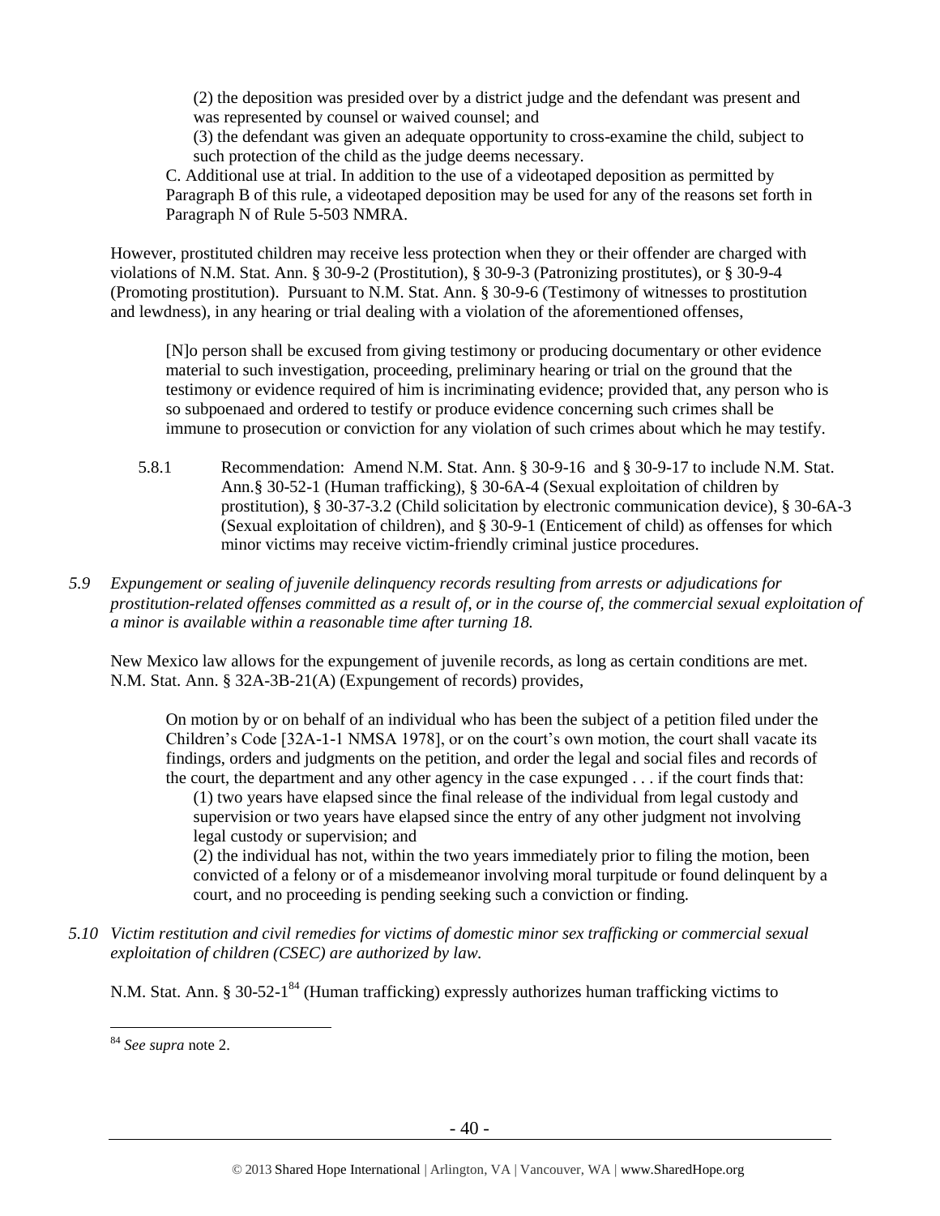(2) the deposition was presided over by a district judge and the defendant was present and was represented by counsel or waived counsel; and

(3) the defendant was given an adequate opportunity to cross-examine the child, subject to such protection of the child as the judge deems necessary.

C. Additional use at trial. In addition to the use of a videotaped deposition as permitted by Paragraph B of this rule, a videotaped deposition may be used for any of the reasons set forth in Paragraph N of Rule 5-503 NMRA.

However, prostituted children may receive less protection when they or their offender are charged with violations of N.M. Stat. Ann. § 30-9-2 (Prostitution), § 30-9-3 (Patronizing prostitutes), or § 30-9-4 (Promoting prostitution). Pursuant to N.M. Stat. Ann. § 30-9-6 (Testimony of witnesses to prostitution and lewdness), in any hearing or trial dealing with a violation of the aforementioned offenses,

> [N]o person shall be excused from giving testimony or producing documentary or other evidence material to such investigation, proceeding, preliminary hearing or trial on the ground that the testimony or evidence required of him is incriminating evidence; provided that, any person who is so subpoenaed and ordered to testify or produce evidence concerning such crimes shall be immune to prosecution or conviction for any violation of such crimes about which he may testify.

5.8.1 Recommendation: Amend N.M. Stat. Ann. § 30-9-16 and § 30-9-17 to include N.M. Stat. Ann.§ 30-52-1 (Human trafficking), § 30-6A-4 (Sexual exploitation of children by prostitution), § 30-37-3.2 (Child solicitation by electronic communication device), § 30-6A-3 (Sexual exploitation of children), and § 30-9-1 (Enticement of child) as offenses for which minor victims may receive victim-friendly criminal justice procedures.

*5.9 Expungement or sealing of juvenile delinquency records resulting from arrests or adjudications for prostitution-related offenses committed as a result of, or in the course of, the commercial sexual exploitation of a minor is available within a reasonable time after turning 18.*

New Mexico law allows for the expungement of juvenile records, as long as certain conditions are met. N.M. Stat. Ann. § 32A-3B-21(A) (Expungement of records) provides,

> On motion by or on behalf of an individual who has been the subject of a petition filed under the Children's Code [32A-1-1 NMSA 1978], or on the court's own motion, the court shall vacate its findings, orders and judgments on the petition, and order the legal and social files and records of the court, the department and any other agency in the case expunged . . . if the court finds that:
>
> (1) two years have elapsed since the final release of the individual from legal custody and supervision or two years have elapsed since the entry of any other judgment not involving legal custody or supervision; and
>
> (2) the individual has not, within the two years immediately prior to filing the motion, been convicted of a felony or of a misdemeanor involving moral turpitude or found delinquent by a court, and no proceeding is pending seeking such a conviction or finding.

*5.10 Victim restitution and civil remedies for victims of domestic minor sex trafficking or commercial sexual exploitation of children (CSEC) are authorized by law.*

N.M. Stat. Ann. § 30-52-1[84] (Human trafficking) expressly authorizes human trafficking victims to

---

[84] *See supra* note 2.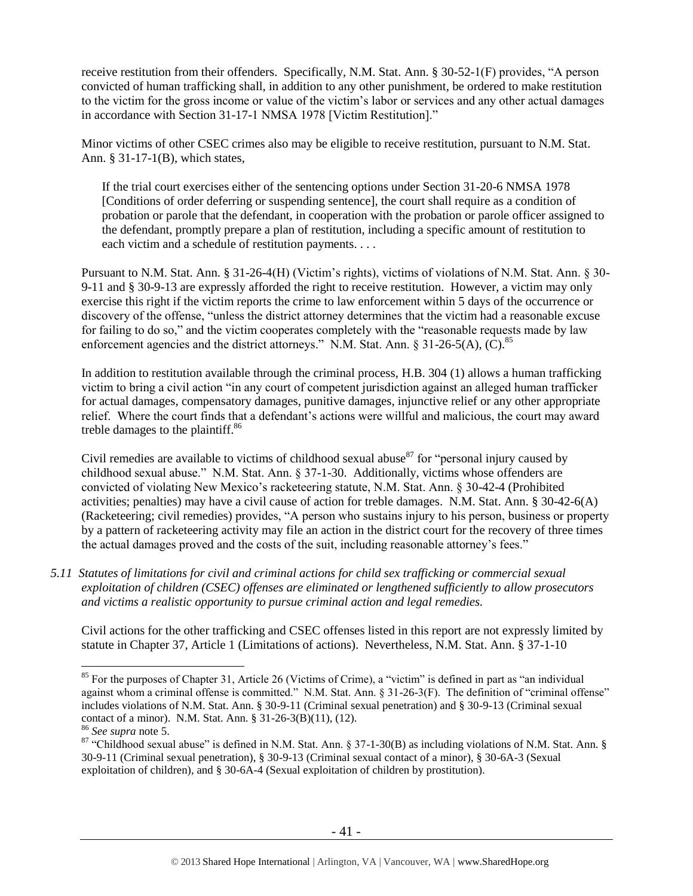receive restitution from their offenders. Specifically, N.M. Stat. Ann. § 30-52-1(F) provides, "A person convicted of human trafficking shall, in addition to any other punishment, be ordered to make restitution to the victim for the gross income or value of the victim's labor or services and any other actual damages in accordance with Section 31-17-1 NMSA 1978 [Victim Restitution]."

Minor victims of other CSEC crimes also may be eligible to receive restitution, pursuant to N.M. Stat. Ann. § 31-17-1(B), which states,

> If the trial court exercises either of the sentencing options under Section 31-20-6 NMSA 1978 [Conditions of order deferring or suspending sentence], the court shall require as a condition of probation or parole that the defendant, in cooperation with the probation or parole officer assigned to the defendant, promptly prepare a plan of restitution, including a specific amount of restitution to each victim and a schedule of restitution payments. . . .

Pursuant to N.M. Stat. Ann. § 31-26-4(H) (Victim's rights), victims of violations of N.M. Stat. Ann. § 30-9-11 and § 30-9-13 are expressly afforded the right to receive restitution. However, a victim may only exercise this right if the victim reports the crime to law enforcement within 5 days of the occurrence or discovery of the offense, "unless the district attorney determines that the victim had a reasonable excuse for failing to do so," and the victim cooperates completely with the "reasonable requests made by law enforcement agencies and the district attorneys." N.M. Stat. Ann. § 31-26-5(A), (C).[85]

In addition to restitution available through the criminal process, H.B. 304 (1) allows a human trafficking victim to bring a civil action "in any court of competent jurisdiction against an alleged human trafficker for actual damages, compensatory damages, punitive damages, injunctive relief or any other appropriate relief. Where the court finds that a defendant's actions were willful and malicious, the court may award treble damages to the plaintiff.[86]

Civil remedies are available to victims of childhood sexual abuse[87] for "personal injury caused by childhood sexual abuse." N.M. Stat. Ann. § 37-1-30. Additionally, victims whose offenders are convicted of violating New Mexico's racketeering statute, N.M. Stat. Ann. § 30-42-4 (Prohibited activities; penalties) may have a civil cause of action for treble damages. N.M. Stat. Ann. § 30-42-6(A) (Racketeering; civil remedies) provides, "A person who sustains injury to his person, business or property by a pattern of racketeering activity may file an action in the district court for the recovery of three times the actual damages proved and the costs of the suit, including reasonable attorney's fees."

*5.11 Statutes of limitations for civil and criminal actions for child sex trafficking or commercial sexual exploitation of children (CSEC) offenses are eliminated or lengthened sufficiently to allow prosecutors and victims a realistic opportunity to pursue criminal action and legal remedies.*

Civil actions for the other trafficking and CSEC offenses listed in this report are not expressly limited by statute in Chapter 37, Article 1 (Limitations of actions). Nevertheless, N.M. Stat. Ann. § 37-1-10

---

[85] For the purposes of Chapter 31, Article 26 (Victims of Crime), a "victim" is defined in part as "an individual against whom a criminal offense is committed." N.M. Stat. Ann. § 31-26-3(F). The definition of "criminal offense" includes violations of N.M. Stat. Ann. § 30-9-11 (Criminal sexual penetration) and § 30-9-13 (Criminal sexual contact of a minor). N.M. Stat. Ann. § 31-26-3(B)(11), (12).

[86] *See supra* note 5.

[87] "Childhood sexual abuse" is defined in N.M. Stat. Ann. § 37-1-30(B) as including violations of N.M. Stat. Ann. § 30-9-11 (Criminal sexual penetration), § 30-9-13 (Criminal sexual contact of a minor), § 30-6A-3 (Sexual exploitation of children), and § 30-6A-4 (Sexual exploitation of children by prostitution).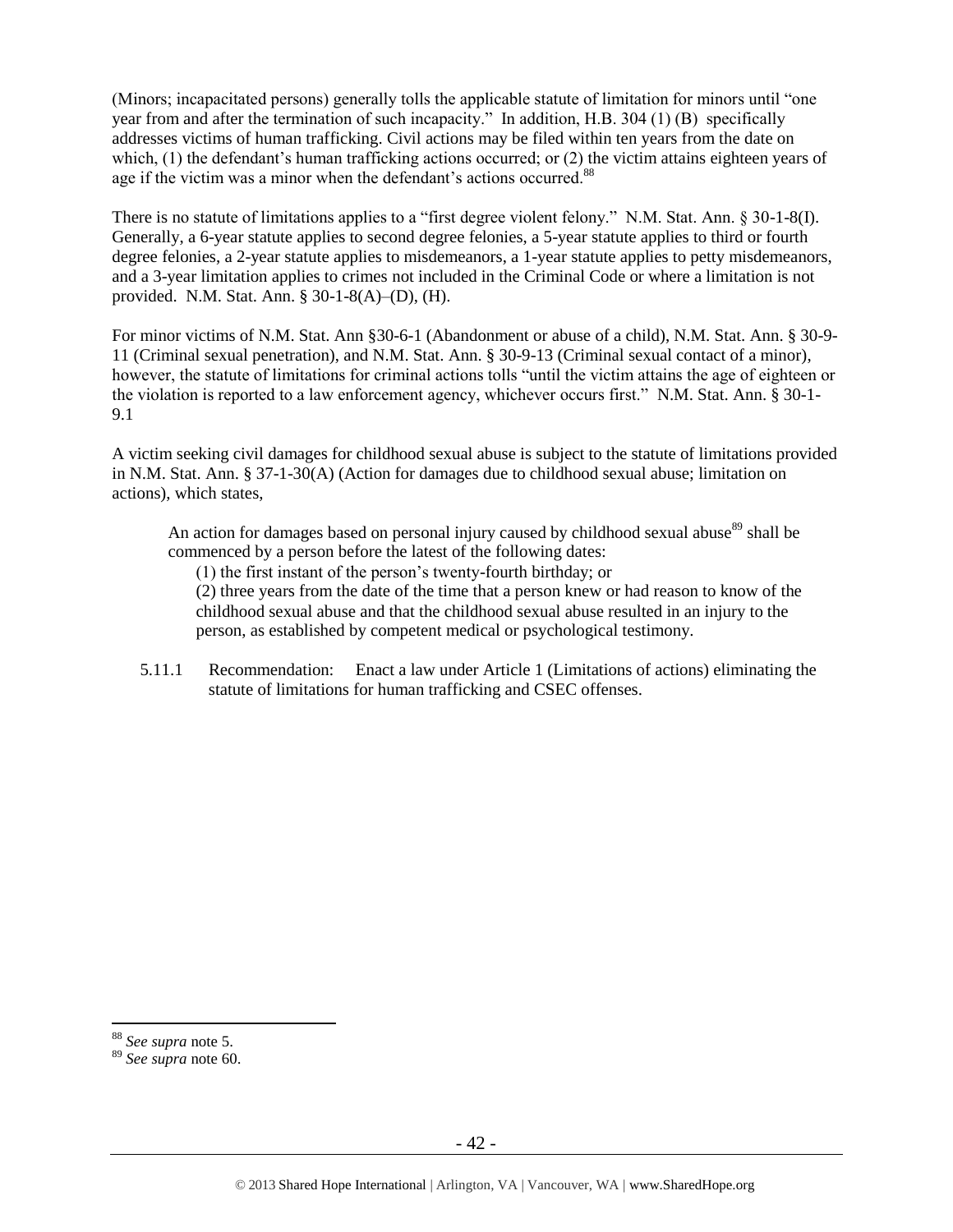(Minors; incapacitated persons) generally tolls the applicable statute of limitation for minors until "one year from and after the termination of such incapacity." In addition, H.B. 304 (1) (B) specifically addresses victims of human trafficking. Civil actions may be filed within ten years from the date on which, (1) the defendant's human trafficking actions occurred; or (2) the victim attains eighteen years of age if the victim was a minor when the defendant's actions occurred.[88]

There is no statute of limitations applies to a "first degree violent felony." N.M. Stat. Ann. § 30-1-8(I). Generally, a 6-year statute applies to second degree felonies, a 5-year statute applies to third or fourth degree felonies, a 2-year statute applies to misdemeanors, a 1-year statute applies to petty misdemeanors, and a 3-year limitation applies to crimes not included in the Criminal Code or where a limitation is not provided. N.M. Stat. Ann. § 30-1-8(A)–(D), (H).

For minor victims of N.M. Stat. Ann §30-6-1 (Abandonment or abuse of a child), N.M. Stat. Ann. § 30-9-11 (Criminal sexual penetration), and N.M. Stat. Ann. § 30-9-13 (Criminal sexual contact of a minor), however, the statute of limitations for criminal actions tolls "until the victim attains the age of eighteen or the violation is reported to a law enforcement agency, whichever occurs first." N.M. Stat. Ann. § 30-1-9.1

A victim seeking civil damages for childhood sexual abuse is subject to the statute of limitations provided in N.M. Stat. Ann. § 37-1-30(A) (Action for damages due to childhood sexual abuse; limitation on actions), which states,

> An action for damages based on personal injury caused by childhood sexual abuse[89] shall be commenced by a person before the latest of the following dates:
>
> (1) the first instant of the person's twenty-fourth birthday; or
>
> (2) three years from the date of the time that a person knew or had reason to know of the childhood sexual abuse and that the childhood sexual abuse resulted in an injury to the person, as established by competent medical or psychological testimony.

5.11.1 Recommendation: Enact a law under Article 1 (Limitations of actions) eliminating the statute of limitations for human trafficking and CSEC offenses.

---

[88] *See supra* note 5.

[89] *See supra* note 60.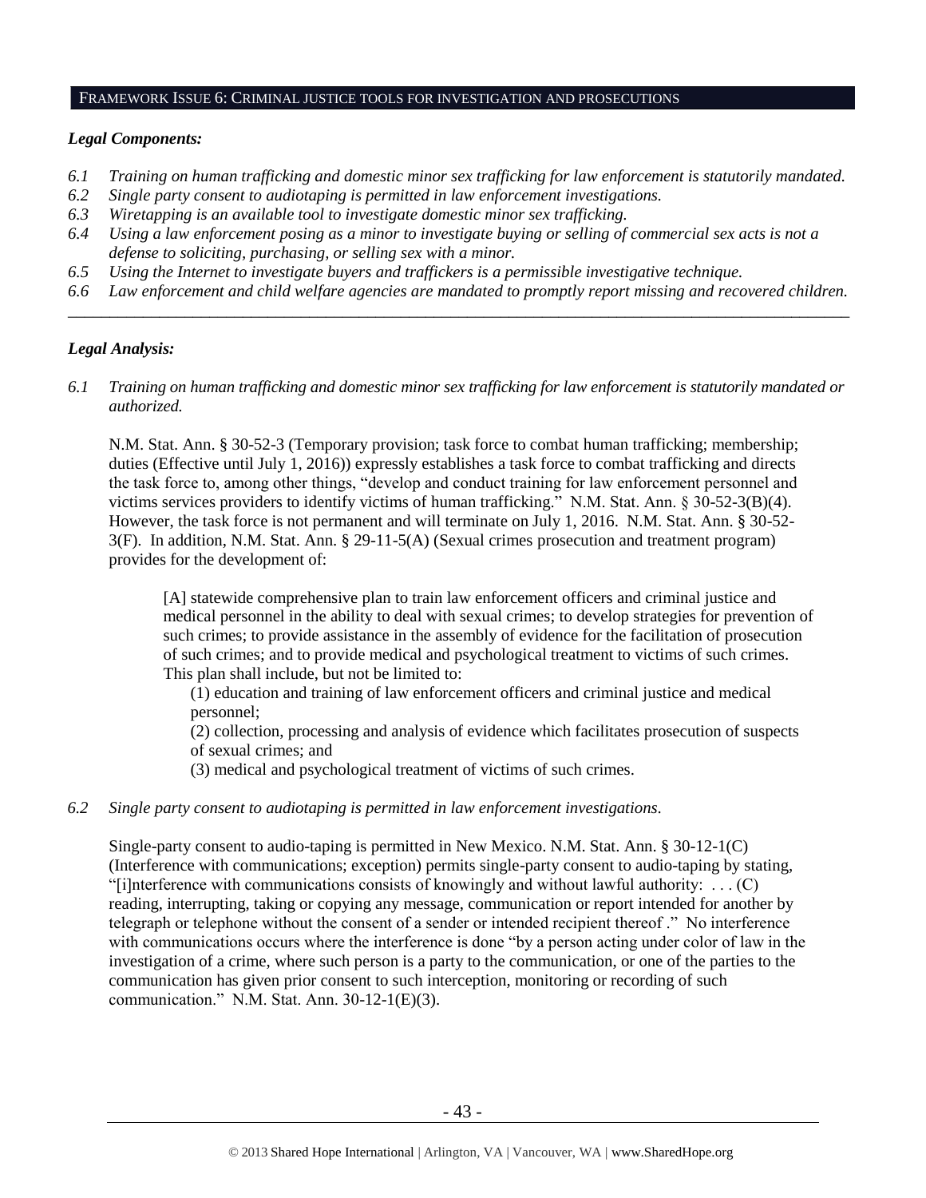## Framework Issue 6: Criminal justice tools for investigation and prosecutions

***Legal Components:***

*6.1 Training on human trafficking and domestic minor sex trafficking for law enforcement is statutorily mandated.*
*6.2 Single party consent to audiotaping is permitted in law enforcement investigations.*
*6.3 Wiretapping is an available tool to investigate domestic minor sex trafficking.*
*6.4 Using a law enforcement posing as a minor to investigate buying or selling of commercial sex acts is not a defense to soliciting, purchasing, or selling sex with a minor.*
*6.5 Using the Internet to investigate buyers and traffickers is a permissible investigative technique.*
*6.6 Law enforcement and child welfare agencies are mandated to promptly report missing and recovered children.*

---

***Legal Analysis:***

*6.1 Training on human trafficking and domestic minor sex trafficking for law enforcement is statutorily mandated or authorized.*

N.M. Stat. Ann. § 30-52-3 (Temporary provision; task force to combat human trafficking; membership; duties (Effective until July 1, 2016)) expressly establishes a task force to combat trafficking and directs the task force to, among other things, "develop and conduct training for law enforcement personnel and victims services providers to identify victims of human trafficking." N.M. Stat. Ann. § 30-52-3(B)(4). However, the task force is not permanent and will terminate on July 1, 2016. N.M. Stat. Ann. § 30-52-3(F). In addition, N.M. Stat. Ann. § 29-11-5(A) (Sexual crimes prosecution and treatment program) provides for the development of:

> [A] statewide comprehensive plan to train law enforcement officers and criminal justice and medical personnel in the ability to deal with sexual crimes; to develop strategies for prevention of such crimes; to provide assistance in the assembly of evidence for the facilitation of prosecution of such crimes; and to provide medical and psychological treatment to victims of such crimes. This plan shall include, but not be limited to:
>
> (1) education and training of law enforcement officers and criminal justice and medical personnel;
>
> (2) collection, processing and analysis of evidence which facilitates prosecution of suspects of sexual crimes; and
>
> (3) medical and psychological treatment of victims of such crimes.

*6.2 Single party consent to audiotaping is permitted in law enforcement investigations.*

Single-party consent to audio-taping is permitted in New Mexico. N.M. Stat. Ann. § 30-12-1(C) (Interference with communications; exception) permits single-party consent to audio-taping by stating, "[i]nterference with communications consists of knowingly and without lawful authority: . . . (C) reading, interrupting, taking or copying any message, communication or report intended for another by telegraph or telephone without the consent of a sender or intended recipient thereof ." No interference with communications occurs where the interference is done "by a person acting under color of law in the investigation of a crime, where such person is a party to the communication, or one of the parties to the communication has given prior consent to such interception, monitoring or recording of such communication." N.M. Stat. Ann. 30-12-1(E)(3).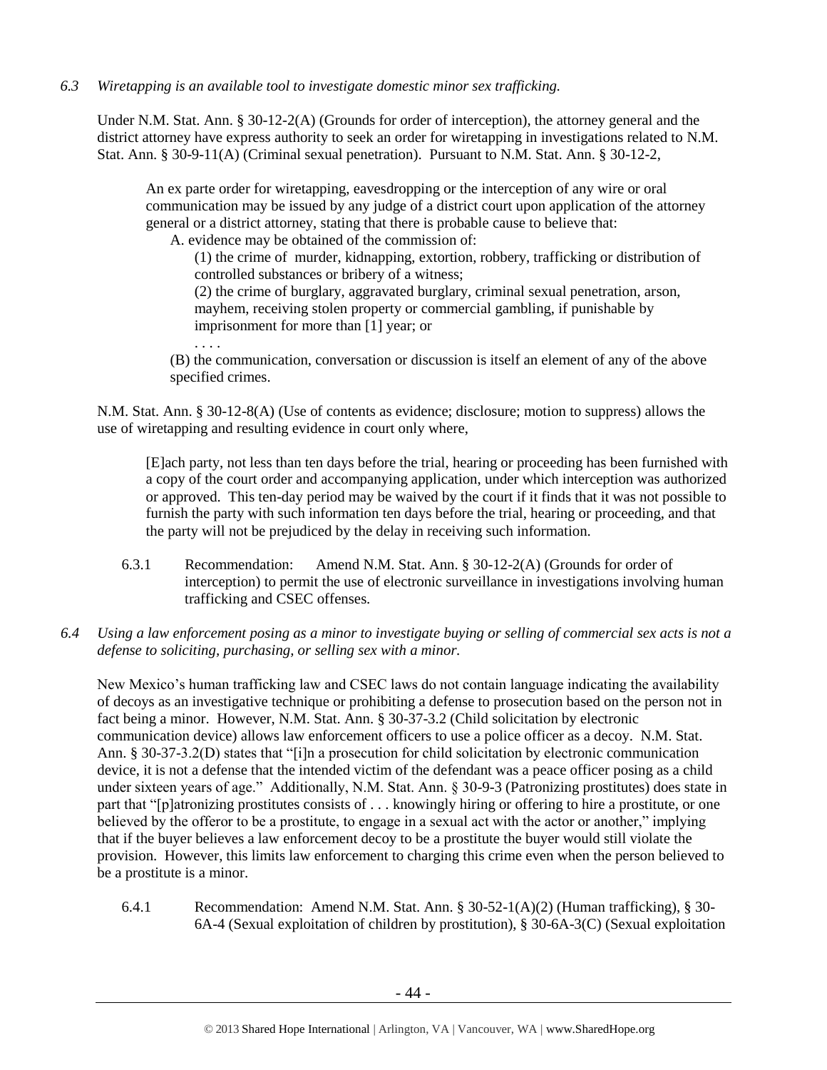*6.3 Wiretapping is an available tool to investigate domestic minor sex trafficking.*

Under N.M. Stat. Ann. § 30-12-2(A) (Grounds for order of interception), the attorney general and the district attorney have express authority to seek an order for wiretapping in investigations related to N.M. Stat. Ann. § 30-9-11(A) (Criminal sexual penetration). Pursuant to N.M. Stat. Ann. § 30-12-2,

> An ex parte order for wiretapping, eavesdropping or the interception of any wire or oral communication may be issued by any judge of a district court upon application of the attorney general or a district attorney, stating that there is probable cause to believe that:
>
> A. evidence may be obtained of the commission of:
>
> (1) the crime of murder, kidnapping, extortion, robbery, trafficking or distribution of controlled substances or bribery of a witness;
>
> (2) the crime of burglary, aggravated burglary, criminal sexual penetration, arson, mayhem, receiving stolen property or commercial gambling, if punishable by imprisonment for more than [1] year; or
>
> . . . .
>
> (B) the communication, conversation or discussion is itself an element of any of the above specified crimes.

N.M. Stat. Ann. § 30-12-8(A) (Use of contents as evidence; disclosure; motion to suppress) allows the use of wiretapping and resulting evidence in court only where,

> [E]ach party, not less than ten days before the trial, hearing or proceeding has been furnished with a copy of the court order and accompanying application, under which interception was authorized or approved. This ten-day period may be waived by the court if it finds that it was not possible to furnish the party with such information ten days before the trial, hearing or proceeding, and that the party will not be prejudiced by the delay in receiving such information.

6.3.1 Recommendation: Amend N.M. Stat. Ann. § 30-12-2(A) (Grounds for order of interception) to permit the use of electronic surveillance in investigations involving human trafficking and CSEC offenses.

*6.4 Using a law enforcement posing as a minor to investigate buying or selling of commercial sex acts is not a defense to soliciting, purchasing, or selling sex with a minor.*

New Mexico's human trafficking law and CSEC laws do not contain language indicating the availability of decoys as an investigative technique or prohibiting a defense to prosecution based on the person not in fact being a minor. However, N.M. Stat. Ann. § 30-37-3.2 (Child solicitation by electronic communication device) allows law enforcement officers to use a police officer as a decoy. N.M. Stat. Ann. § 30-37-3.2(D) states that "[i]n a prosecution for child solicitation by electronic communication device, it is not a defense that the intended victim of the defendant was a peace officer posing as a child under sixteen years of age." Additionally, N.M. Stat. Ann. § 30-9-3 (Patronizing prostitutes) does state in part that "[p]atronizing prostitutes consists of . . . knowingly hiring or offering to hire a prostitute, or one believed by the offeror to be a prostitute, to engage in a sexual act with the actor or another," implying that if the buyer believes a law enforcement decoy to be a prostitute the buyer would still violate the provision. However, this limits law enforcement to charging this crime even when the person believed to be a prostitute is a minor.

6.4.1 Recommendation: Amend N.M. Stat. Ann. § 30-52-1(A)(2) (Human trafficking), § 30-6A-4 (Sexual exploitation of children by prostitution), § 30-6A-3(C) (Sexual exploitation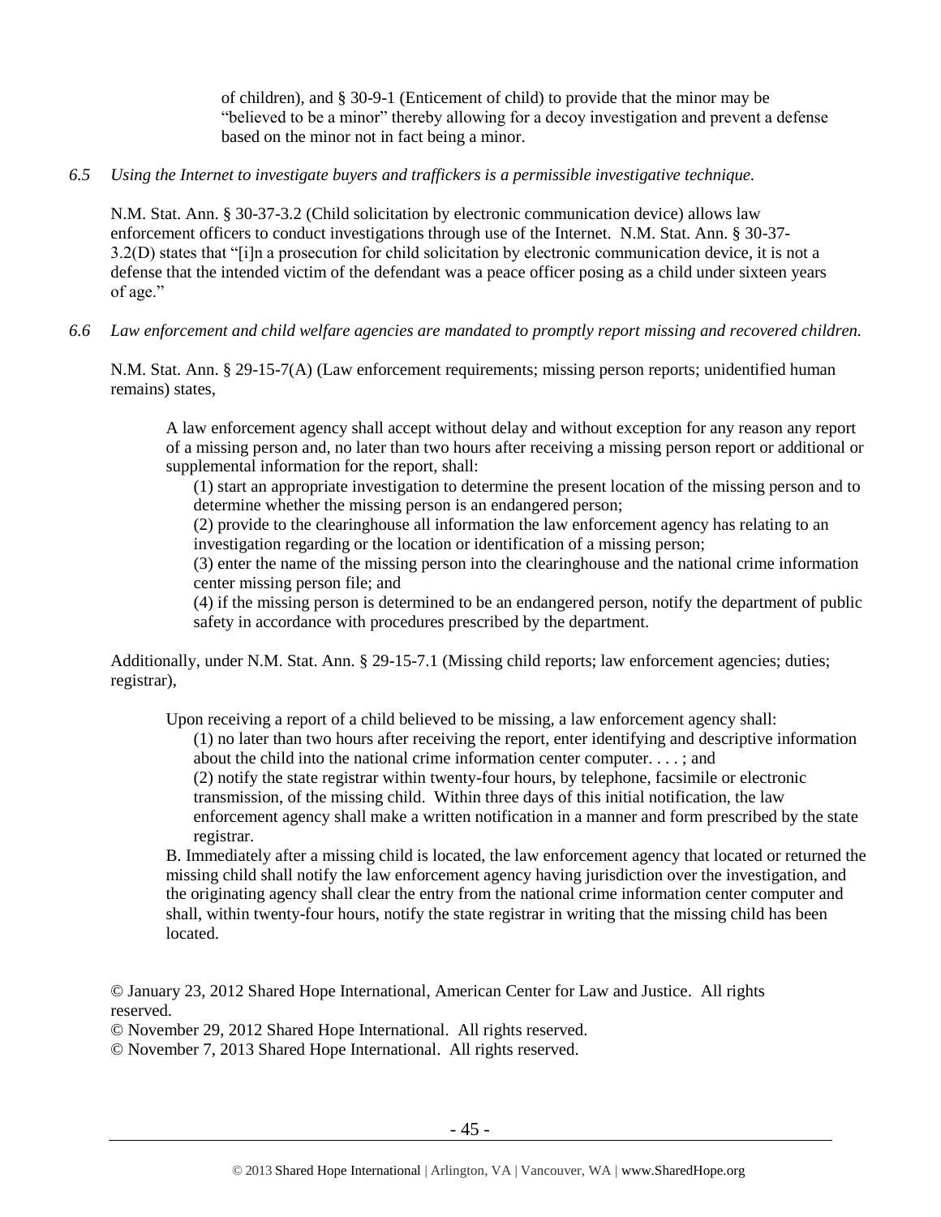of children), and § 30-9-1 (Enticement of child) to provide that the minor may be "believed to be a minor" thereby allowing for a decoy investigation and prevent a defense based on the minor not in fact being a minor.

*6.5 Using the Internet to investigate buyers and traffickers is a permissible investigative technique.*

N.M. Stat. Ann. § 30-37-3.2 (Child solicitation by electronic communication device) allows law enforcement officers to conduct investigations through use of the Internet. N.M. Stat. Ann. § 30-37-3.2(D) states that "[i]n a prosecution for child solicitation by electronic communication device, it is not a defense that the intended victim of the defendant was a peace officer posing as a child under sixteen years of age."

*6.6 Law enforcement and child welfare agencies are mandated to promptly report missing and recovered children.*

N.M. Stat. Ann. § 29-15-7(A) (Law enforcement requirements; missing person reports; unidentified human remains) states,

> A law enforcement agency shall accept without delay and without exception for any reason any report of a missing person and, no later than two hours after receiving a missing person report or additional or supplemental information for the report, shall:
>
> (1) start an appropriate investigation to determine the present location of the missing person and to determine whether the missing person is an endangered person;
>
> (2) provide to the clearinghouse all information the law enforcement agency has relating to an investigation regarding or the location or identification of a missing person;
>
> (3) enter the name of the missing person into the clearinghouse and the national crime information center missing person file; and
>
> (4) if the missing person is determined to be an endangered person, notify the department of public safety in accordance with procedures prescribed by the department.

Additionally, under N.M. Stat. Ann. § 29-15-7.1 (Missing child reports; law enforcement agencies; duties; registrar),

> Upon receiving a report of a child believed to be missing, a law enforcement agency shall:
>
> (1) no later than two hours after receiving the report, enter identifying and descriptive information about the child into the national crime information center computer. . . . ; and
>
> (2) notify the state registrar within twenty-four hours, by telephone, facsimile or electronic transmission, of the missing child. Within three days of this initial notification, the law enforcement agency shall make a written notification in a manner and form prescribed by the state registrar.
>
> B. Immediately after a missing child is located, the law enforcement agency that located or returned the missing child shall notify the law enforcement agency having jurisdiction over the investigation, and the originating agency shall clear the entry from the national crime information center computer and shall, within twenty-four hours, notify the state registrar in writing that the missing child has been located.

© January 23, 2012 Shared Hope International, American Center for Law and Justice. All rights reserved.

© November 29, 2012 Shared Hope International. All rights reserved.

© November 7, 2013 Shared Hope International. All rights reserved.